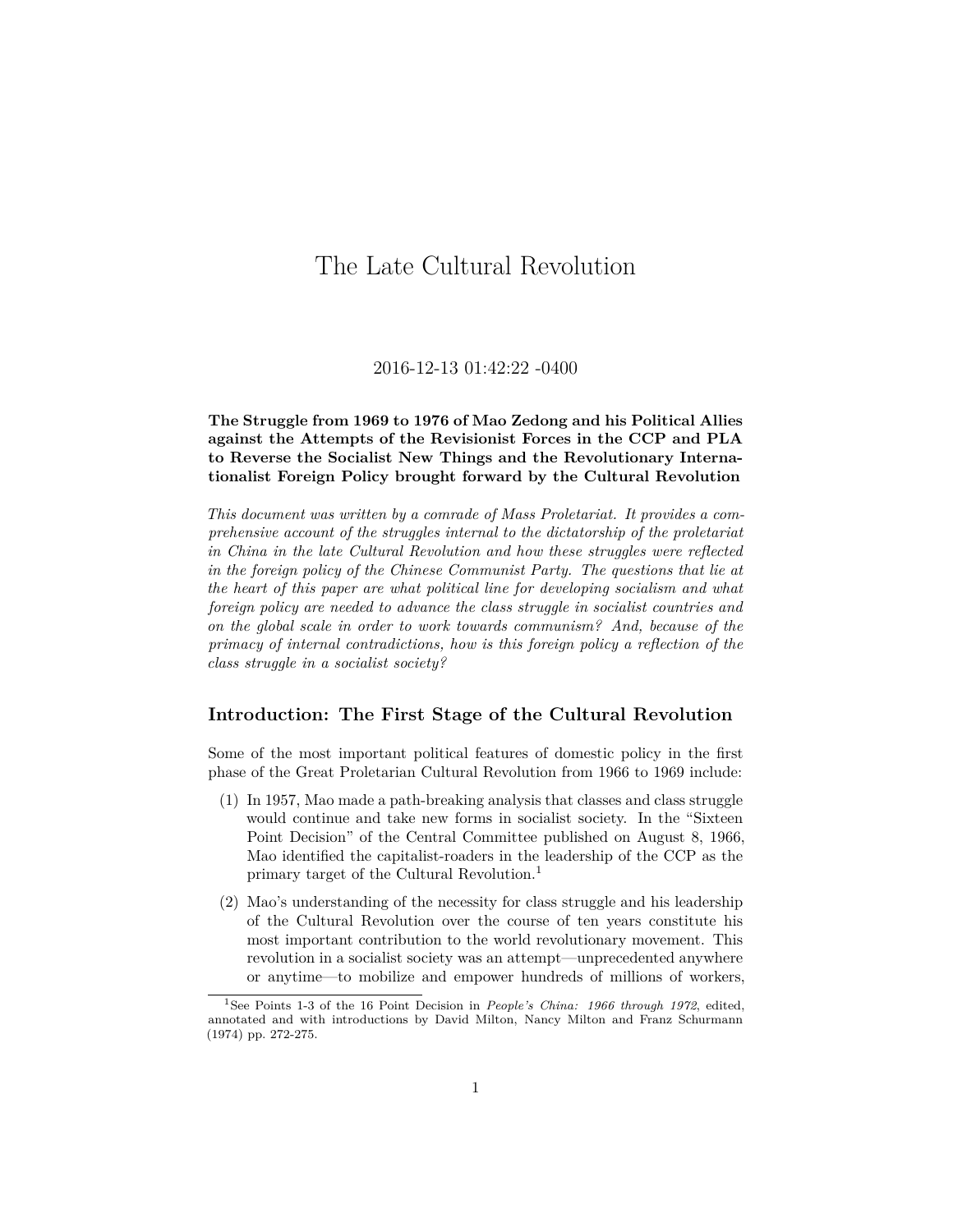# The Late Cultural Revolution

2016-12-13 01:42:22 -0400

**The Struggle from 1969 to 1976 of Mao Zedong and his Political Allies against the Attempts of the Revisionist Forces in the CCP and PLA to Reverse the Socialist New Things and the Revolutionary Internationalist Foreign Policy brought forward by the Cultural Revolution**

*This document was written by a comrade of Mass Proletariat. It provides a comprehensive account of the struggles internal to the dictatorship of the proletariat in China in the late Cultural Revolution and how these struggles were reflected in the foreign policy of the Chinese Communist Party. The questions that lie at the heart of this paper are what political line for developing socialism and what foreign policy are needed to advance the class struggle in socialist countries and on the global scale in order to work towards communism? And, because of the primacy of internal contradictions, how is this foreign policy a reflection of the class struggle in a socialist society?*

## Introduction: The First Stage of the Cultural Revolution

Some of the most important political features of domestic policy in the first phase of the Great Proletarian Cultural Revolution from 1966 to 1969 include:

(1) In 1957, Mao made a path-breaking analysis that classes and class struggle would continue and take new forms in socialist society. In the "Sixteen Point Decision" of the Central Committee published on August 8, 1966, Mao identified the capitalist-roaders in the leadership of the CCP as the primary target of the Cultural Revolution.[1]

(2) Mao's understanding of the necessity for class struggle and his leadership of the Cultural Revolution over the course of ten years constitute his most important contribution to the world revolutionary movement. This revolution in a socialist society was an attempt—unprecedented anywhere or anytime—to mobilize and empower hundreds of millions of workers,

[1] See Points 1-3 of the 16 Point Decision in *People's China: 1966 through 1972*, edited, annotated and with introductions by David Milton, Nancy Milton and Franz Schurmann (1974) pp. 272-275.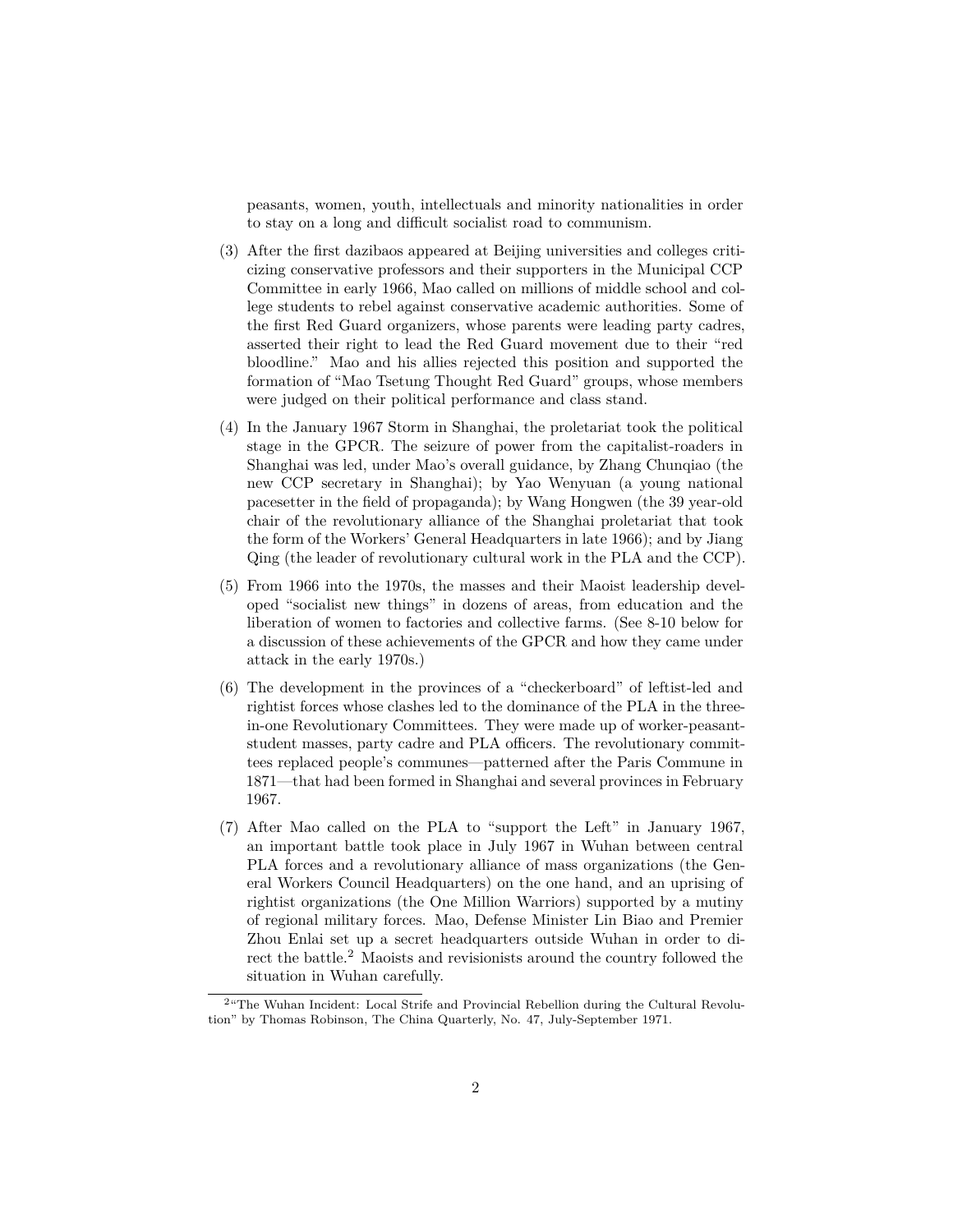peasants, women, youth, intellectuals and minority nationalities in order to stay on a long and difficult socialist road to communism.

(3) After the first dazibaos appeared at Beijing universities and colleges criticizing conservative professors and their supporters in the Municipal CCP Committee in early 1966, Mao called on millions of middle school and college students to rebel against conservative academic authorities. Some of the first Red Guard organizers, whose parents were leading party cadres, asserted their right to lead the Red Guard movement due to their "red bloodline." Mao and his allies rejected this position and supported the formation of "Mao Tsetung Thought Red Guard" groups, whose members were judged on their political performance and class stand.

(4) In the January 1967 Storm in Shanghai, the proletariat took the political stage in the GPCR. The seizure of power from the capitalist-roaders in Shanghai was led, under Mao's overall guidance, by Zhang Chunqiao (the new CCP secretary in Shanghai); by Yao Wenyuan (a young national pacesetter in the field of propaganda); by Wang Hongwen (the 39 year-old chair of the revolutionary alliance of the Shanghai proletariat that took the form of the Workers' General Headquarters in late 1966); and by Jiang Qing (the leader of revolutionary cultural work in the PLA and the CCP).

(5) From 1966 into the 1970s, the masses and their Maoist leadership developed "socialist new things" in dozens of areas, from education and the liberation of women to factories and collective farms. (See 8-10 below for a discussion of these achievements of the GPCR and how they came under attack in the early 1970s.)

(6) The development in the provinces of a "checkerboard" of leftist-led and rightist forces whose clashes led to the dominance of the PLA in the three-in-one Revolutionary Committees. They were made up of worker-peasant-student masses, party cadre and PLA officers. The revolutionary committees replaced people's communes—patterned after the Paris Commune in 1871—that had been formed in Shanghai and several provinces in February 1967.

(7) After Mao called on the PLA to "support the Left" in January 1967, an important battle took place in July 1967 in Wuhan between central PLA forces and a revolutionary alliance of mass organizations (the General Workers Council Headquarters) on the one hand, and an uprising of rightist organizations (the One Million Warriors) supported by a mutiny of regional military forces. Mao, Defense Minister Lin Biao and Premier Zhou Enlai set up a secret headquarters outside Wuhan in order to direct the battle.[2] Maoists and revisionists around the country followed the situation in Wuhan carefully.

[2] "The Wuhan Incident: Local Strife and Provincial Rebellion during the Cultural Revolution" by Thomas Robinson, The China Quarterly, No. 47, July-September 1971.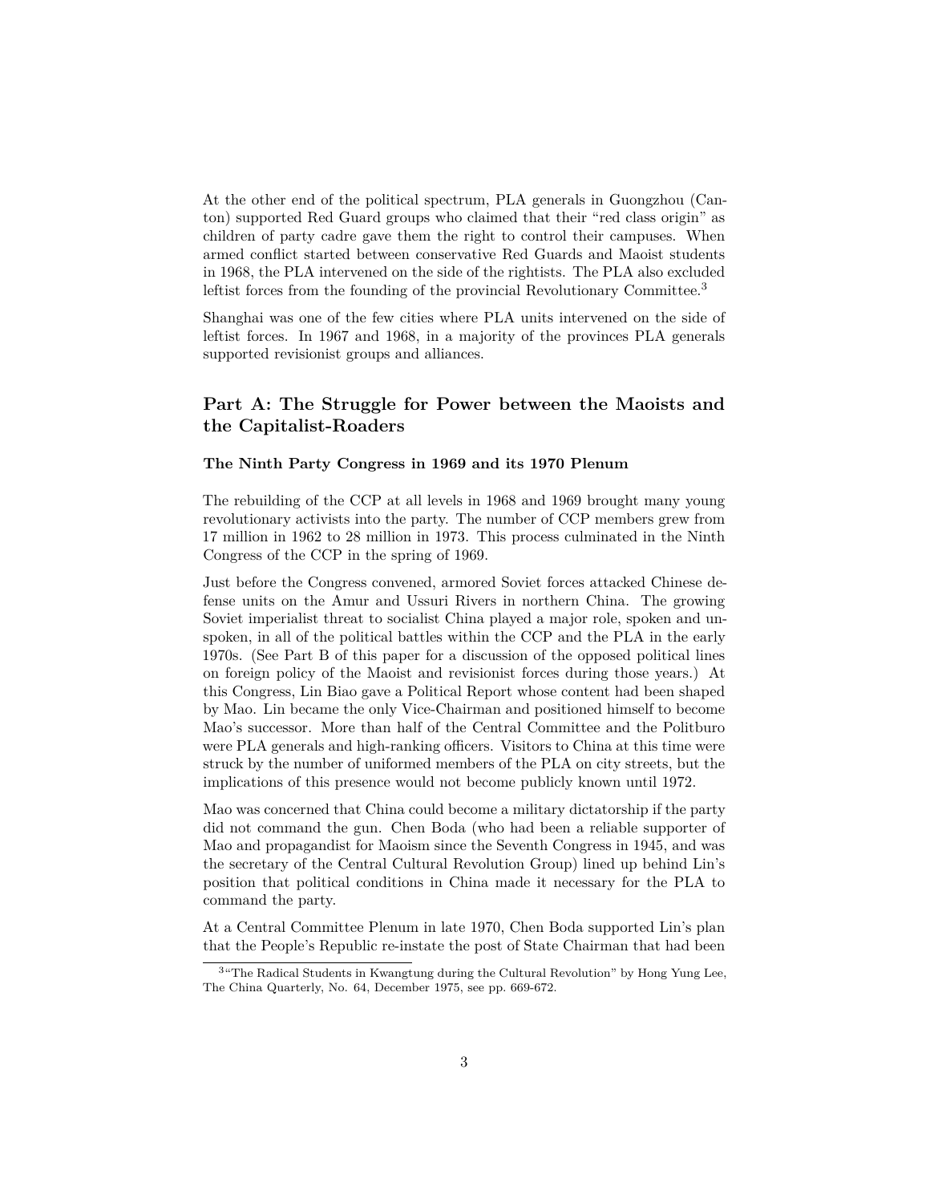At the other end of the political spectrum, PLA generals in Guongzhou (Canton) supported Red Guard groups who claimed that their "red class origin" as children of party cadre gave them the right to control their campuses. When armed conflict started between conservative Red Guards and Maoist students in 1968, the PLA intervened on the side of the rightists. The PLA also excluded leftist forces from the founding of the provincial Revolutionary Committee.[3]

Shanghai was one of the few cities where PLA units intervened on the side of leftist forces. In 1967 and 1968, in a majority of the provinces PLA generals supported revisionist groups and alliances.

## Part A: The Struggle for Power between the Maoists and the Capitalist-Roaders

### The Ninth Party Congress in 1969 and its 1970 Plenum

The rebuilding of the CCP at all levels in 1968 and 1969 brought many young revolutionary activists into the party. The number of CCP members grew from 17 million in 1962 to 28 million in 1973. This process culminated in the Ninth Congress of the CCP in the spring of 1969.

Just before the Congress convened, armored Soviet forces attacked Chinese defense units on the Amur and Ussuri Rivers in northern China. The growing Soviet imperialist threat to socialist China played a major role, spoken and unspoken, in all of the political battles within the CCP and the PLA in the early 1970s. (See Part B of this paper for a discussion of the opposed political lines on foreign policy of the Maoist and revisionist forces during those years.) At this Congress, Lin Biao gave a Political Report whose content had been shaped by Mao. Lin became the only Vice-Chairman and positioned himself to become Mao's successor. More than half of the Central Committee and the Politburo were PLA generals and high-ranking officers. Visitors to China at this time were struck by the number of uniformed members of the PLA on city streets, but the implications of this presence would not become publicly known until 1972.

Mao was concerned that China could become a military dictatorship if the party did not command the gun. Chen Boda (who had been a reliable supporter of Mao and propagandist for Maoism since the Seventh Congress in 1945, and was the secretary of the Central Cultural Revolution Group) lined up behind Lin's position that political conditions in China made it necessary for the PLA to command the party.

At a Central Committee Plenum in late 1970, Chen Boda supported Lin's plan that the People's Republic re-instate the post of State Chairman that had been

[3] "The Radical Students in Kwangtung during the Cultural Revolution" by Hong Yung Lee, The China Quarterly, No. 64, December 1975, see pp. 669-672.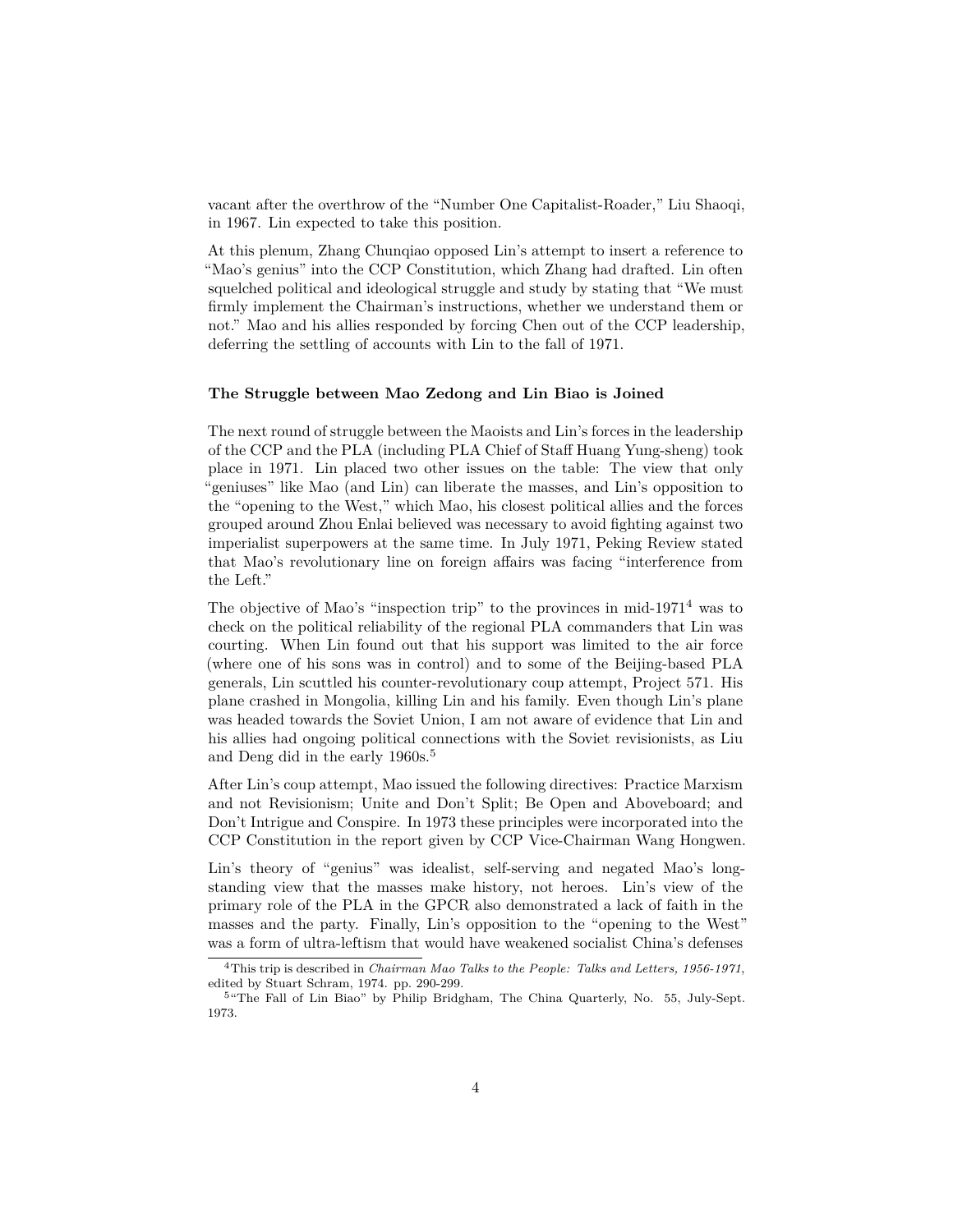vacant after the overthrow of the "Number One Capitalist-Roader," Liu Shaoqi, in 1967. Lin expected to take this position.

At this plenum, Zhang Chunqiao opposed Lin's attempt to insert a reference to "Mao's genius" into the CCP Constitution, which Zhang had drafted. Lin often squelched political and ideological struggle and study by stating that "We must firmly implement the Chairman's instructions, whether we understand them or not." Mao and his allies responded by forcing Chen out of the CCP leadership, deferring the settling of accounts with Lin to the fall of 1971.

### The Struggle between Mao Zedong and Lin Biao is Joined

The next round of struggle between the Maoists and Lin's forces in the leadership of the CCP and the PLA (including PLA Chief of Staff Huang Yung-sheng) took place in 1971. Lin placed two other issues on the table: The view that only "geniuses" like Mao (and Lin) can liberate the masses, and Lin's opposition to the "opening to the West," which Mao, his closest political allies and the forces grouped around Zhou Enlai believed was necessary to avoid fighting against two imperialist superpowers at the same time. In July 1971, Peking Review stated that Mao's revolutionary line on foreign affairs was facing "interference from the Left."

The objective of Mao's "inspection trip" to the provinces in mid-1971[4] was to check on the political reliability of the regional PLA commanders that Lin was courting. When Lin found out that his support was limited to the air force (where one of his sons was in control) and to some of the Beijing-based PLA generals, Lin scuttled his counter-revolutionary coup attempt, Project 571. His plane crashed in Mongolia, killing Lin and his family. Even though Lin's plane was headed towards the Soviet Union, I am not aware of evidence that Lin and his allies had ongoing political connections with the Soviet revisionists, as Liu and Deng did in the early 1960s.[5]

After Lin's coup attempt, Mao issued the following directives: Practice Marxism and not Revisionism; Unite and Don't Split; Be Open and Aboveboard; and Don't Intrigue and Conspire. In 1973 these principles were incorporated into the CCP Constitution in the report given by CCP Vice-Chairman Wang Hongwen.

Lin's theory of "genius" was idealist, self-serving and negated Mao's long-standing view that the masses make history, not heroes. Lin's view of the primary role of the PLA in the GPCR also demonstrated a lack of faith in the masses and the party. Finally, Lin's opposition to the "opening to the West" was a form of ultra-leftism that would have weakened socialist China's defenses

[4] This trip is described in *Chairman Mao Talks to the People: Talks and Letters, 1956-1971*, edited by Stuart Schram, 1974. pp. 290-299.

[5] "The Fall of Lin Biao" by Philip Bridgham, The China Quarterly, No. 55, July-Sept. 1973.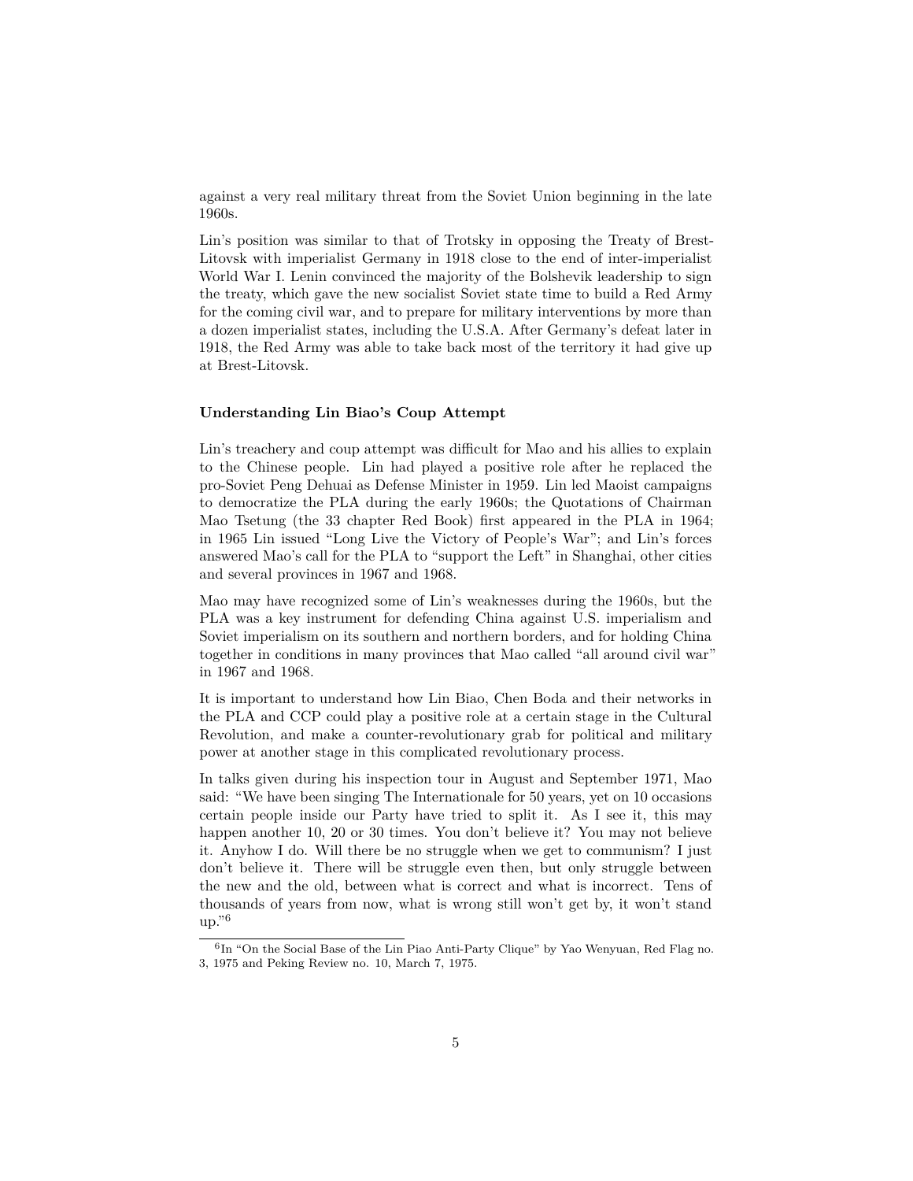against a very real military threat from the Soviet Union beginning in the late 1960s.

Lin's position was similar to that of Trotsky in opposing the Treaty of Brest-Litovsk with imperialist Germany in 1918 close to the end of inter-imperialist World War I. Lenin convinced the majority of the Bolshevik leadership to sign the treaty, which gave the new socialist Soviet state time to build a Red Army for the coming civil war, and to prepare for military interventions by more than a dozen imperialist states, including the U.S.A. After Germany's defeat later in 1918, the Red Army was able to take back most of the territory it had give up at Brest-Litovsk.

### Understanding Lin Biao's Coup Attempt

Lin's treachery and coup attempt was difficult for Mao and his allies to explain to the Chinese people. Lin had played a positive role after he replaced the pro-Soviet Peng Dehuai as Defense Minister in 1959. Lin led Maoist campaigns to democratize the PLA during the early 1960s; the Quotations of Chairman Mao Tsetung (the 33 chapter Red Book) first appeared in the PLA in 1964; in 1965 Lin issued "Long Live the Victory of People's War"; and Lin's forces answered Mao's call for the PLA to "support the Left" in Shanghai, other cities and several provinces in 1967 and 1968.

Mao may have recognized some of Lin's weaknesses during the 1960s, but the PLA was a key instrument for defending China against U.S. imperialism and Soviet imperialism on its southern and northern borders, and for holding China together in conditions in many provinces that Mao called "all around civil war" in 1967 and 1968.

It is important to understand how Lin Biao, Chen Boda and their networks in the PLA and CCP could play a positive role at a certain stage in the Cultural Revolution, and make a counter-revolutionary grab for political and military power at another stage in this complicated revolutionary process.

In talks given during his inspection tour in August and September 1971, Mao said: "We have been singing The Internationale for 50 years, yet on 10 occasions certain people inside our Party have tried to split it. As I see it, this may happen another 10, 20 or 30 times. You don't believe it? You may not believe it. Anyhow I do. Will there be no struggle when we get to communism? I just don't believe it. There will be struggle even then, but only struggle between the new and the old, between what is correct and what is incorrect. Tens of thousands of years from now, what is wrong still won't get by, it won't stand up."[6]

[6] In "On the Social Base of the Lin Piao Anti-Party Clique" by Yao Wenyuan, Red Flag no. 3, 1975 and Peking Review no. 10, March 7, 1975.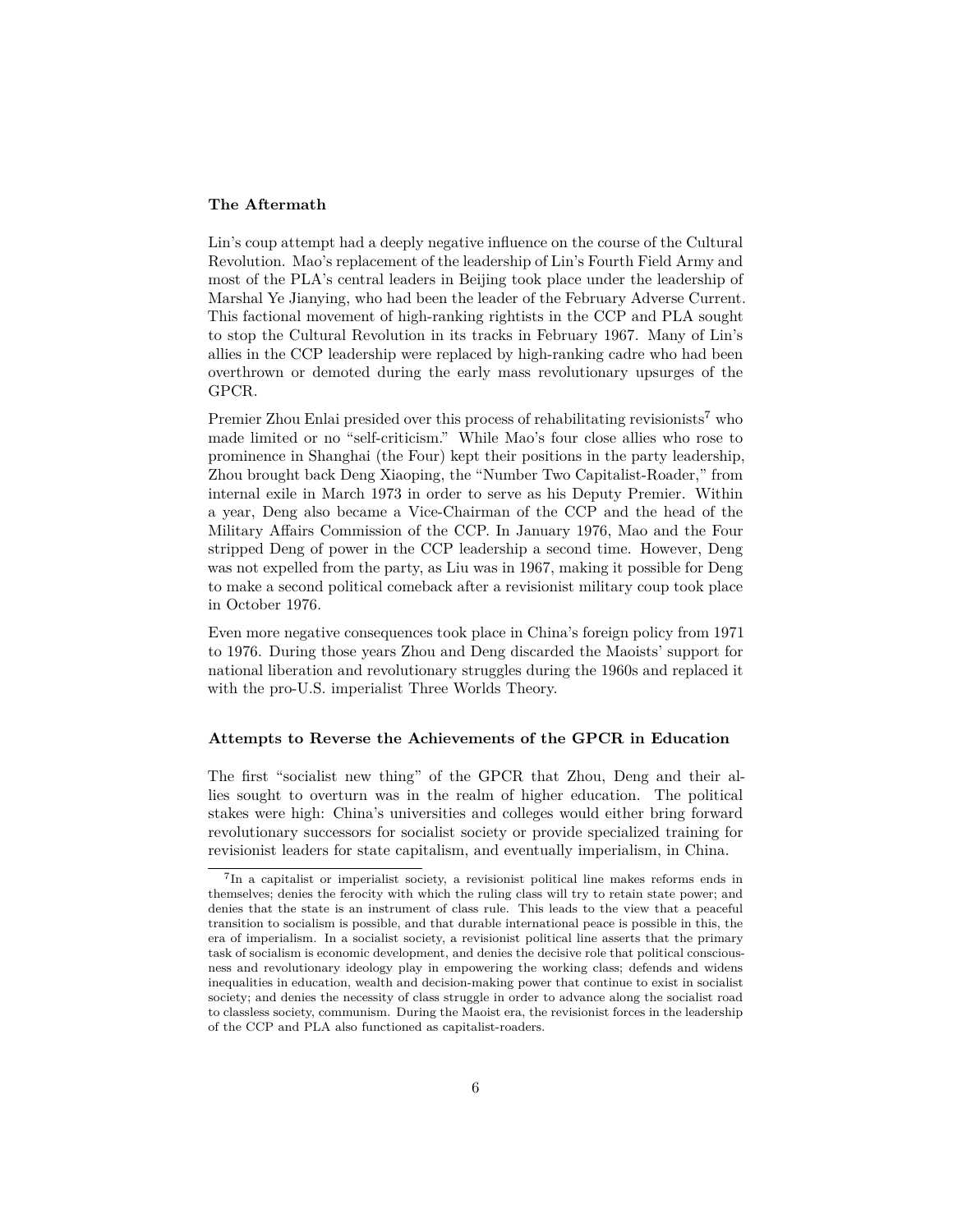### The Aftermath

Lin's coup attempt had a deeply negative influence on the course of the Cultural Revolution. Mao's replacement of the leadership of Lin's Fourth Field Army and most of the PLA's central leaders in Beijing took place under the leadership of Marshal Ye Jianying, who had been the leader of the February Adverse Current. This factional movement of high-ranking rightists in the CCP and PLA sought to stop the Cultural Revolution in its tracks in February 1967. Many of Lin's allies in the CCP leadership were replaced by high-ranking cadre who had been overthrown or demoted during the early mass revolutionary upsurges of the GPCR.

Premier Zhou Enlai presided over this process of rehabilitating revisionists[7] who made limited or no "self-criticism." While Mao's four close allies who rose to prominence in Shanghai (the Four) kept their positions in the party leadership, Zhou brought back Deng Xiaoping, the "Number Two Capitalist-Roader," from internal exile in March 1973 in order to serve as his Deputy Premier. Within a year, Deng also became a Vice-Chairman of the CCP and the head of the Military Affairs Commission of the CCP. In January 1976, Mao and the Four stripped Deng of power in the CCP leadership a second time. However, Deng was not expelled from the party, as Liu was in 1967, making it possible for Deng to make a second political comeback after a revisionist military coup took place in October 1976.

Even more negative consequences took place in China's foreign policy from 1971 to 1976. During those years Zhou and Deng discarded the Maoists' support for national liberation and revolutionary struggles during the 1960s and replaced it with the pro-U.S. imperialist Three Worlds Theory.

### Attempts to Reverse the Achievements of the GPCR in Education

The first "socialist new thing" of the GPCR that Zhou, Deng and their allies sought to overturn was in the realm of higher education. The political stakes were high: China's universities and colleges would either bring forward revolutionary successors for socialist society or provide specialized training for revisionist leaders for state capitalism, and eventually imperialism, in China.

---

[7] In a capitalist or imperialist society, a revisionist political line makes reforms ends in themselves; denies the ferocity with which the ruling class will try to retain state power; and denies that the state is an instrument of class rule. This leads to the view that a peaceful transition to socialism is possible, and that durable international peace is possible in this, the era of imperialism. In a socialist society, a revisionist political line asserts that the primary task of socialism is economic development, and denies the decisive role that political consciousness and revolutionary ideology play in empowering the working class; defends and widens inequalities in education, wealth and decision-making power that continue to exist in socialist society; and denies the necessity of class struggle in order to advance along the socialist road to classless society, communism. During the Maoist era, the revisionist forces in the leadership of the CCP and PLA also functioned as capitalist-roaders.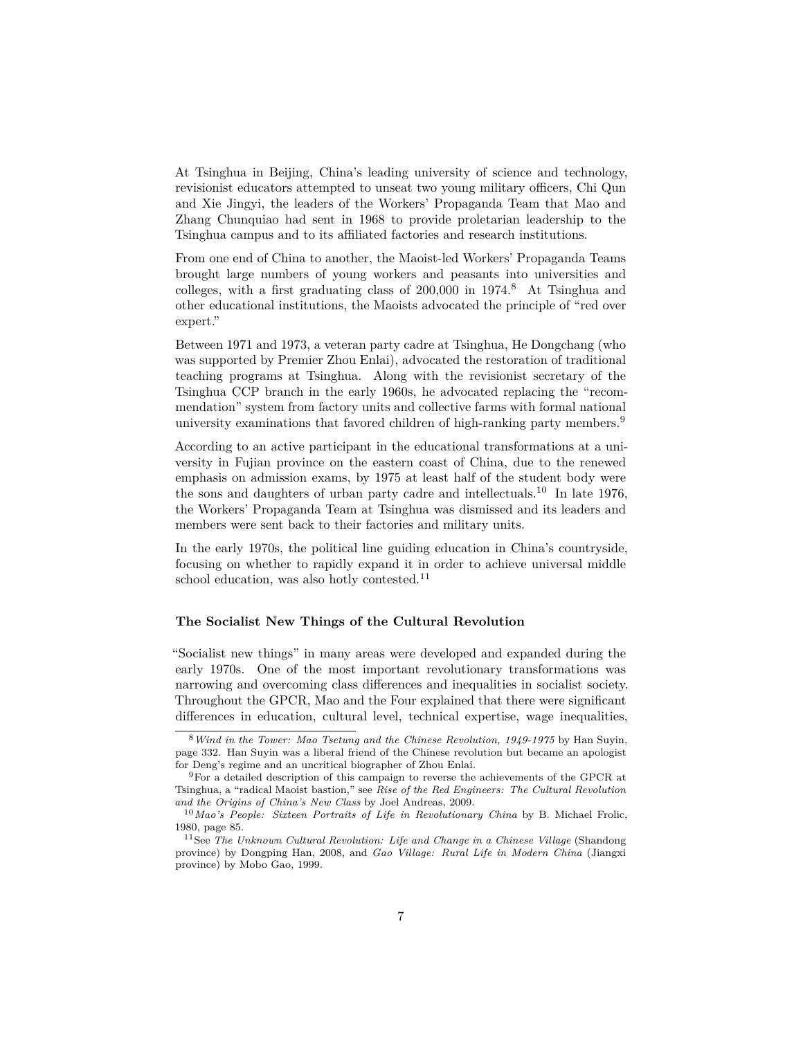At Tsinghua in Beijing, China's leading university of science and technology, revisionist educators attempted to unseat two young military officers, Chi Qun and Xie Jingyi, the leaders of the Workers' Propaganda Team that Mao and Zhang Chunquiao had sent in 1968 to provide proletarian leadership to the Tsinghua campus and to its affiliated factories and research institutions.

From one end of China to another, the Maoist-led Workers' Propaganda Teams brought large numbers of young workers and peasants into universities and colleges, with a first graduating class of 200,000 in 1974.[8] At Tsinghua and other educational institutions, the Maoists advocated the principle of "red over expert."

Between 1971 and 1973, a veteran party cadre at Tsinghua, He Dongchang (who was supported by Premier Zhou Enlai), advocated the restoration of traditional teaching programs at Tsinghua. Along with the revisionist secretary of the Tsinghua CCP branch in the early 1960s, he advocated replacing the "recommendation" system from factory units and collective farms with formal national university examinations that favored children of high-ranking party members.[9]

According to an active participant in the educational transformations at a university in Fujian province on the eastern coast of China, due to the renewed emphasis on admission exams, by 1975 at least half of the student body were the sons and daughters of urban party cadre and intellectuals.[10] In late 1976, the Workers' Propaganda Team at Tsinghua was dismissed and its leaders and members were sent back to their factories and military units.

In the early 1970s, the political line guiding education in China's countryside, focusing on whether to rapidly expand it in order to achieve universal middle school education, was also hotly contested.[11]

### The Socialist New Things of the Cultural Revolution

"Socialist new things" in many areas were developed and expanded during the early 1970s. One of the most important revolutionary transformations was narrowing and overcoming class differences and inequalities in socialist society. Throughout the GPCR, Mao and the Four explained that there were significant differences in education, cultural level, technical expertise, wage inequalities,

---

[8] *Wind in the Tower: Mao Tsetung and the Chinese Revolution, 1949-1975* by Han Suyin, page 332. Han Suyin was a liberal friend of the Chinese revolution but became an apologist for Deng's regime and an uncritical biographer of Zhou Enlai.

[9] For a detailed description of this campaign to reverse the achievements of the GPCR at Tsinghua, a "radical Maoist bastion," see *Rise of the Red Engineers: The Cultural Revolution and the Origins of China's New Class* by Joel Andreas, 2009.

[10] *Mao's People: Sixteen Portraits of Life in Revolutionary China* by B. Michael Frolic, 1980, page 85.

[11] See *The Unknown Cultural Revolution: Life and Change in a Chinese Village* (Shandong province) by Dongping Han, 2008, and *Gao Village: Rural Life in Modern China* (Jiangxi province) by Mobo Gao, 1999.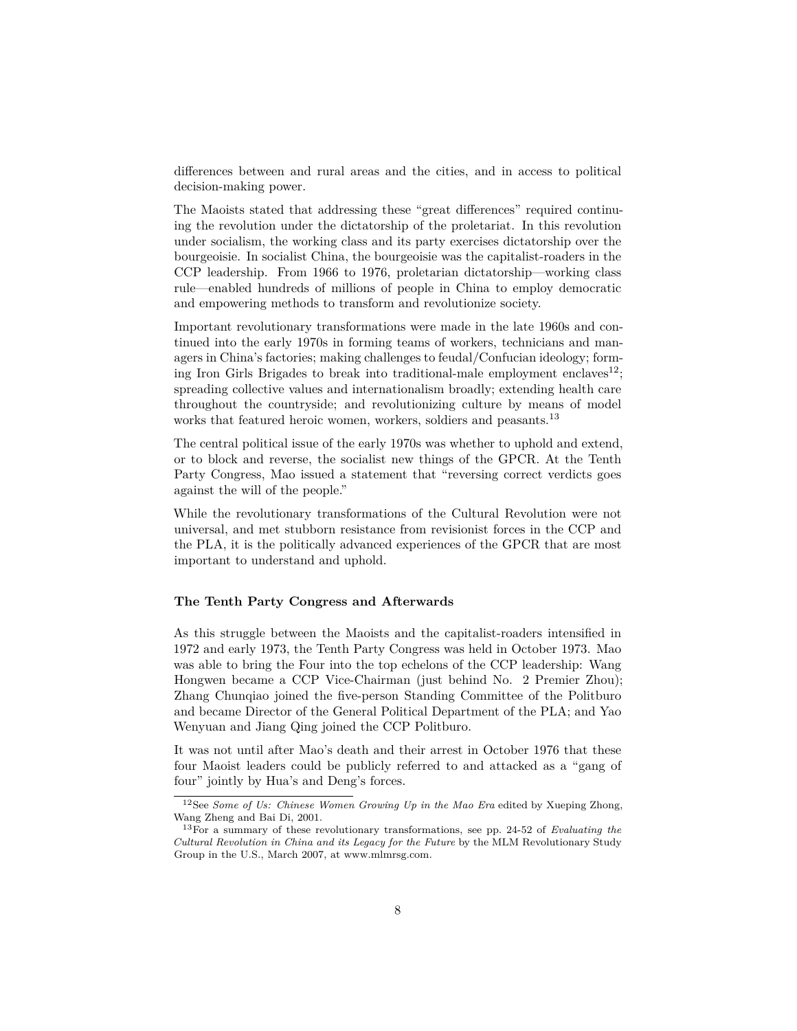differences between and rural areas and the cities, and in access to political decision-making power.

The Maoists stated that addressing these "great differences" required continuing the revolution under the dictatorship of the proletariat. In this revolution under socialism, the working class and its party exercises dictatorship over the bourgeoisie. In socialist China, the bourgeoisie was the capitalist-roaders in the CCP leadership. From 1966 to 1976, proletarian dictatorship—working class rule—enabled hundreds of millions of people in China to employ democratic and empowering methods to transform and revolutionize society.

Important revolutionary transformations were made in the late 1960s and continued into the early 1970s in forming teams of workers, technicians and managers in China's factories; making challenges to feudal/Confucian ideology; forming Iron Girls Brigades to break into traditional-male employment enclaves[12]; spreading collective values and internationalism broadly; extending health care throughout the countryside; and revolutionizing culture by means of model works that featured heroic women, workers, soldiers and peasants.[13]

The central political issue of the early 1970s was whether to uphold and extend, or to block and reverse, the socialist new things of the GPCR. At the Tenth Party Congress, Mao issued a statement that "reversing correct verdicts goes against the will of the people."

While the revolutionary transformations of the Cultural Revolution were not universal, and met stubborn resistance from revisionist forces in the CCP and the PLA, it is the politically advanced experiences of the GPCR that are most important to understand and uphold.

### The Tenth Party Congress and Afterwards

As this struggle between the Maoists and the capitalist-roaders intensified in 1972 and early 1973, the Tenth Party Congress was held in October 1973. Mao was able to bring the Four into the top echelons of the CCP leadership: Wang Hongwen became a CCP Vice-Chairman (just behind No. 2 Premier Zhou); Zhang Chunqiao joined the five-person Standing Committee of the Politburo and became Director of the General Political Department of the PLA; and Yao Wenyuan and Jiang Qing joined the CCP Politburo.

It was not until after Mao's death and their arrest in October 1976 that these four Maoist leaders could be publicly referred to and attacked as a "gang of four" jointly by Hua's and Deng's forces.

---

[12] See *Some of Us: Chinese Women Growing Up in the Mao Era* edited by Xueping Zhong, Wang Zheng and Bai Di, 2001.

[13] For a summary of these revolutionary transformations, see pp. 24-52 of *Evaluating the Cultural Revolution in China and its Legacy for the Future* by the MLM Revolutionary Study Group in the U.S., March 2007, at www.mlmrsg.com.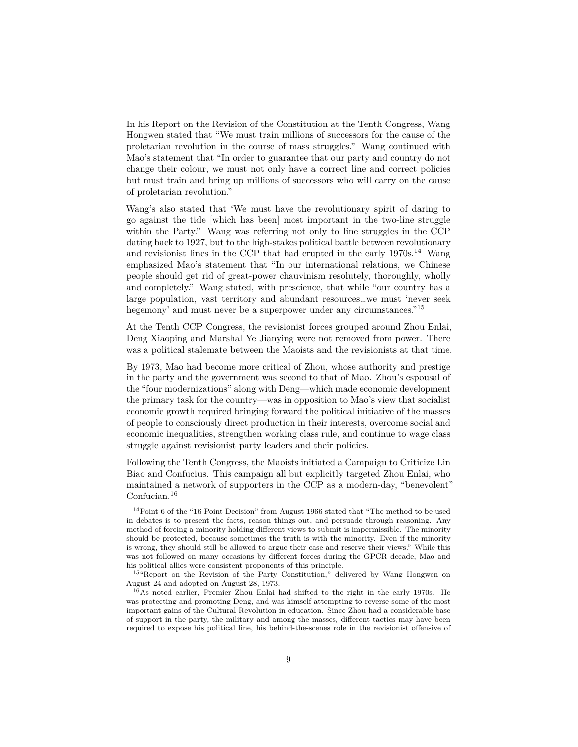In his Report on the Revision of the Constitution at the Tenth Congress, Wang Hongwen stated that "We must train millions of successors for the cause of the proletarian revolution in the course of mass struggles." Wang continued with Mao's statement that "In order to guarantee that our party and country do not change their colour, we must not only have a correct line and correct policies but must train and bring up millions of successors who will carry on the cause of proletarian revolution."

Wang's also stated that 'We must have the revolutionary spirit of daring to go against the tide [which has been] most important in the two-line struggle within the Party." Wang was referring not only to line struggles in the CCP dating back to 1927, but to the high-stakes political battle between revolutionary and revisionist lines in the CCP that had erupted in the early 1970s.[14] Wang emphasized Mao's statement that "In our international relations, we Chinese people should get rid of great-power chauvinism resolutely, thoroughly, wholly and completely." Wang stated, with prescience, that while "our country has a large population, vast territory and abundant resources…we must 'never seek hegemony' and must never be a superpower under any circumstances."[15]

At the Tenth CCP Congress, the revisionist forces grouped around Zhou Enlai, Deng Xiaoping and Marshal Ye Jianying were not removed from power. There was a political stalemate between the Maoists and the revisionists at that time.

By 1973, Mao had become more critical of Zhou, whose authority and prestige in the party and the government was second to that of Mao. Zhou's espousal of the "four modernizations" along with Deng—which made economic development the primary task for the country—was in opposition to Mao's view that socialist economic growth required bringing forward the political initiative of the masses of people to consciously direct production in their interests, overcome social and economic inequalities, strengthen working class rule, and continue to wage class struggle against revisionist party leaders and their policies.

Following the Tenth Congress, the Maoists initiated a Campaign to Criticize Lin Biao and Confucius. This campaign all but explicitly targeted Zhou Enlai, who maintained a network of supporters in the CCP as a modern-day, "benevolent" Confucian.[16]

---

[14] Point 6 of the "16 Point Decision" from August 1966 stated that "The method to be used in debates is to present the facts, reason things out, and persuade through reasoning. Any method of forcing a minority holding different views to submit is impermissible. The minority should be protected, because sometimes the truth is with the minority. Even if the minority is wrong, they should still be allowed to argue their case and reserve their views." While this was not followed on many occasions by different forces during the GPCR decade, Mao and his political allies were consistent proponents of this principle.

[15] "Report on the Revision of the Party Constitution," delivered by Wang Hongwen on August 24 and adopted on August 28, 1973.

[16] As noted earlier, Premier Zhou Enlai had shifted to the right in the early 1970s. He was protecting and promoting Deng, and was himself attempting to reverse some of the most important gains of the Cultural Revolution in education. Since Zhou had a considerable base of support in the party, the military and among the masses, different tactics may have been required to expose his political line, his behind-the-scenes role in the revisionist offensive of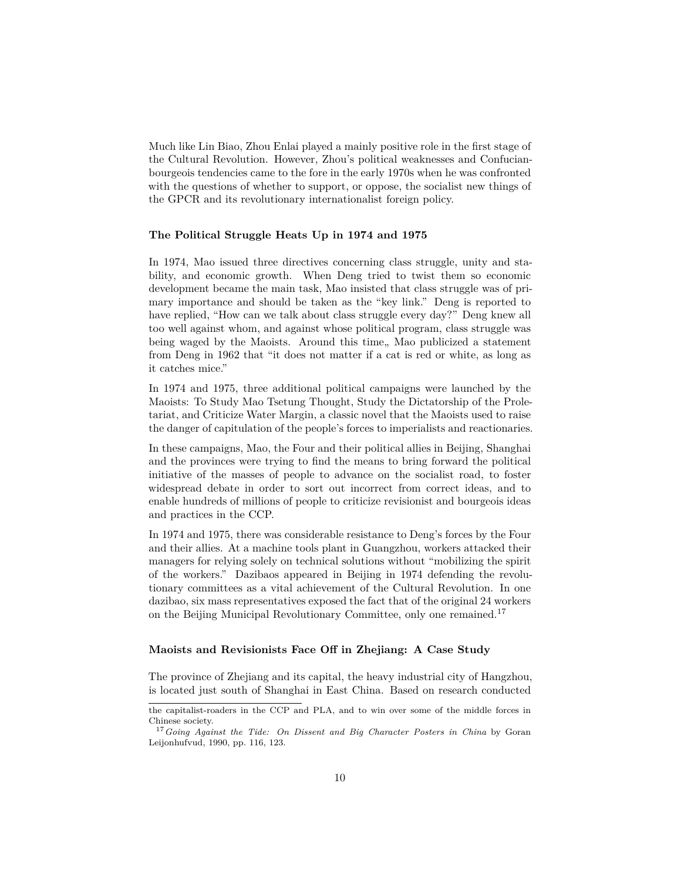Much like Lin Biao, Zhou Enlai played a mainly positive role in the first stage of the Cultural Revolution. However, Zhou's political weaknesses and Confucian-bourgeois tendencies came to the fore in the early 1970s when he was confronted with the questions of whether to support, or oppose, the socialist new things of the GPCR and its revolutionary internationalist foreign policy.

### The Political Struggle Heats Up in 1974 and 1975

In 1974, Mao issued three directives concerning class struggle, unity and stability, and economic growth. When Deng tried to twist them so economic development became the main task, Mao insisted that class struggle was of primary importance and should be taken as the "key link." Deng is reported to have replied, "How can we talk about class struggle every day?" Deng knew all too well against whom, and against whose political program, class struggle was being waged by the Maoists. Around this time,, Mao publicized a statement from Deng in 1962 that "it does not matter if a cat is red or white, as long as it catches mice."

In 1974 and 1975, three additional political campaigns were launched by the Maoists: To Study Mao Tsetung Thought, Study the Dictatorship of the Proletariat, and Criticize Water Margin, a classic novel that the Maoists used to raise the danger of capitulation of the people's forces to imperialists and reactionaries.

In these campaigns, Mao, the Four and their political allies in Beijing, Shanghai and the provinces were trying to find the means to bring forward the political initiative of the masses of people to advance on the socialist road, to foster widespread debate in order to sort out incorrect from correct ideas, and to enable hundreds of millions of people to criticize revisionist and bourgeois ideas and practices in the CCP.

In 1974 and 1975, there was considerable resistance to Deng's forces by the Four and their allies. At a machine tools plant in Guangzhou, workers attacked their managers for relying solely on technical solutions without "mobilizing the spirit of the workers." Dazibaos appeared in Beijing in 1974 defending the revolutionary committees as a vital achievement of the Cultural Revolution. In one dazibao, six mass representatives exposed the fact that of the original 24 workers on the Beijing Municipal Revolutionary Committee, only one remained.[17]

### Maoists and Revisionists Face Off in Zhejiang: A Case Study

The province of Zhejiang and its capital, the heavy industrial city of Hangzhou, is located just south of Shanghai in East China. Based on research conducted

---

the capitalist-roaders in the CCP and PLA, and to win over some of the middle forces in Chinese society.

[17] *Going Against the Tide: On Dissent and Big Character Posters in China* by Goran Leijonhufvud, 1990, pp. 116, 123.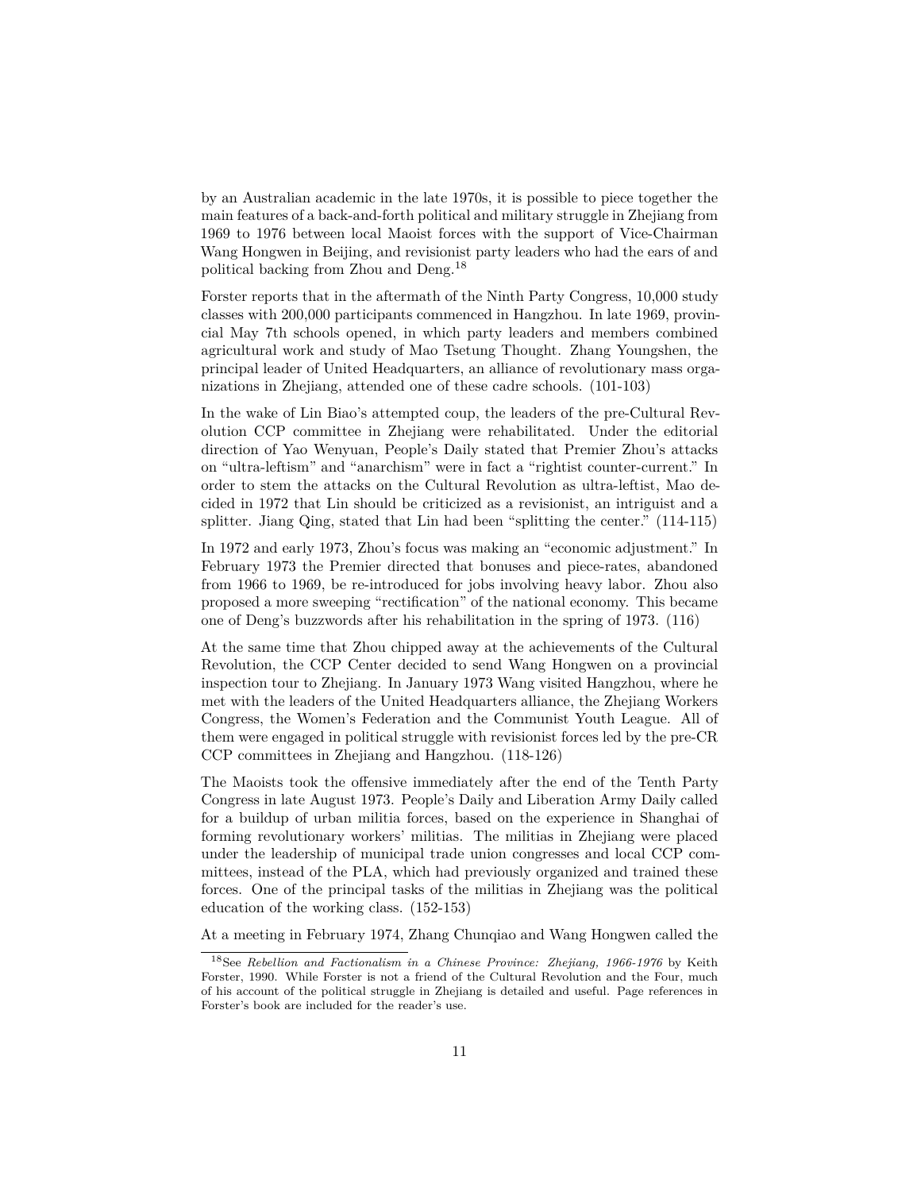by an Australian academic in the late 1970s, it is possible to piece together the main features of a back-and-forth political and military struggle in Zhejiang from 1969 to 1976 between local Maoist forces with the support of Vice-Chairman Wang Hongwen in Beijing, and revisionist party leaders who had the ears of and political backing from Zhou and Deng.[18]

Forster reports that in the aftermath of the Ninth Party Congress, 10,000 study classes with 200,000 participants commenced in Hangzhou. In late 1969, provincial May 7th schools opened, in which party leaders and members combined agricultural work and study of Mao Tsetung Thought. Zhang Youngshen, the principal leader of United Headquarters, an alliance of revolutionary mass organizations in Zhejiang, attended one of these cadre schools. (101-103)

In the wake of Lin Biao's attempted coup, the leaders of the pre-Cultural Revolution CCP committee in Zhejiang were rehabilitated. Under the editorial direction of Yao Wenyuan, People's Daily stated that Premier Zhou's attacks on "ultra-leftism" and "anarchism" were in fact a "rightist counter-current." In order to stem the attacks on the Cultural Revolution as ultra-leftist, Mao decided in 1972 that Lin should be criticized as a revisionist, an intriguist and a splitter. Jiang Qing, stated that Lin had been "splitting the center." (114-115)

In 1972 and early 1973, Zhou's focus was making an "economic adjustment." In February 1973 the Premier directed that bonuses and piece-rates, abandoned from 1966 to 1969, be re-introduced for jobs involving heavy labor. Zhou also proposed a more sweeping "rectification" of the national economy. This became one of Deng's buzzwords after his rehabilitation in the spring of 1973. (116)

At the same time that Zhou chipped away at the achievements of the Cultural Revolution, the CCP Center decided to send Wang Hongwen on a provincial inspection tour to Zhejiang. In January 1973 Wang visited Hangzhou, where he met with the leaders of the United Headquarters alliance, the Zhejiang Workers Congress, the Women's Federation and the Communist Youth League. All of them were engaged in political struggle with revisionist forces led by the pre-CR CCP committees in Zhejiang and Hangzhou. (118-126)

The Maoists took the offensive immediately after the end of the Tenth Party Congress in late August 1973. People's Daily and Liberation Army Daily called for a buildup of urban militia forces, based on the experience in Shanghai of forming revolutionary workers' militias. The militias in Zhejiang were placed under the leadership of municipal trade union congresses and local CCP committees, instead of the PLA, which had previously organized and trained these forces. One of the principal tasks of the militias in Zhejiang was the political education of the working class. (152-153)

At a meeting in February 1974, Zhang Chunqiao and Wang Hongwen called the

[18] See *Rebellion and Factionalism in a Chinese Province: Zhejiang, 1966-1976* by Keith Forster, 1990. While Forster is not a friend of the Cultural Revolution and the Four, much of his account of the political struggle in Zhejiang is detailed and useful. Page references in Forster's book are included for the reader's use.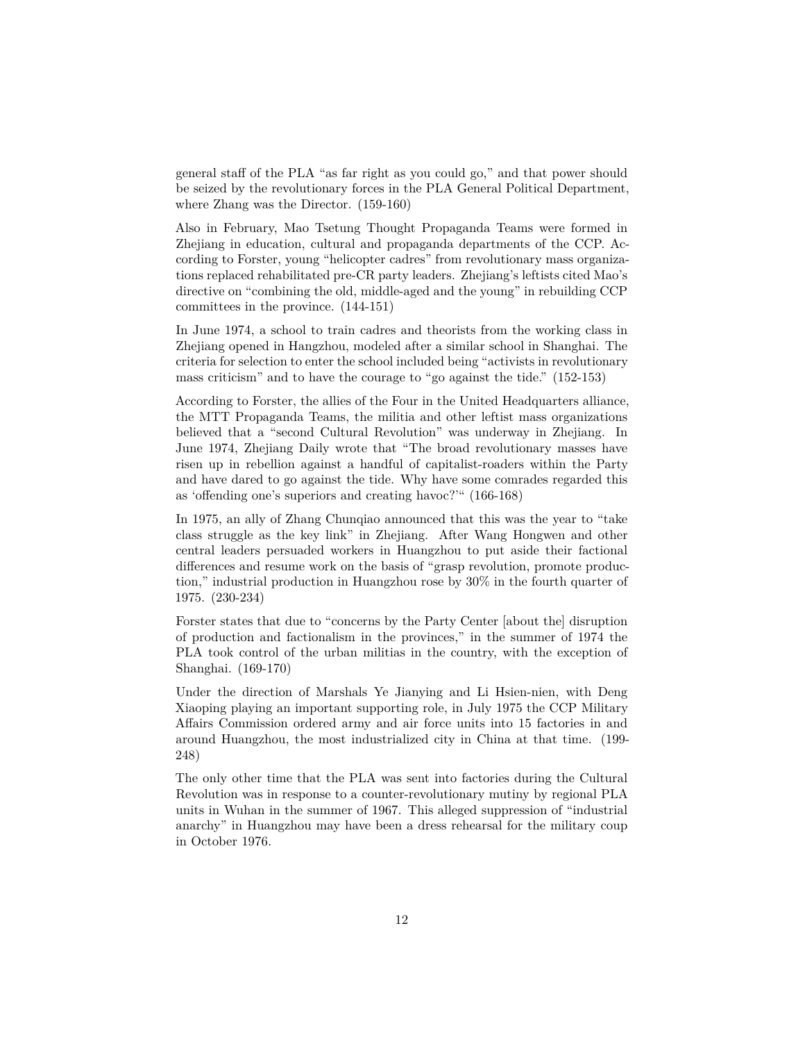general staff of the PLA "as far right as you could go," and that power should be seized by the revolutionary forces in the PLA General Political Department, where Zhang was the Director. (159-160)

Also in February, Mao Tsetung Thought Propaganda Teams were formed in Zhejiang in education, cultural and propaganda departments of the CCP. According to Forster, young "helicopter cadres" from revolutionary mass organizations replaced rehabilitated pre-CR party leaders. Zhejiang's leftists cited Mao's directive on "combining the old, middle-aged and the young" in rebuilding CCP committees in the province. (144-151)

In June 1974, a school to train cadres and theorists from the working class in Zhejiang opened in Hangzhou, modeled after a similar school in Shanghai. The criteria for selection to enter the school included being "activists in revolutionary mass criticism" and to have the courage to "go against the tide." (152-153)

According to Forster, the allies of the Four in the United Headquarters alliance, the MTT Propaganda Teams, the militia and other leftist mass organizations believed that a "second Cultural Revolution" was underway in Zhejiang. In June 1974, Zhejiang Daily wrote that "The broad revolutionary masses have risen up in rebellion against a handful of capitalist-roaders within the Party and have dared to go against the tide. Why have some comrades regarded this as 'offending one's superiors and creating havoc?'" (166-168)

In 1975, an ally of Zhang Chunqiao announced that this was the year to "take class struggle as the key link" in Zhejiang. After Wang Hongwen and other central leaders persuaded workers in Huangzhou to put aside their factional differences and resume work on the basis of "grasp revolution, promote production," industrial production in Huangzhou rose by 30% in the fourth quarter of 1975. (230-234)

Forster states that due to "concerns by the Party Center [about the] disruption of production and factionalism in the provinces," in the summer of 1974 the PLA took control of the urban militias in the country, with the exception of Shanghai. (169-170)

Under the direction of Marshals Ye Jianying and Li Hsien-nien, with Deng Xiaoping playing an important supporting role, in July 1975 the CCP Military Affairs Commission ordered army and air force units into 15 factories in and around Huangzhou, the most industrialized city in China at that time. (199-248)

The only other time that the PLA was sent into factories during the Cultural Revolution was in response to a counter-revolutionary mutiny by regional PLA units in Wuhan in the summer of 1967. This alleged suppression of "industrial anarchy" in Huangzhou may have been a dress rehearsal for the military coup in October 1976.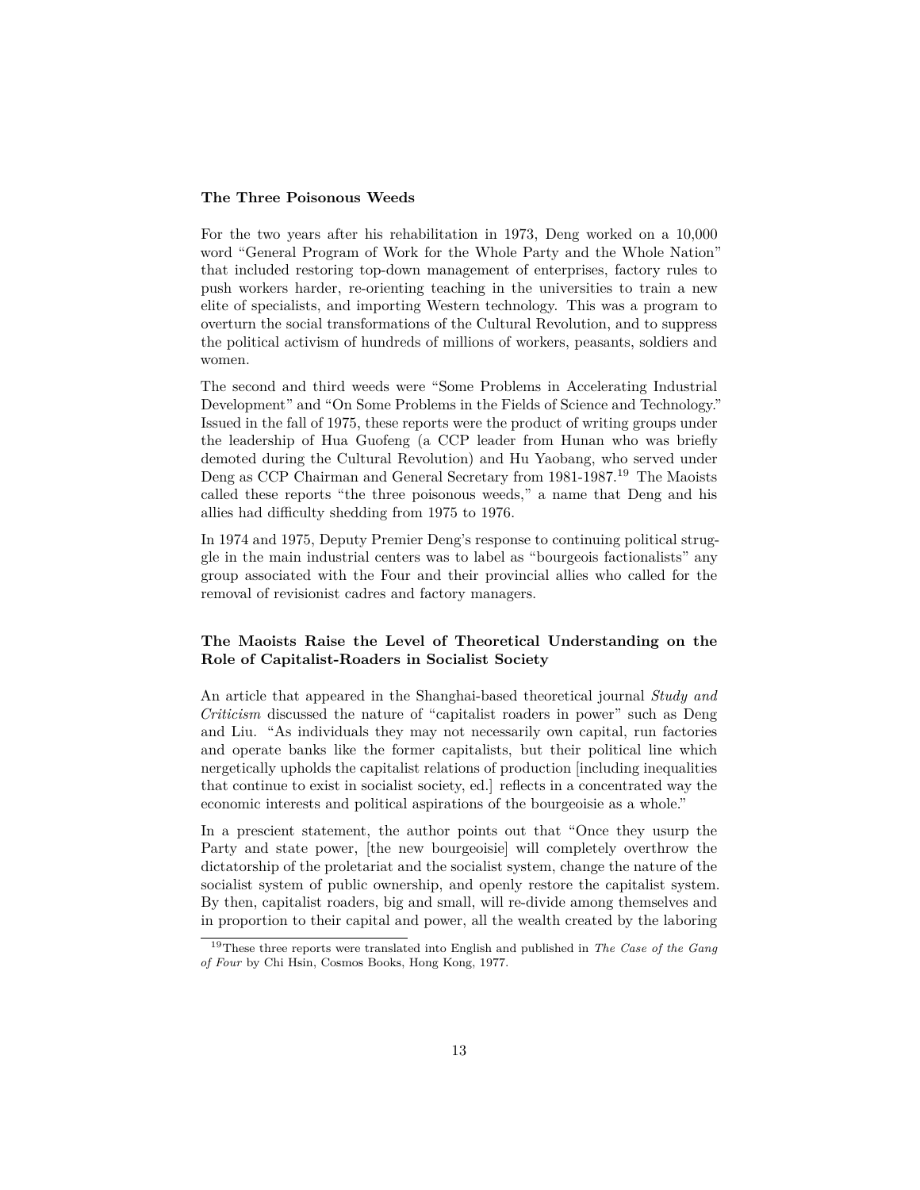### The Three Poisonous Weeds

For the two years after his rehabilitation in 1973, Deng worked on a 10,000 word "General Program of Work for the Whole Party and the Whole Nation" that included restoring top-down management of enterprises, factory rules to push workers harder, re-orienting teaching in the universities to train a new elite of specialists, and importing Western technology. This was a program to overturn the social transformations of the Cultural Revolution, and to suppress the political activism of hundreds of millions of workers, peasants, soldiers and women.

The second and third weeds were "Some Problems in Accelerating Industrial Development" and "On Some Problems in the Fields of Science and Technology." Issued in the fall of 1975, these reports were the product of writing groups under the leadership of Hua Guofeng (a CCP leader from Hunan who was briefly demoted during the Cultural Revolution) and Hu Yaobang, who served under Deng as CCP Chairman and General Secretary from 1981-1987.[19] The Maoists called these reports "the three poisonous weeds," a name that Deng and his allies had difficulty shedding from 1975 to 1976.

In 1974 and 1975, Deputy Premier Deng's response to continuing political struggle in the main industrial centers was to label as "bourgeois factionalists" any group associated with the Four and their provincial allies who called for the removal of revisionist cadres and factory managers.

### The Maoists Raise the Level of Theoretical Understanding on the Role of Capitalist-Roaders in Socialist Society

An article that appeared in the Shanghai-based theoretical journal *Study and Criticism* discussed the nature of "capitalist roaders in power" such as Deng and Liu. "As individuals they may not necessarily own capital, run factories and operate banks like the former capitalists, but their political line which nergetically upholds the capitalist relations of production [including inequalities that continue to exist in socialist society, ed.] reflects in a concentrated way the economic interests and political aspirations of the bourgeoisie as a whole."

In a prescient statement, the author points out that "Once they usurp the Party and state power, [the new bourgeoisie] will completely overthrow the dictatorship of the proletariat and the socialist system, change the nature of the socialist system of public ownership, and openly restore the capitalist system. By then, capitalist roaders, big and small, will re-divide among themselves and in proportion to their capital and power, all the wealth created by the laboring

[19] These three reports were translated into English and published in *The Case of the Gang of Four* by Chi Hsin, Cosmos Books, Hong Kong, 1977.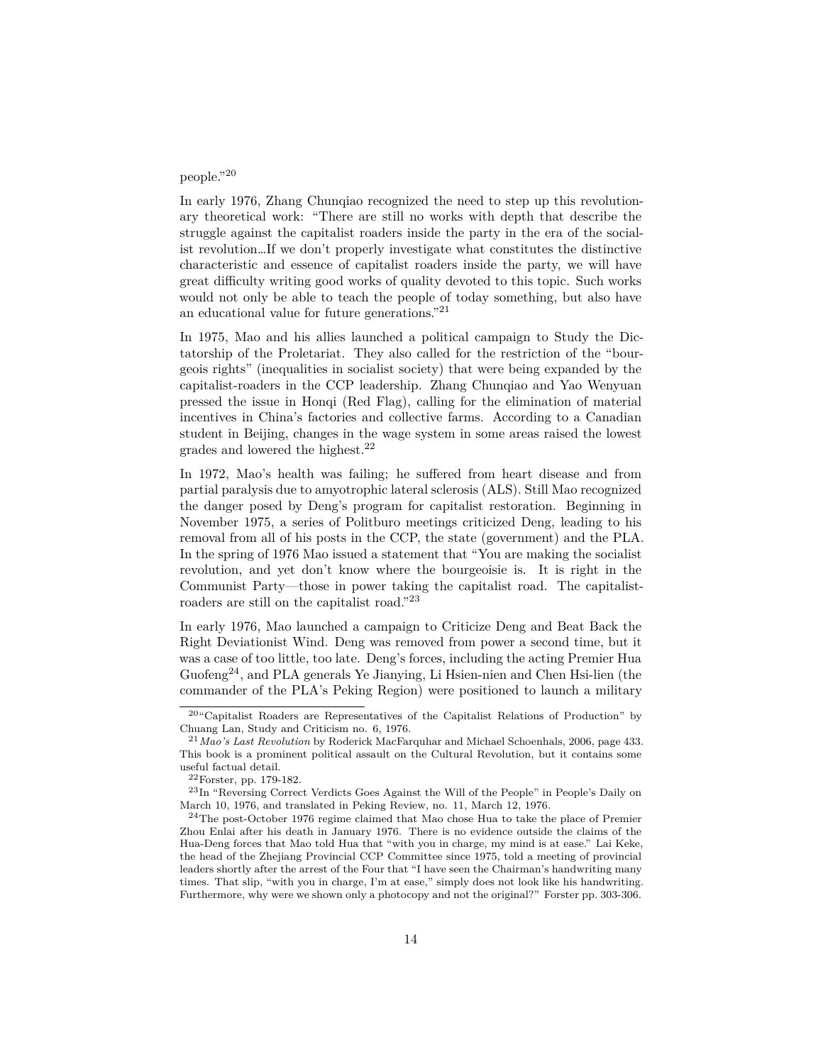people."[20]

In early 1976, Zhang Chunqiao recognized the need to step up this revolutionary theoretical work: "There are still no works with depth that describe the struggle against the capitalist roaders inside the party in the era of the socialist revolution…If we don't properly investigate what constitutes the distinctive characteristic and essence of capitalist roaders inside the party, we will have great difficulty writing good works of quality devoted to this topic. Such works would not only be able to teach the people of today something, but also have an educational value for future generations."[21]

In 1975, Mao and his allies launched a political campaign to Study the Dictatorship of the Proletariat. They also called for the restriction of the "bourgeois rights" (inequalities in socialist society) that were being expanded by the capitalist-roaders in the CCP leadership. Zhang Chunqiao and Yao Wenyuan pressed the issue in Honqi (Red Flag), calling for the elimination of material incentives in China's factories and collective farms. According to a Canadian student in Beijing, changes in the wage system in some areas raised the lowest grades and lowered the highest.[22]

In 1972, Mao's health was failing; he suffered from heart disease and from partial paralysis due to amyotrophic lateral sclerosis (ALS). Still Mao recognized the danger posed by Deng's program for capitalist restoration. Beginning in November 1975, a series of Politburo meetings criticized Deng, leading to his removal from all of his posts in the CCP, the state (government) and the PLA. In the spring of 1976 Mao issued a statement that "You are making the socialist revolution, and yet don't know where the bourgeoisie is. It is right in the Communist Party—those in power taking the capitalist road. The capitalist-roaders are still on the capitalist road."[23]

In early 1976, Mao launched a campaign to Criticize Deng and Beat Back the Right Deviationist Wind. Deng was removed from power a second time, but it was a case of too little, too late. Deng's forces, including the acting Premier Hua Guofeng[24], and PLA generals Ye Jianying, Li Hsien-nien and Chen Hsi-lien (the commander of the PLA's Peking Region) were positioned to launch a military

[20] "Capitalist Roaders are Representatives of the Capitalist Relations of Production" by Chuang Lan, Study and Criticism no. 6, 1976.

[21] *Mao's Last Revolution* by Roderick MacFarquhar and Michael Schoenhals, 2006, page 433. This book is a prominent political assault on the Cultural Revolution, but it contains some useful factual detail.

[22] Forster, pp. 179-182.

[23] In "Reversing Correct Verdicts Goes Against the Will of the People" in People's Daily on March 10, 1976, and translated in Peking Review, no. 11, March 12, 1976.

[24] The post-October 1976 regime claimed that Mao chose Hua to take the place of Premier Zhou Enlai after his death in January 1976. There is no evidence outside the claims of the Hua-Deng forces that Mao told Hua that "with you in charge, my mind is at ease." Lai Keke, the head of the Zhejiang Provincial CCP Committee since 1975, told a meeting of provincial leaders shortly after the arrest of the Four that "I have seen the Chairman's handwriting many times. That slip, "with you in charge, I'm at ease," simply does not look like his handwriting. Furthermore, why were we shown only a photocopy and not the original?" Forster pp. 303-306.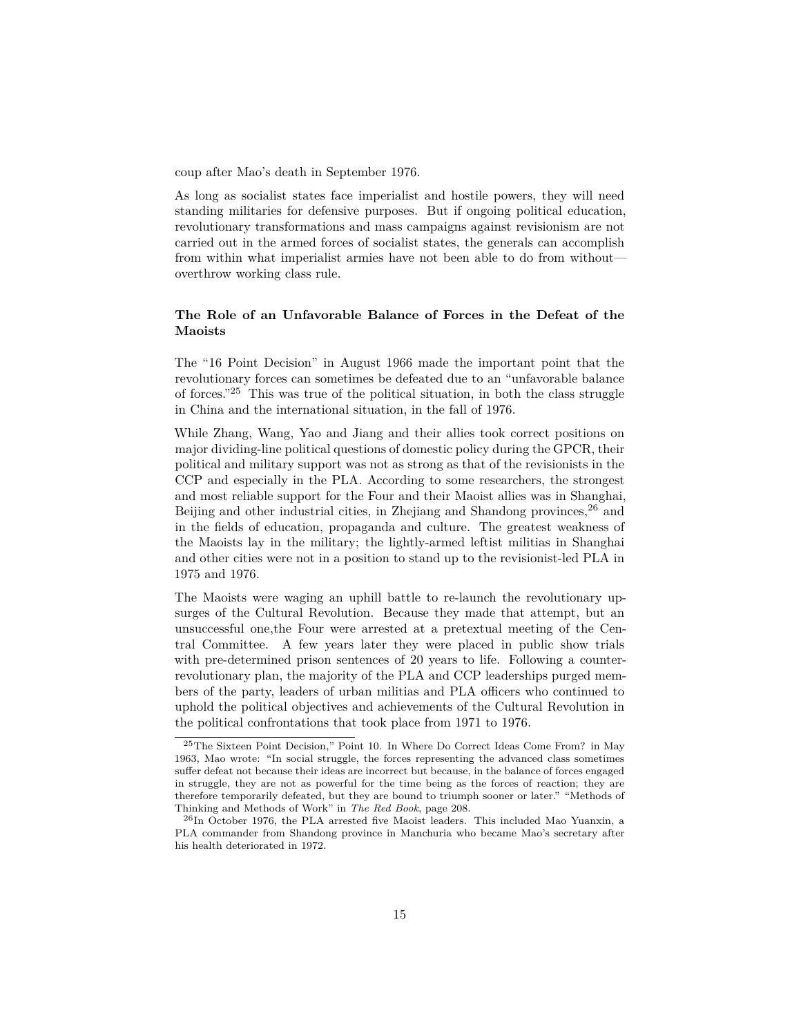coup after Mao's death in September 1976.

As long as socialist states face imperialist and hostile powers, they will need standing militaries for defensive purposes. But if ongoing political education, revolutionary transformations and mass campaigns against revisionism are not carried out in the armed forces of socialist states, the generals can accomplish from within what imperialist armies have not been able to do from without—overthrow working class rule.

### The Role of an Unfavorable Balance of Forces in the Defeat of the Maoists

The "16 Point Decision" in August 1966 made the important point that the revolutionary forces can sometimes be defeated due to an "unfavorable balance of forces."[25] This was true of the political situation, in both the class struggle in China and the international situation, in the fall of 1976.

While Zhang, Wang, Yao and Jiang and their allies took correct positions on major dividing-line political questions of domestic policy during the GPCR, their political and military support was not as strong as that of the revisionists in the CCP and especially in the PLA. According to some researchers, the strongest and most reliable support for the Four and their Maoist allies was in Shanghai, Beijing and other industrial cities, in Zhejiang and Shandong provinces,[26] and in the fields of education, propaganda and culture. The greatest weakness of the Maoists lay in the military; the lightly-armed leftist militias in Shanghai and other cities were not in a position to stand up to the revisionist-led PLA in 1975 and 1976.

The Maoists were waging an uphill battle to re-launch the revolutionary upsurges of the Cultural Revolution. Because they made that attempt, but an unsuccessful one,the Four were arrested at a pretextual meeting of the Central Committee. A few years later they were placed in public show trials with pre-determined prison sentences of 20 years to life. Following a counter-revolutionary plan, the majority of the PLA and CCP leaderships purged members of the party, leaders of urban militias and PLA officers who continued to uphold the political objectives and achievements of the Cultural Revolution in the political confrontations that took place from 1971 to 1976.

---

[25] The Sixteen Point Decision," Point 10. In Where Do Correct Ideas Come From? in May 1963, Mao wrote: "In social struggle, the forces representing the advanced class sometimes suffer defeat not because their ideas are incorrect but because, in the balance of forces engaged in struggle, they are not as powerful for the time being as the forces of reaction; they are therefore temporarily defeated, but they are bound to triumph sooner or later." "Methods of Thinking and Methods of Work" in *The Red Book*, page 208.

[26] In October 1976, the PLA arrested five Maoist leaders. This included Mao Yuanxin, a PLA commander from Shandong province in Manchuria who became Mao's secretary after his health deteriorated in 1972.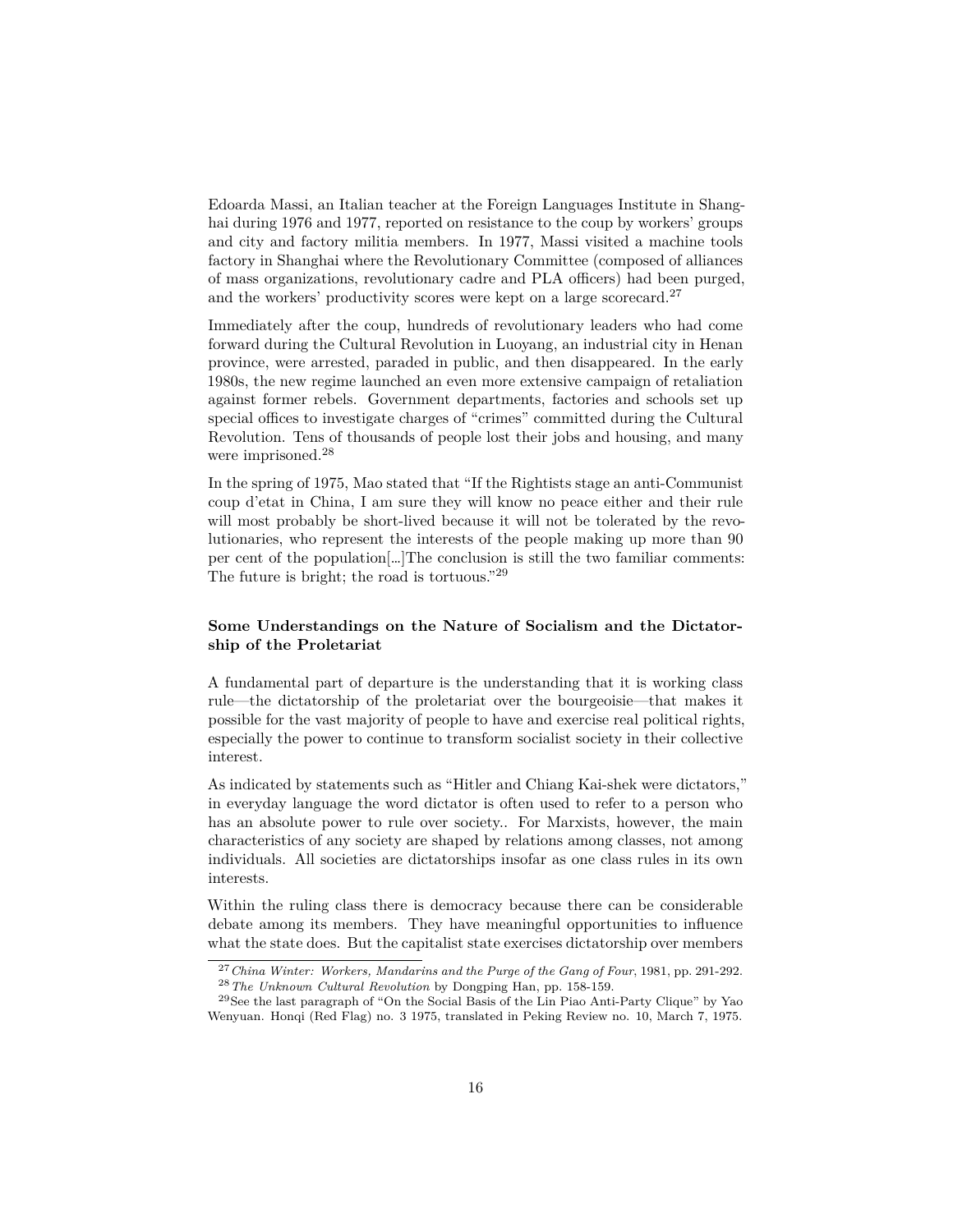Edoarda Massi, an Italian teacher at the Foreign Languages Institute in Shanghai during 1976 and 1977, reported on resistance to the coup by workers' groups and city and factory militia members. In 1977, Massi visited a machine tools factory in Shanghai where the Revolutionary Committee (composed of alliances of mass organizations, revolutionary cadre and PLA officers) had been purged, and the workers' productivity scores were kept on a large scorecard.[27]

Immediately after the coup, hundreds of revolutionary leaders who had come forward during the Cultural Revolution in Luoyang, an industrial city in Henan province, were arrested, paraded in public, and then disappeared. In the early 1980s, the new regime launched an even more extensive campaign of retaliation against former rebels. Government departments, factories and schools set up special offices to investigate charges of "crimes" committed during the Cultural Revolution. Tens of thousands of people lost their jobs and housing, and many were imprisoned.[28]

In the spring of 1975, Mao stated that "If the Rightists stage an anti-Communist coup d'etat in China, I am sure they will know no peace either and their rule will most probably be short-lived because it will not be tolerated by the revolutionaries, who represent the interests of the people making up more than 90 per cent of the population[...]The conclusion is still the two familiar comments: The future is bright; the road is tortuous."[29]

### Some Understandings on the Nature of Socialism and the Dictatorship of the Proletariat

A fundamental part of departure is the understanding that it is working class rule—the dictatorship of the proletariat over the bourgeoisie—that makes it possible for the vast majority of people to have and exercise real political rights, especially the power to continue to transform socialist society in their collective interest.

As indicated by statements such as "Hitler and Chiang Kai-shek were dictators," in everyday language the word dictator is often used to refer to a person who has an absolute power to rule over society.. For Marxists, however, the main characteristics of any society are shaped by relations among classes, not among individuals. All societies are dictatorships insofar as one class rules in its own interests.

Within the ruling class there is democracy because there can be considerable debate among its members. They have meaningful opportunities to influence what the state does. But the capitalist state exercises dictatorship over members

---

[27] *China Winter: Workers, Mandarins and the Purge of the Gang of Four*, 1981, pp. 291-292.

[28] *The Unknown Cultural Revolution* by Dongping Han, pp. 158-159.

[29] See the last paragraph of "On the Social Basis of the Lin Piao Anti-Party Clique" by Yao Wenyuan. Honqi (Red Flag) no. 3 1975, translated in Peking Review no. 10, March 7, 1975.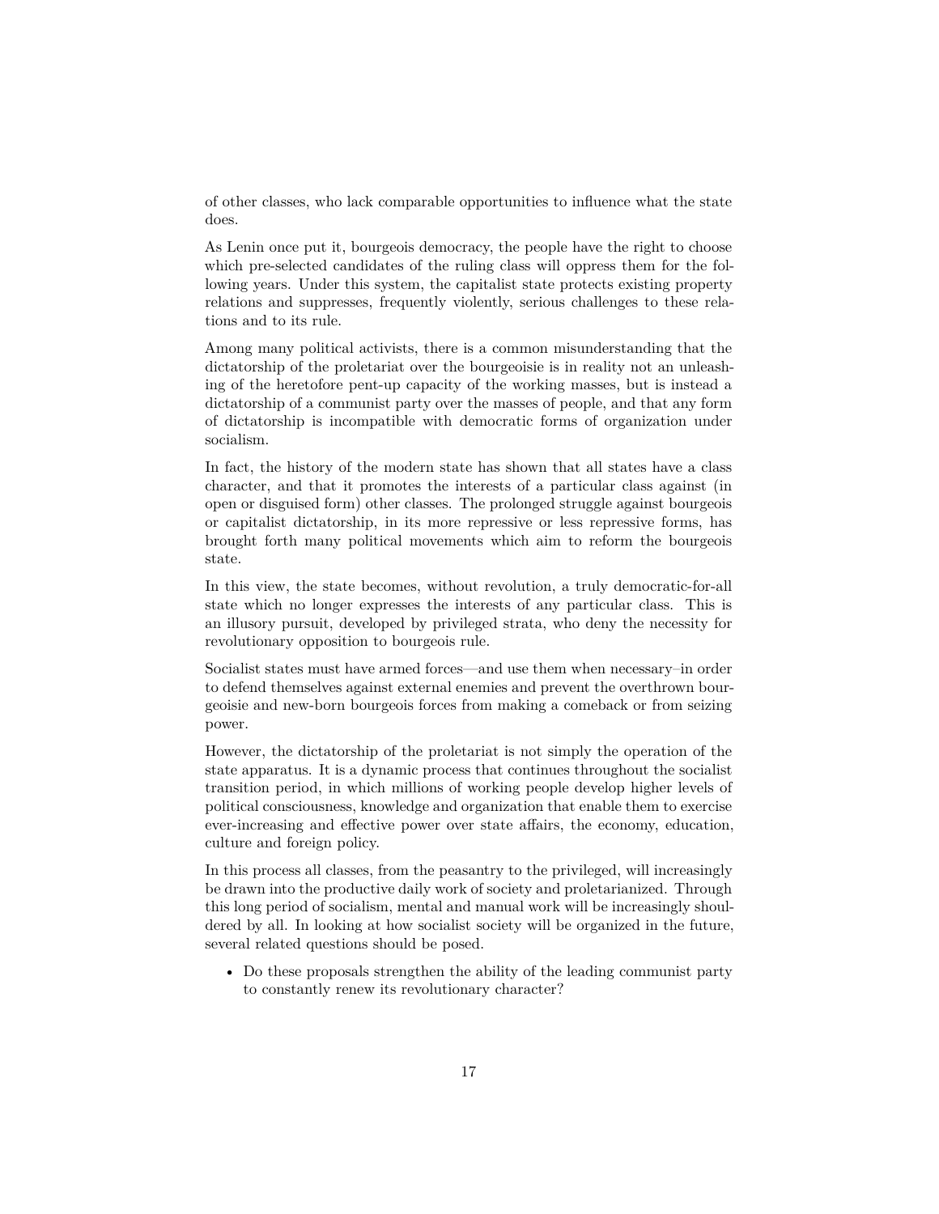of other classes, who lack comparable opportunities to influence what the state does.

As Lenin once put it, bourgeois democracy, the people have the right to choose which pre-selected candidates of the ruling class will oppress them for the following years. Under this system, the capitalist state protects existing property relations and suppresses, frequently violently, serious challenges to these relations and to its rule.

Among many political activists, there is a common misunderstanding that the dictatorship of the proletariat over the bourgeoisie is in reality not an unleashing of the heretofore pent-up capacity of the working masses, but is instead a dictatorship of a communist party over the masses of people, and that any form of dictatorship is incompatible with democratic forms of organization under socialism.

In fact, the history of the modern state has shown that all states have a class character, and that it promotes the interests of a particular class against (in open or disguised form) other classes. The prolonged struggle against bourgeois or capitalist dictatorship, in its more repressive or less repressive forms, has brought forth many political movements which aim to reform the bourgeois state.

In this view, the state becomes, without revolution, a truly democratic-for-all state which no longer expresses the interests of any particular class. This is an illusory pursuit, developed by privileged strata, who deny the necessity for revolutionary opposition to bourgeois rule.

Socialist states must have armed forces—and use them when necessary–in order to defend themselves against external enemies and prevent the overthrown bourgeoisie and new-born bourgeois forces from making a comeback or from seizing power.

However, the dictatorship of the proletariat is not simply the operation of the state apparatus. It is a dynamic process that continues throughout the socialist transition period, in which millions of working people develop higher levels of political consciousness, knowledge and organization that enable them to exercise ever-increasing and effective power over state affairs, the economy, education, culture and foreign policy.

In this process all classes, from the peasantry to the privileged, will increasingly be drawn into the productive daily work of society and proletarianized. Through this long period of socialism, mental and manual work will be increasingly shouldered by all. In looking at how socialist society will be organized in the future, several related questions should be posed.

- Do these proposals strengthen the ability of the leading communist party to constantly renew its revolutionary character?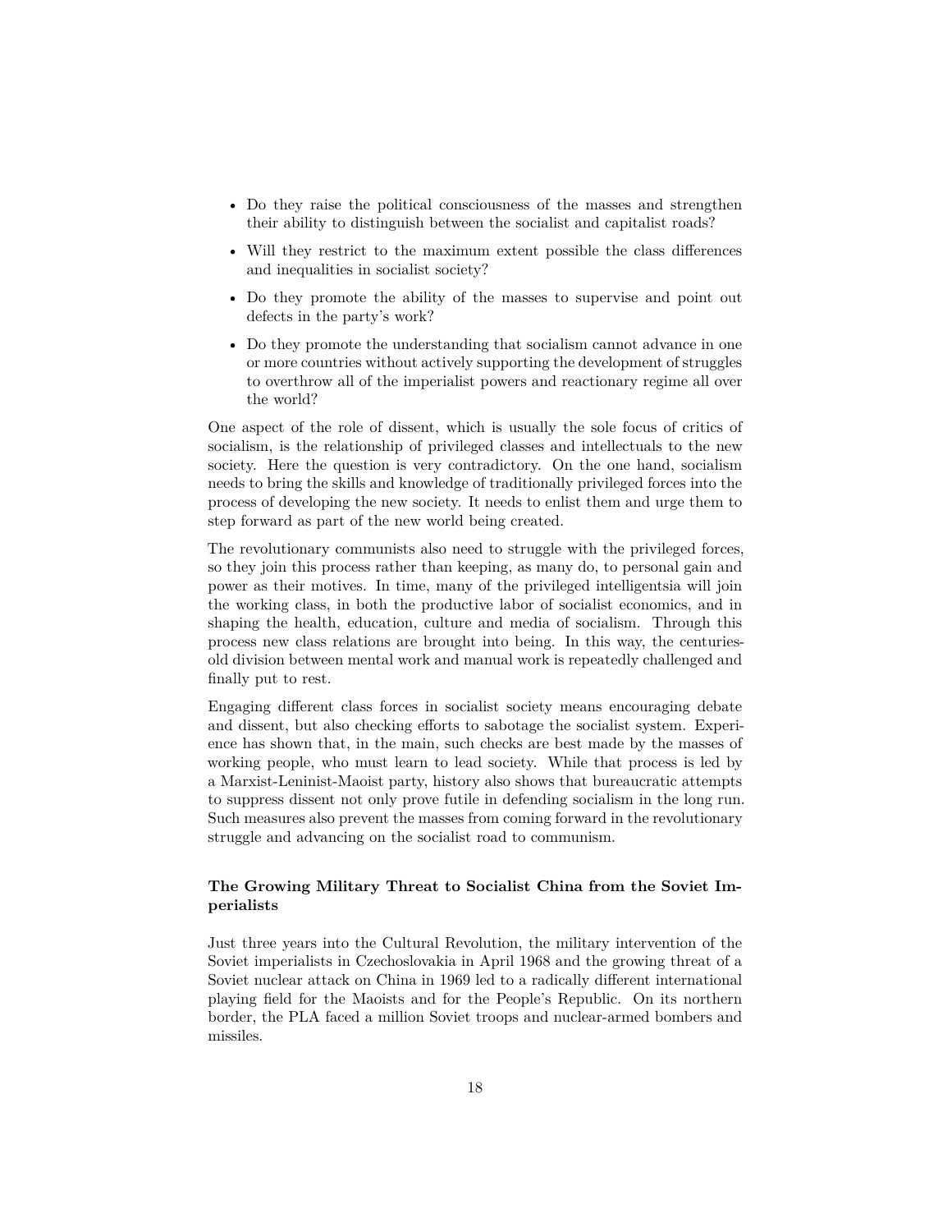- Do they raise the political consciousness of the masses and strengthen their ability to distinguish between the socialist and capitalist roads?
- Will they restrict to the maximum extent possible the class differences and inequalities in socialist society?
- Do they promote the ability of the masses to supervise and point out defects in the party's work?
- Do they promote the understanding that socialism cannot advance in one or more countries without actively supporting the development of struggles to overthrow all of the imperialist powers and reactionary regime all over the world?

One aspect of the role of dissent, which is usually the sole focus of critics of socialism, is the relationship of privileged classes and intellectuals to the new society. Here the question is very contradictory. On the one hand, socialism needs to bring the skills and knowledge of traditionally privileged forces into the process of developing the new society. It needs to enlist them and urge them to step forward as part of the new world being created.

The revolutionary communists also need to struggle with the privileged forces, so they join this process rather than keeping, as many do, to personal gain and power as their motives. In time, many of the privileged intelligentsia will join the working class, in both the productive labor of socialist economics, and in shaping the health, education, culture and media of socialism. Through this process new class relations are brought into being. In this way, the centuries-old division between mental work and manual work is repeatedly challenged and finally put to rest.

Engaging different class forces in socialist society means encouraging debate and dissent, but also checking efforts to sabotage the socialist system. Experience has shown that, in the main, such checks are best made by the masses of working people, who must learn to lead society. While that process is led by a Marxist-Leninist-Maoist party, history also shows that bureaucratic attempts to suppress dissent not only prove futile in defending socialism in the long run. Such measures also prevent the masses from coming forward in the revolutionary struggle and advancing on the socialist road to communism.

### The Growing Military Threat to Socialist China from the Soviet Imperialists

Just three years into the Cultural Revolution, the military intervention of the Soviet imperialists in Czechoslovakia in April 1968 and the growing threat of a Soviet nuclear attack on China in 1969 led to a radically different international playing field for the Maoists and for the People's Republic. On its northern border, the PLA faced a million Soviet troops and nuclear-armed bombers and missiles.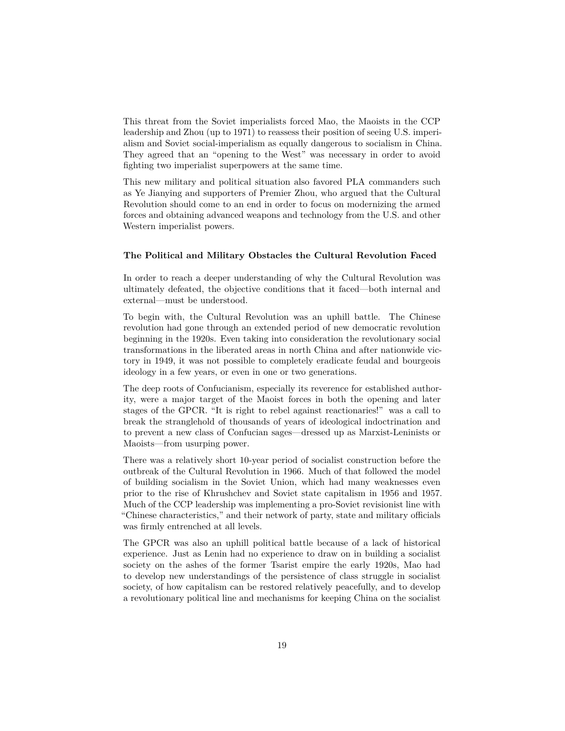This threat from the Soviet imperialists forced Mao, the Maoists in the CCP leadership and Zhou (up to 1971) to reassess their position of seeing U.S. imperialism and Soviet social-imperialism as equally dangerous to socialism in China. They agreed that an "opening to the West" was necessary in order to avoid fighting two imperialist superpowers at the same time.

This new military and political situation also favored PLA commanders such as Ye Jianying and supporters of Premier Zhou, who argued that the Cultural Revolution should come to an end in order to focus on modernizing the armed forces and obtaining advanced weapons and technology from the U.S. and other Western imperialist powers.

### The Political and Military Obstacles the Cultural Revolution Faced

In order to reach a deeper understanding of why the Cultural Revolution was ultimately defeated, the objective conditions that it faced—both internal and external—must be understood.

To begin with, the Cultural Revolution was an uphill battle. The Chinese revolution had gone through an extended period of new democratic revolution beginning in the 1920s. Even taking into consideration the revolutionary social transformations in the liberated areas in north China and after nationwide victory in 1949, it was not possible to completely eradicate feudal and bourgeois ideology in a few years, or even in one or two generations.

The deep roots of Confucianism, especially its reverence for established authority, were a major target of the Maoist forces in both the opening and later stages of the GPCR. "It is right to rebel against reactionaries!" was a call to break the stranglehold of thousands of years of ideological indoctrination and to prevent a new class of Confucian sages—dressed up as Marxist-Leninists or Maoists—from usurping power.

There was a relatively short 10-year period of socialist construction before the outbreak of the Cultural Revolution in 1966. Much of that followed the model of building socialism in the Soviet Union, which had many weaknesses even prior to the rise of Khrushchev and Soviet state capitalism in 1956 and 1957. Much of the CCP leadership was implementing a pro-Soviet revisionist line with "Chinese characteristics," and their network of party, state and military officials was firmly entrenched at all levels.

The GPCR was also an uphill political battle because of a lack of historical experience. Just as Lenin had no experience to draw on in building a socialist society on the ashes of the former Tsarist empire the early 1920s, Mao had to develop new understandings of the persistence of class struggle in socialist society, of how capitalism can be restored relatively peacefully, and to develop a revolutionary political line and mechanisms for keeping China on the socialist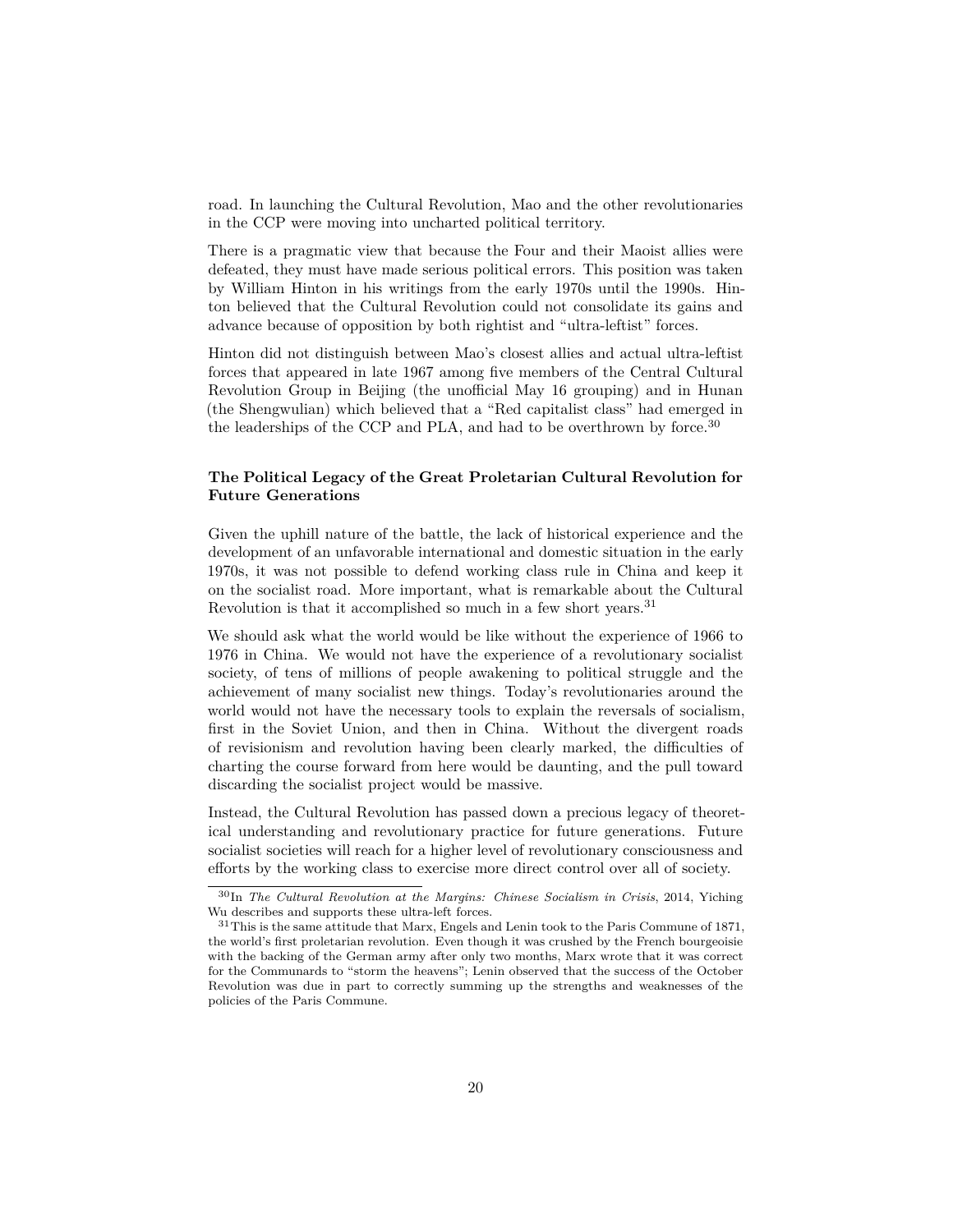road. In launching the Cultural Revolution, Mao and the other revolutionaries in the CCP were moving into uncharted political territory.

There is a pragmatic view that because the Four and their Maoist allies were defeated, they must have made serious political errors. This position was taken by William Hinton in his writings from the early 1970s until the 1990s. Hinton believed that the Cultural Revolution could not consolidate its gains and advance because of opposition by both rightist and "ultra-leftist" forces.

Hinton did not distinguish between Mao's closest allies and actual ultra-leftist forces that appeared in late 1967 among five members of the Central Cultural Revolution Group in Beijing (the unofficial May 16 grouping) and in Hunan (the Shengwulian) which believed that a "Red capitalist class" had emerged in the leaderships of the CCP and PLA, and had to be overthrown by force.[30]

### The Political Legacy of the Great Proletarian Cultural Revolution for Future Generations

Given the uphill nature of the battle, the lack of historical experience and the development of an unfavorable international and domestic situation in the early 1970s, it was not possible to defend working class rule in China and keep it on the socialist road. More important, what is remarkable about the Cultural Revolution is that it accomplished so much in a few short years.[31]

We should ask what the world would be like without the experience of 1966 to 1976 in China. We would not have the experience of a revolutionary socialist society, of tens of millions of people awakening to political struggle and the achievement of many socialist new things. Today's revolutionaries around the world would not have the necessary tools to explain the reversals of socialism, first in the Soviet Union, and then in China. Without the divergent roads of revisionism and revolution having been clearly marked, the difficulties of charting the course forward from here would be daunting, and the pull toward discarding the socialist project would be massive.

Instead, the Cultural Revolution has passed down a precious legacy of theoretical understanding and revolutionary practice for future generations. Future socialist societies will reach for a higher level of revolutionary consciousness and efforts by the working class to exercise more direct control over all of society.

---

[30] In *The Cultural Revolution at the Margins: Chinese Socialism in Crisis*, 2014, Yiching Wu describes and supports these ultra-left forces.

[31] This is the same attitude that Marx, Engels and Lenin took to the Paris Commune of 1871, the world's first proletarian revolution. Even though it was crushed by the French bourgeoisie with the backing of the German army after only two months, Marx wrote that it was correct for the Communards to "storm the heavens"; Lenin observed that the success of the October Revolution was due in part to correctly summing up the strengths and weaknesses of the policies of the Paris Commune.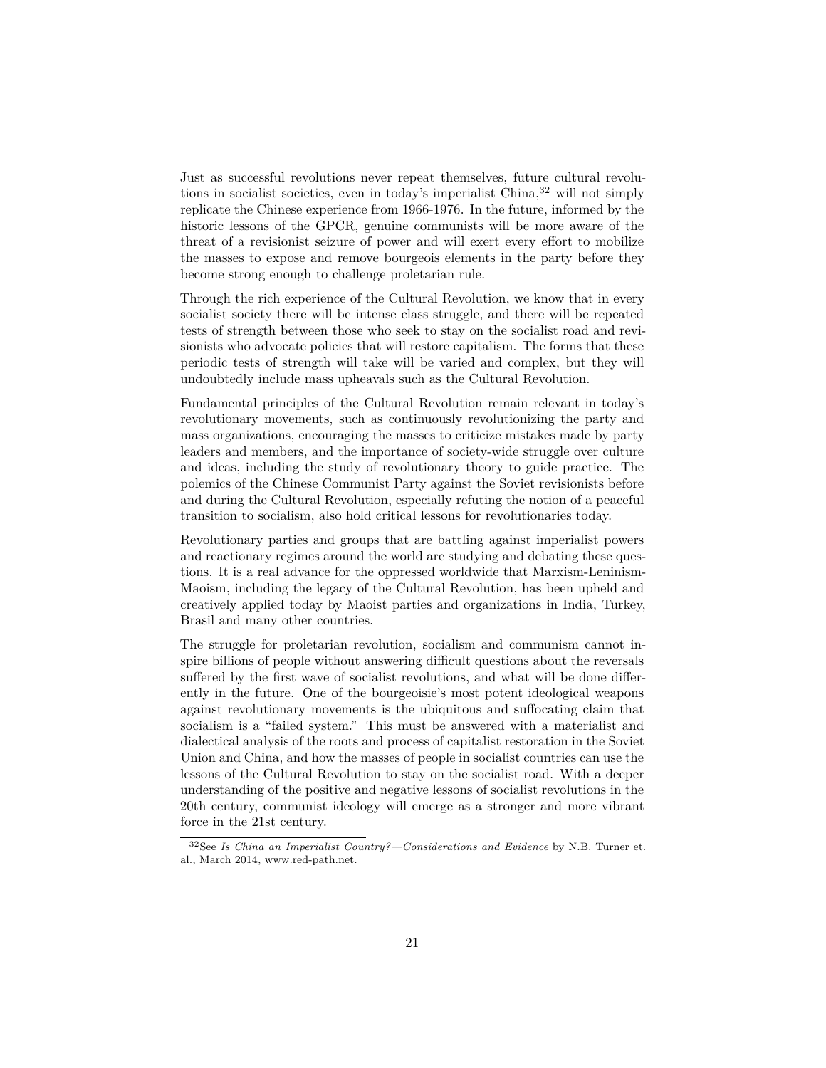Just as successful revolutions never repeat themselves, future cultural revolutions in socialist societies, even in today's imperialist China,[32] will not simply replicate the Chinese experience from 1966-1976. In the future, informed by the historic lessons of the GPCR, genuine communists will be more aware of the threat of a revisionist seizure of power and will exert every effort to mobilize the masses to expose and remove bourgeois elements in the party before they become strong enough to challenge proletarian rule.

Through the rich experience of the Cultural Revolution, we know that in every socialist society there will be intense class struggle, and there will be repeated tests of strength between those who seek to stay on the socialist road and revisionists who advocate policies that will restore capitalism. The forms that these periodic tests of strength will take will be varied and complex, but they will undoubtedly include mass upheavals such as the Cultural Revolution.

Fundamental principles of the Cultural Revolution remain relevant in today's revolutionary movements, such as continuously revolutionizing the party and mass organizations, encouraging the masses to criticize mistakes made by party leaders and members, and the importance of society-wide struggle over culture and ideas, including the study of revolutionary theory to guide practice. The polemics of the Chinese Communist Party against the Soviet revisionists before and during the Cultural Revolution, especially refuting the notion of a peaceful transition to socialism, also hold critical lessons for revolutionaries today.

Revolutionary parties and groups that are battling against imperialist powers and reactionary regimes around the world are studying and debating these questions. It is a real advance for the oppressed worldwide that Marxism-Leninism-Maoism, including the legacy of the Cultural Revolution, has been upheld and creatively applied today by Maoist parties and organizations in India, Turkey, Brasil and many other countries.

The struggle for proletarian revolution, socialism and communism cannot inspire billions of people without answering difficult questions about the reversals suffered by the first wave of socialist revolutions, and what will be done differently in the future. One of the bourgeoisie's most potent ideological weapons against revolutionary movements is the ubiquitous and suffocating claim that socialism is a "failed system." This must be answered with a materialist and dialectical analysis of the roots and process of capitalist restoration in the Soviet Union and China, and how the masses of people in socialist countries can use the lessons of the Cultural Revolution to stay on the socialist road. With a deeper understanding of the positive and negative lessons of socialist revolutions in the 20th century, communist ideology will emerge as a stronger and more vibrant force in the 21st century.

---

[32] See *Is China an Imperialist Country?—Considerations and Evidence* by N.B. Turner et. al., March 2014, www.red-path.net.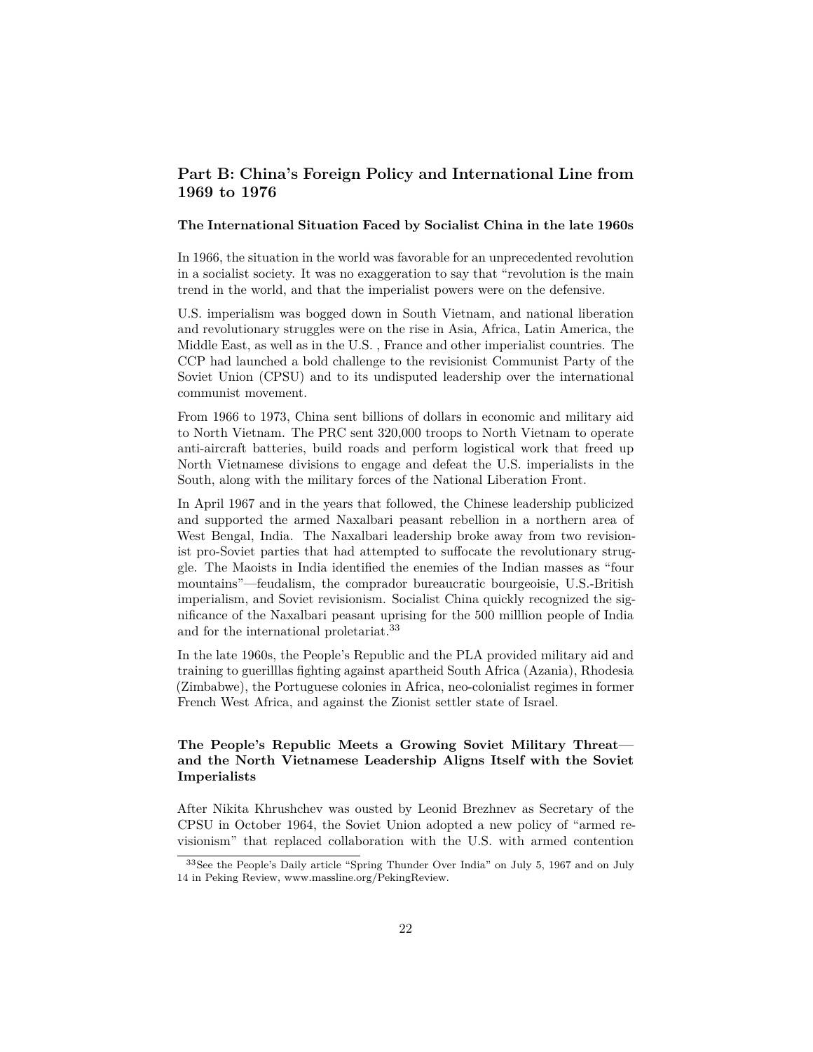## Part B: China's Foreign Policy and International Line from 1969 to 1976

### The International Situation Faced by Socialist China in the late 1960s

In 1966, the situation in the world was favorable for an unprecedented revolution in a socialist society. It was no exaggeration to say that "revolution is the main trend in the world, and that the imperialist powers were on the defensive.

U.S. imperialism was bogged down in South Vietnam, and national liberation and revolutionary struggles were on the rise in Asia, Africa, Latin America, the Middle East, as well as in the U.S. , France and other imperialist countries. The CCP had launched a bold challenge to the revisionist Communist Party of the Soviet Union (CPSU) and to its undisputed leadership over the international communist movement.

From 1966 to 1973, China sent billions of dollars in economic and military aid to North Vietnam. The PRC sent 320,000 troops to North Vietnam to operate anti-aircraft batteries, build roads and perform logistical work that freed up North Vietnamese divisions to engage and defeat the U.S. imperialists in the South, along with the military forces of the National Liberation Front.

In April 1967 and in the years that followed, the Chinese leadership publicized and supported the armed Naxalbari peasant rebellion in a northern area of West Bengal, India. The Naxalbari leadership broke away from two revisionist pro-Soviet parties that had attempted to suffocate the revolutionary struggle. The Maoists in India identified the enemies of the Indian masses as "four mountains"—feudalism, the comprador bureaucratic bourgeoisie, U.S.-British imperialism, and Soviet revisionism. Socialist China quickly recognized the significance of the Naxalbari peasant uprising for the 500 milllion people of India and for the international proletariat.[33]

In the late 1960s, the People's Republic and the PLA provided military aid and training to guerilllas fighting against apartheid South Africa (Azania), Rhodesia (Zimbabwe), the Portuguese colonies in Africa, neo-colonialist regimes in former French West Africa, and against the Zionist settler state of Israel.

### The People's Republic Meets a Growing Soviet Military Threat—and the North Vietnamese Leadership Aligns Itself with the Soviet Imperialists

After Nikita Khrushchev was ousted by Leonid Brezhnev as Secretary of the CPSU in October 1964, the Soviet Union adopted a new policy of "armed revisionism" that replaced collaboration with the U.S. with armed contention

[33] See the People's Daily article "Spring Thunder Over India" on July 5, 1967 and on July 14 in Peking Review, www.massline.org/PekingReview.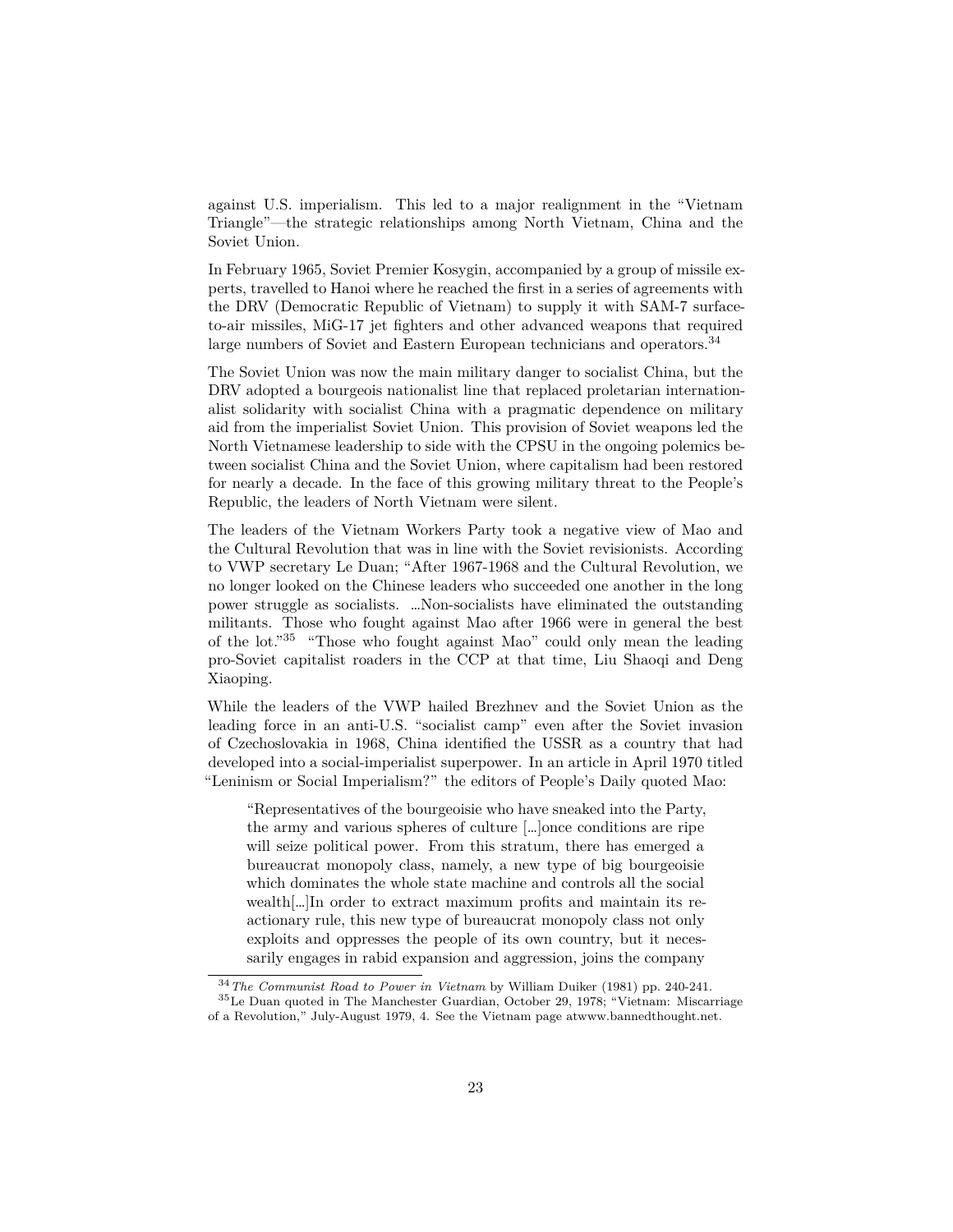against U.S. imperialism. This led to a major realignment in the "Vietnam Triangle"—the strategic relationships among North Vietnam, China and the Soviet Union.

In February 1965, Soviet Premier Kosygin, accompanied by a group of missile experts, travelled to Hanoi where he reached the first in a series of agreements with the DRV (Democratic Republic of Vietnam) to supply it with SAM-7 surface-to-air missiles, MiG-17 jet fighters and other advanced weapons that required large numbers of Soviet and Eastern European technicians and operators.[34]

The Soviet Union was now the main military danger to socialist China, but the DRV adopted a bourgeois nationalist line that replaced proletarian internationalist solidarity with socialist China with a pragmatic dependence on military aid from the imperialist Soviet Union. This provision of Soviet weapons led the North Vietnamese leadership to side with the CPSU in the ongoing polemics between socialist China and the Soviet Union, where capitalism had been restored for nearly a decade. In the face of this growing military threat to the People's Republic, the leaders of North Vietnam were silent.

The leaders of the Vietnam Workers Party took a negative view of Mao and the Cultural Revolution that was in line with the Soviet revisionists. According to VWP secretary Le Duan; "After 1967-1968 and the Cultural Revolution, we no longer looked on the Chinese leaders who succeeded one another in the long power struggle as socialists. …Non-socialists have eliminated the outstanding militants. Those who fought against Mao after 1966 were in general the best of the lot."[35] "Those who fought against Mao" could only mean the leading pro-Soviet capitalist roaders in the CCP at that time, Liu Shaoqi and Deng Xiaoping.

While the leaders of the VWP hailed Brezhnev and the Soviet Union as the leading force in an anti-U.S. "socialist camp" even after the Soviet invasion of Czechoslovakia in 1968, China identified the USSR as a country that had developed into a social-imperialist superpower. In an article in April 1970 titled "Leninism or Social Imperialism?" the editors of People's Daily quoted Mao:

> "Representatives of the bourgeoisie who have sneaked into the Party, the army and various spheres of culture […]once conditions are ripe will seize political power. From this stratum, there has emerged a bureaucrat monopoly class, namely, a new type of big bourgeoisie which dominates the whole state machine and controls all the social wealth[…]In order to extract maximum profits and maintain its reactionary rule, this new type of bureaucrat monopoly class not only exploits and oppresses the people of its own country, but it necessarily engages in rabid expansion and aggression, joins the company

---

[34] *The Communist Road to Power in Vietnam* by William Duiker (1981) pp. 240-241.

[35] Le Duan quoted in The Manchester Guardian, October 29, 1978; "Vietnam: Miscarriage of a Revolution," July-August 1979, 4. See the Vietnam page atwww.bannedthought.net.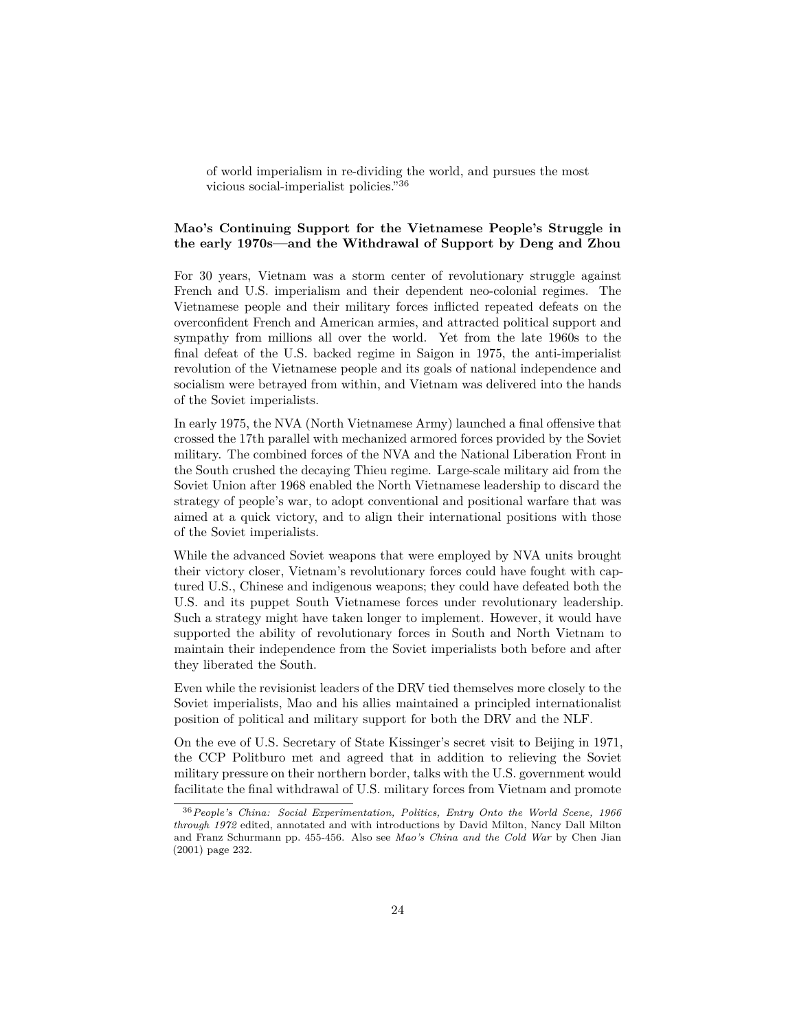of world imperialism in re-dividing the world, and pursues the most vicious social-imperialist policies."[36]

### Mao's Continuing Support for the Vietnamese People's Struggle in the early 1970s—and the Withdrawal of Support by Deng and Zhou

For 30 years, Vietnam was a storm center of revolutionary struggle against French and U.S. imperialism and their dependent neo-colonial regimes. The Vietnamese people and their military forces inflicted repeated defeats on the overconfident French and American armies, and attracted political support and sympathy from millions all over the world. Yet from the late 1960s to the final defeat of the U.S. backed regime in Saigon in 1975, the anti-imperialist revolution of the Vietnamese people and its goals of national independence and socialism were betrayed from within, and Vietnam was delivered into the hands of the Soviet imperialists.

In early 1975, the NVA (North Vietnamese Army) launched a final offensive that crossed the 17th parallel with mechanized armored forces provided by the Soviet military. The combined forces of the NVA and the National Liberation Front in the South crushed the decaying Thieu regime. Large-scale military aid from the Soviet Union after 1968 enabled the North Vietnamese leadership to discard the strategy of people's war, to adopt conventional and positional warfare that was aimed at a quick victory, and to align their international positions with those of the Soviet imperialists.

While the advanced Soviet weapons that were employed by NVA units brought their victory closer, Vietnam's revolutionary forces could have fought with captured U.S., Chinese and indigenous weapons; they could have defeated both the U.S. and its puppet South Vietnamese forces under revolutionary leadership. Such a strategy might have taken longer to implement. However, it would have supported the ability of revolutionary forces in South and North Vietnam to maintain their independence from the Soviet imperialists both before and after they liberated the South.

Even while the revisionist leaders of the DRV tied themselves more closely to the Soviet imperialists, Mao and his allies maintained a principled internationalist position of political and military support for both the DRV and the NLF.

On the eve of U.S. Secretary of State Kissinger's secret visit to Beijing in 1971, the CCP Politburo met and agreed that in addition to relieving the Soviet military pressure on their northern border, talks with the U.S. government would facilitate the final withdrawal of U.S. military forces from Vietnam and promote

---

[36] *People's China: Social Experimentation, Politics, Entry Onto the World Scene, 1966 through 1972* edited, annotated and with introductions by David Milton, Nancy Dall Milton and Franz Schurmann pp. 455-456. Also see *Mao's China and the Cold War* by Chen Jian (2001) page 232.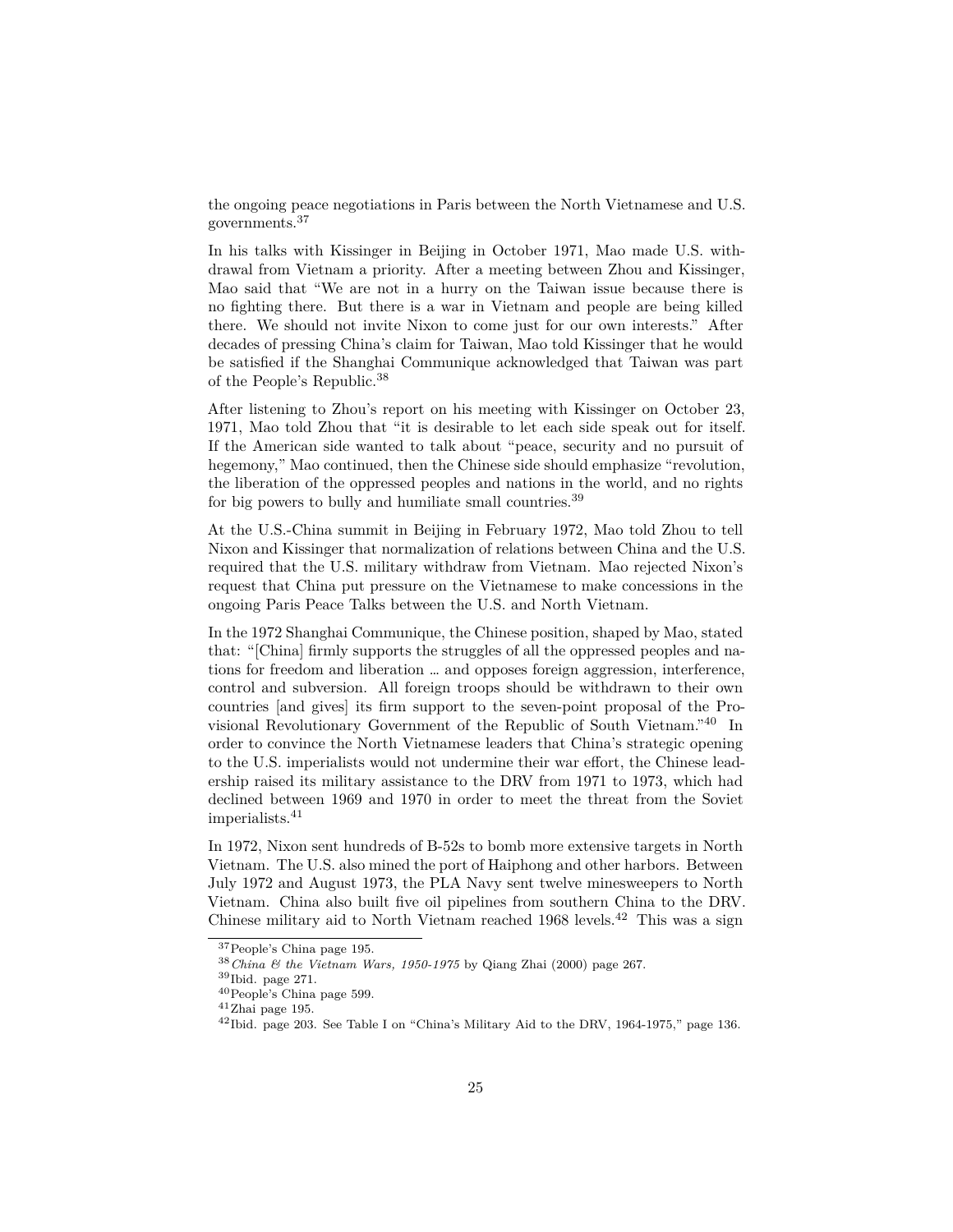the ongoing peace negotiations in Paris between the North Vietnamese and U.S. governments.[37]

In his talks with Kissinger in Beijing in October 1971, Mao made U.S. withdrawal from Vietnam a priority. After a meeting between Zhou and Kissinger, Mao said that "We are not in a hurry on the Taiwan issue because there is no fighting there. But there is a war in Vietnam and people are being killed there. We should not invite Nixon to come just for our own interests." After decades of pressing China's claim for Taiwan, Mao told Kissinger that he would be satisfied if the Shanghai Communique acknowledged that Taiwan was part of the People's Republic.[38]

After listening to Zhou's report on his meeting with Kissinger on October 23, 1971, Mao told Zhou that "it is desirable to let each side speak out for itself. If the American side wanted to talk about "peace, security and no pursuit of hegemony," Mao continued, then the Chinese side should emphasize "revolution, the liberation of the oppressed peoples and nations in the world, and no rights for big powers to bully and humiliate small countries.[39]

At the U.S.-China summit in Beijing in February 1972, Mao told Zhou to tell Nixon and Kissinger that normalization of relations between China and the U.S. required that the U.S. military withdraw from Vietnam. Mao rejected Nixon's request that China put pressure on the Vietnamese to make concessions in the ongoing Paris Peace Talks between the U.S. and North Vietnam.

In the 1972 Shanghai Communique, the Chinese position, shaped by Mao, stated that: "[China] firmly supports the struggles of all the oppressed peoples and nations for freedom and liberation … and opposes foreign aggression, interference, control and subversion. All foreign troops should be withdrawn to their own countries [and gives] its firm support to the seven-point proposal of the Provisional Revolutionary Government of the Republic of South Vietnam."[40] In order to convince the North Vietnamese leaders that China's strategic opening to the U.S. imperialists would not undermine their war effort, the Chinese leadership raised its military assistance to the DRV from 1971 to 1973, which had declined between 1969 and 1970 in order to meet the threat from the Soviet imperialists.[41]

In 1972, Nixon sent hundreds of B-52s to bomb more extensive targets in North Vietnam. The U.S. also mined the port of Haiphong and other harbors. Between July 1972 and August 1973, the PLA Navy sent twelve minesweepers to North Vietnam. China also built five oil pipelines from southern China to the DRV. Chinese military aid to North Vietnam reached 1968 levels.[42] This was a sign

---

[37] People's China page 195.

[38] *China & the Vietnam Wars, 1950-1975* by Qiang Zhai (2000) page 267.

[39] Ibid. page 271.

[40] People's China page 599.

[41] Zhai page 195.

[42] Ibid. page 203. See Table I on "China's Military Aid to the DRV, 1964-1975," page 136.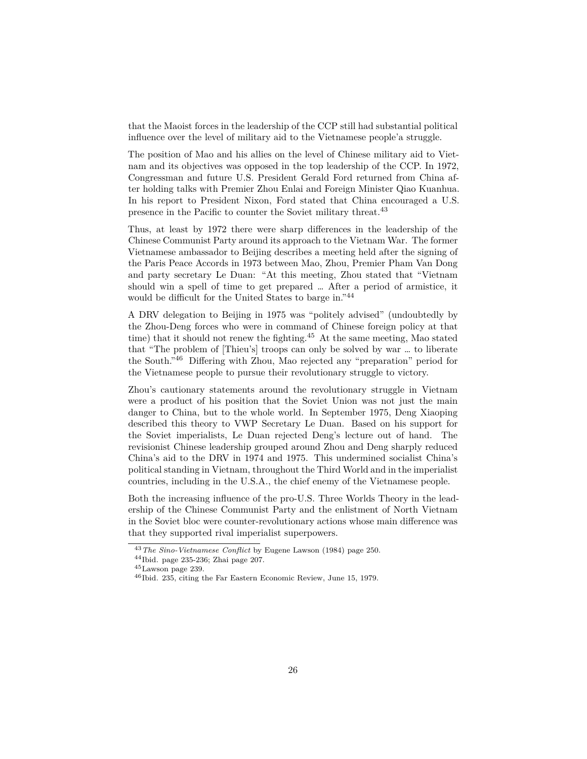that the Maoist forces in the leadership of the CCP still had substantial political influence over the level of military aid to the Vietnamese people'a struggle.

The position of Mao and his allies on the level of Chinese military aid to Vietnam and its objectives was opposed in the top leadership of the CCP. In 1972, Congressman and future U.S. President Gerald Ford returned from China after holding talks with Premier Zhou Enlai and Foreign Minister Qiao Kuanhua. In his report to President Nixon, Ford stated that China encouraged a U.S. presence in the Pacific to counter the Soviet military threat.[43]

Thus, at least by 1972 there were sharp differences in the leadership of the Chinese Communist Party around its approach to the Vietnam War. The former Vietnamese ambassador to Beijing describes a meeting held after the signing of the Paris Peace Accords in 1973 between Mao, Zhou, Premier Pham Van Dong and party secretary Le Duan: "At this meeting, Zhou stated that "Vietnam should win a spell of time to get prepared … After a period of armistice, it would be difficult for the United States to barge in."[44]

A DRV delegation to Beijing in 1975 was "politely advised" (undoubtedly by the Zhou-Deng forces who were in command of Chinese foreign policy at that time) that it should not renew the fighting.[45] At the same meeting, Mao stated that "The problem of [Thieu's] troops can only be solved by war … to liberate the South."[46] Differing with Zhou, Mao rejected any "preparation" period for the Vietnamese people to pursue their revolutionary struggle to victory.

Zhou's cautionary statements around the revolutionary struggle in Vietnam were a product of his position that the Soviet Union was not just the main danger to China, but to the whole world. In September 1975, Deng Xiaoping described this theory to VWP Secretary Le Duan. Based on his support for the Soviet imperialists, Le Duan rejected Deng's lecture out of hand. The revisionist Chinese leadership grouped around Zhou and Deng sharply reduced China's aid to the DRV in 1974 and 1975. This undermined socialist China's political standing in Vietnam, throughout the Third World and in the imperialist countries, including in the U.S.A., the chief enemy of the Vietnamese people.

Both the increasing influence of the pro-U.S. Three Worlds Theory in the leadership of the Chinese Communist Party and the enlistment of North Vietnam in the Soviet bloc were counter-revolutionary actions whose main difference was that they supported rival imperialist superpowers.

[43] *The Sino-Vietnamese Conflict* by Eugene Lawson (1984) page 250.

[44] Ibid. page 235-236; Zhai page 207.

[45] Lawson page 239.

[46] Ibid. 235, citing the Far Eastern Economic Review, June 15, 1979.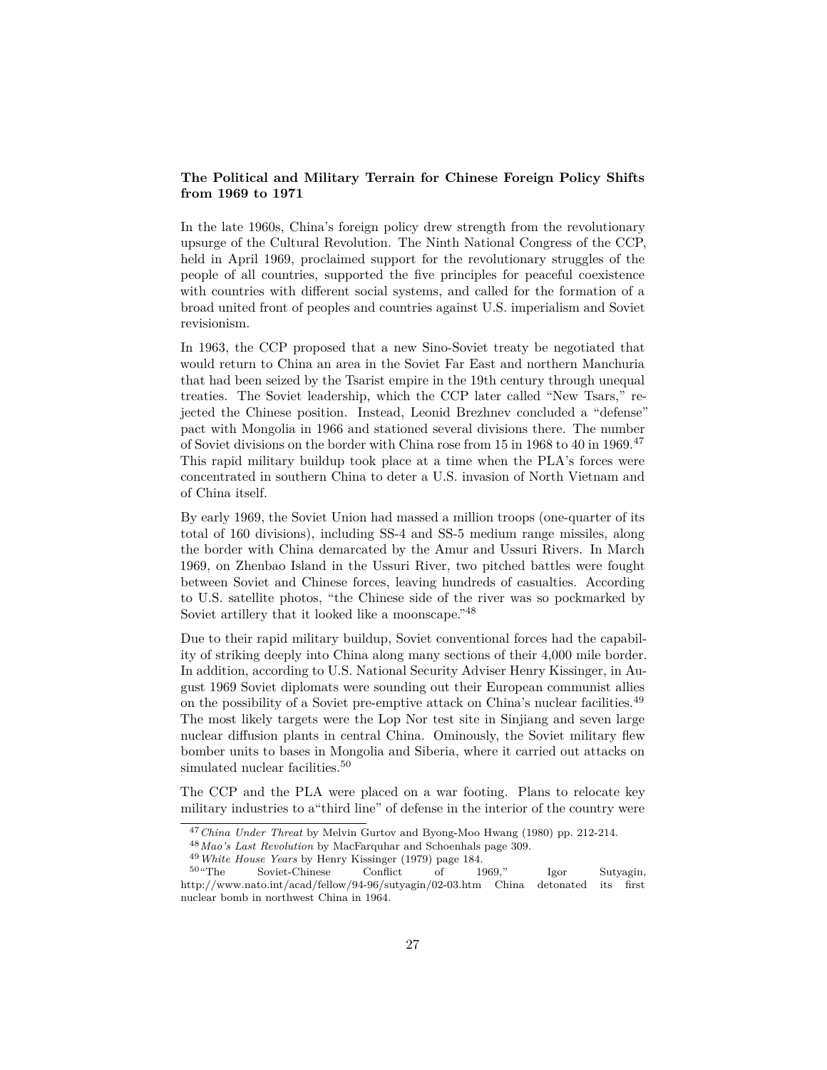### The Political and Military Terrain for Chinese Foreign Policy Shifts from 1969 to 1971

In the late 1960s, China's foreign policy drew strength from the revolutionary upsurge of the Cultural Revolution. The Ninth National Congress of the CCP, held in April 1969, proclaimed support for the revolutionary struggles of the people of all countries, supported the five principles for peaceful coexistence with countries with different social systems, and called for the formation of a broad united front of peoples and countries against U.S. imperialism and Soviet revisionism.

In 1963, the CCP proposed that a new Sino-Soviet treaty be negotiated that would return to China an area in the Soviet Far East and northern Manchuria that had been seized by the Tsarist empire in the 19th century through unequal treaties. The Soviet leadership, which the CCP later called "New Tsars," rejected the Chinese position. Instead, Leonid Brezhnev concluded a "defense" pact with Mongolia in 1966 and stationed several divisions there. The number of Soviet divisions on the border with China rose from 15 in 1968 to 40 in 1969.[47] This rapid military buildup took place at a time when the PLA's forces were concentrated in southern China to deter a U.S. invasion of North Vietnam and of China itself.

By early 1969, the Soviet Union had massed a million troops (one-quarter of its total of 160 divisions), including SS-4 and SS-5 medium range missiles, along the border with China demarcated by the Amur and Ussuri Rivers. In March 1969, on Zhenbao Island in the Ussuri River, two pitched battles were fought between Soviet and Chinese forces, leaving hundreds of casualties. According to U.S. satellite photos, "the Chinese side of the river was so pockmarked by Soviet artillery that it looked like a moonscape."[48]

Due to their rapid military buildup, Soviet conventional forces had the capability of striking deeply into China along many sections of their 4,000 mile border. In addition, according to U.S. National Security Adviser Henry Kissinger, in August 1969 Soviet diplomats were sounding out their European communist allies on the possibility of a Soviet pre-emptive attack on China's nuclear facilities.[49] The most likely targets were the Lop Nor test site in Sinjiang and seven large nuclear diffusion plants in central China. Ominously, the Soviet military flew bomber units to bases in Mongolia and Siberia, where it carried out attacks on simulated nuclear facilities.[50]

The CCP and the PLA were placed on a war footing. Plans to relocate key military industries to a"third line" of defense in the interior of the country were

[47] *China Under Threat* by Melvin Gurtov and Byong-Moo Hwang (1980) pp. 212-214.

[48] *Mao's Last Revolution* by MacFarquhar and Schoenhals page 309.

[49] *White House Years* by Henry Kissinger (1979) page 184.

[50] "The Soviet-Chinese Conflict of 1969," Igor Sutyagin, http://www.nato.int/acad/fellow/94-96/sutyagin/02-03.htm China detonated its first nuclear bomb in northwest China in 1964.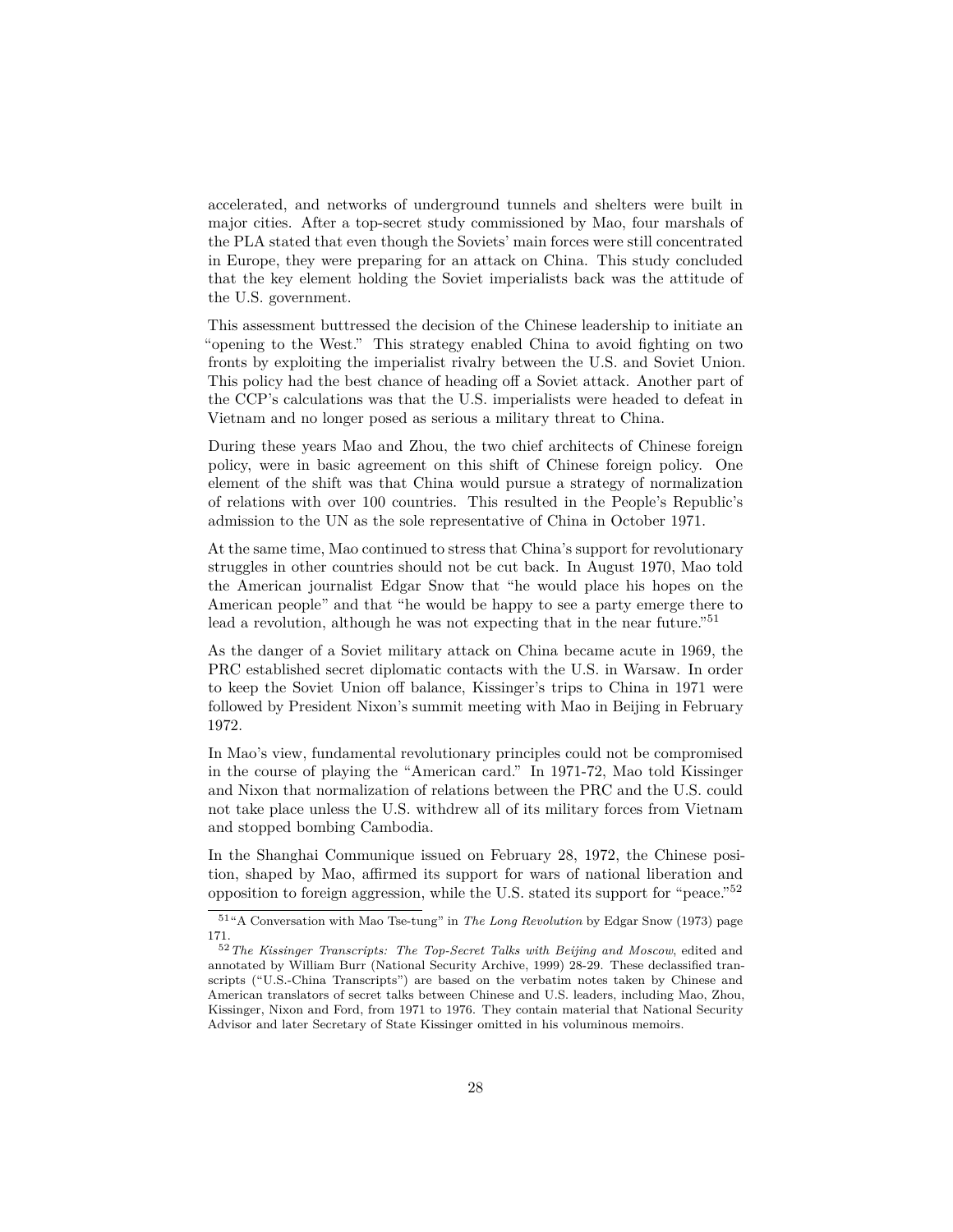accelerated, and networks of underground tunnels and shelters were built in major cities. After a top-secret study commissioned by Mao, four marshals of the PLA stated that even though the Soviets' main forces were still concentrated in Europe, they were preparing for an attack on China. This study concluded that the key element holding the Soviet imperialists back was the attitude of the U.S. government.

This assessment buttressed the decision of the Chinese leadership to initiate an "opening to the West." This strategy enabled China to avoid fighting on two fronts by exploiting the imperialist rivalry between the U.S. and Soviet Union. This policy had the best chance of heading off a Soviet attack. Another part of the CCP's calculations was that the U.S. imperialists were headed to defeat in Vietnam and no longer posed as serious a military threat to China.

During these years Mao and Zhou, the two chief architects of Chinese foreign policy, were in basic agreement on this shift of Chinese foreign policy. One element of the shift was that China would pursue a strategy of normalization of relations with over 100 countries. This resulted in the People's Republic's admission to the UN as the sole representative of China in October 1971.

At the same time, Mao continued to stress that China's support for revolutionary struggles in other countries should not be cut back. In August 1970, Mao told the American journalist Edgar Snow that "he would place his hopes on the American people" and that "he would be happy to see a party emerge there to lead a revolution, although he was not expecting that in the near future."[51]

As the danger of a Soviet military attack on China became acute in 1969, the PRC established secret diplomatic contacts with the U.S. in Warsaw. In order to keep the Soviet Union off balance, Kissinger's trips to China in 1971 were followed by President Nixon's summit meeting with Mao in Beijing in February 1972.

In Mao's view, fundamental revolutionary principles could not be compromised in the course of playing the "American card." In 1971-72, Mao told Kissinger and Nixon that normalization of relations between the PRC and the U.S. could not take place unless the U.S. withdrew all of its military forces from Vietnam and stopped bombing Cambodia.

In the Shanghai Communique issued on February 28, 1972, the Chinese position, shaped by Mao, affirmed its support for wars of national liberation and opposition to foreign aggression, while the U.S. stated its support for "peace."[52]

---

[51] "A Conversation with Mao Tse-tung" in *The Long Revolution* by Edgar Snow (1973) page 171.

[52] *The Kissinger Transcripts: The Top-Secret Talks with Beijing and Moscow*, edited and annotated by William Burr (National Security Archive, 1999) 28-29. These declassified transcripts ("U.S.-China Transcripts") are based on the verbatim notes taken by Chinese and American translators of secret talks between Chinese and U.S. leaders, including Mao, Zhou, Kissinger, Nixon and Ford, from 1971 to 1976. They contain material that National Security Advisor and later Secretary of State Kissinger omitted in his voluminous memoirs.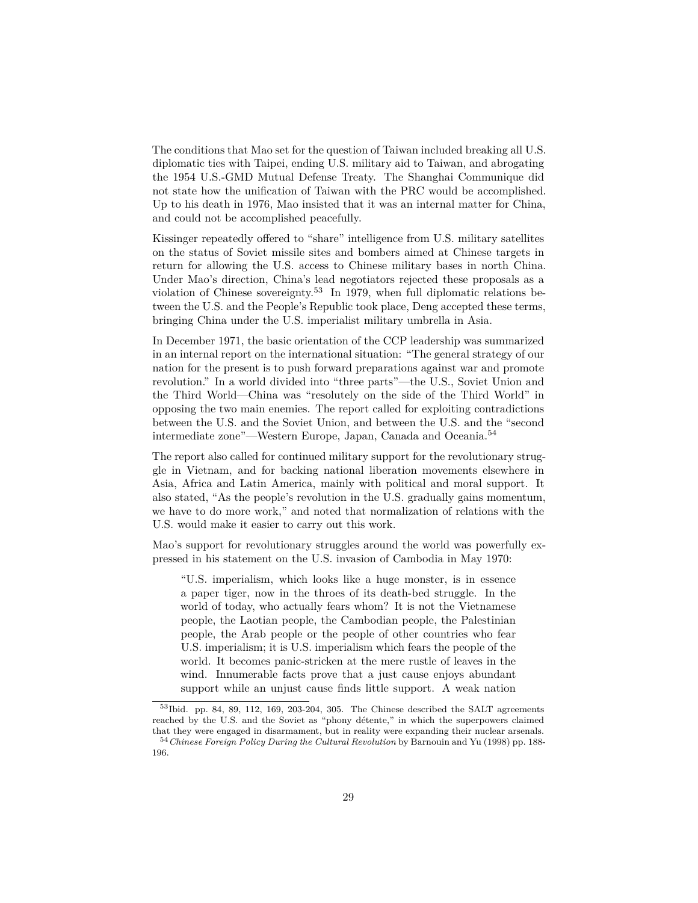The conditions that Mao set for the question of Taiwan included breaking all U.S. diplomatic ties with Taipei, ending U.S. military aid to Taiwan, and abrogating the 1954 U.S.-GMD Mutual Defense Treaty. The Shanghai Communique did not state how the unification of Taiwan with the PRC would be accomplished. Up to his death in 1976, Mao insisted that it was an internal matter for China, and could not be accomplished peacefully.

Kissinger repeatedly offered to "share" intelligence from U.S. military satellites on the status of Soviet missile sites and bombers aimed at Chinese targets in return for allowing the U.S. access to Chinese military bases in north China. Under Mao's direction, China's lead negotiators rejected these proposals as a violation of Chinese sovereignty.[53] In 1979, when full diplomatic relations between the U.S. and the People's Republic took place, Deng accepted these terms, bringing China under the U.S. imperialist military umbrella in Asia.

In December 1971, the basic orientation of the CCP leadership was summarized in an internal report on the international situation: "The general strategy of our nation for the present is to push forward preparations against war and promote revolution." In a world divided into "three parts"—the U.S., Soviet Union and the Third World—China was "resolutely on the side of the Third World" in opposing the two main enemies. The report called for exploiting contradictions between the U.S. and the Soviet Union, and between the U.S. and the "second intermediate zone"—Western Europe, Japan, Canada and Oceania.[54]

The report also called for continued military support for the revolutionary struggle in Vietnam, and for backing national liberation movements elsewhere in Asia, Africa and Latin America, mainly with political and moral support. It also stated, "As the people's revolution in the U.S. gradually gains momentum, we have to do more work," and noted that normalization of relations with the U.S. would make it easier to carry out this work.

Mao's support for revolutionary struggles around the world was powerfully expressed in his statement on the U.S. invasion of Cambodia in May 1970:

> "U.S. imperialism, which looks like a huge monster, is in essence a paper tiger, now in the throes of its death-bed struggle. In the world of today, who actually fears whom? It is not the Vietnamese people, the Laotian people, the Cambodian people, the Palestinian people, the Arab people or the people of other countries who fear U.S. imperialism; it is U.S. imperialism which fears the people of the world. It becomes panic-stricken at the mere rustle of leaves in the wind. Innumerable facts prove that a just cause enjoys abundant support while an unjust cause finds little support. A weak nation

---

[53] Ibid. pp. 84, 89, 112, 169, 203-204, 305. The Chinese described the SALT agreements reached by the U.S. and the Soviet as "phony détente," in which the superpowers claimed that they were engaged in disarmament, but in reality were expanding their nuclear arsenals.

[54] *Chinese Foreign Policy During the Cultural Revolution* by Barnouin and Yu (1998) pp. 188-196.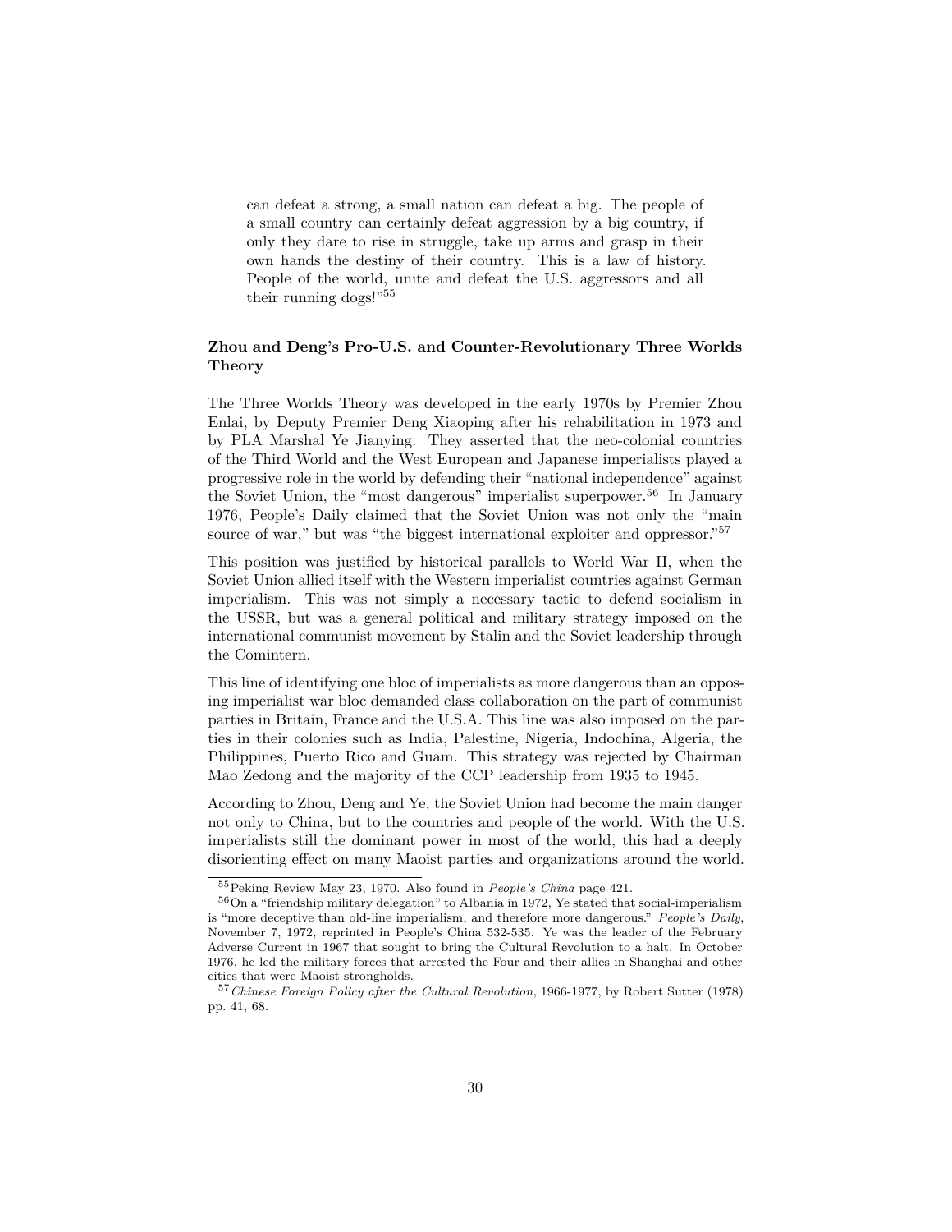> can defeat a strong, a small nation can defeat a big. The people of a small country can certainly defeat aggression by a big country, if only they dare to rise in struggle, take up arms and grasp in their own hands the destiny of their country. This is a law of history. People of the world, unite and defeat the U.S. aggressors and all their running dogs!"[55]

### Zhou and Deng's Pro-U.S. and Counter-Revolutionary Three Worlds Theory

The Three Worlds Theory was developed in the early 1970s by Premier Zhou Enlai, by Deputy Premier Deng Xiaoping after his rehabilitation in 1973 and by PLA Marshal Ye Jianying. They asserted that the neo-colonial countries of the Third World and the West European and Japanese imperialists played a progressive role in the world by defending their "national independence" against the Soviet Union, the "most dangerous" imperialist superpower.[56] In January 1976, People's Daily claimed that the Soviet Union was not only the "main source of war," but was "the biggest international exploiter and oppressor."[57]

This position was justified by historical parallels to World War II, when the Soviet Union allied itself with the Western imperialist countries against German imperialism. This was not simply a necessary tactic to defend socialism in the USSR, but was a general political and military strategy imposed on the international communist movement by Stalin and the Soviet leadership through the Comintern.

This line of identifying one bloc of imperialists as more dangerous than an opposing imperialist war bloc demanded class collaboration on the part of communist parties in Britain, France and the U.S.A. This line was also imposed on the parties in their colonies such as India, Palestine, Nigeria, Indochina, Algeria, the Philippines, Puerto Rico and Guam. This strategy was rejected by Chairman Mao Zedong and the majority of the CCP leadership from 1935 to 1945.

According to Zhou, Deng and Ye, the Soviet Union had become the main danger not only to China, but to the countries and people of the world. With the U.S. imperialists still the dominant power in most of the world, this had a deeply disorienting effect on many Maoist parties and organizations around the world.

---

[55] Peking Review May 23, 1970. Also found in *People's China* page 421.

[56] On a "friendship military delegation" to Albania in 1972, Ye stated that social-imperialism is "more deceptive than old-line imperialism, and therefore more dangerous." *People's Daily*, November 7, 1972, reprinted in People's China 532-535. Ye was the leader of the February Adverse Current in 1967 that sought to bring the Cultural Revolution to a halt. In October 1976, he led the military forces that arrested the Four and their allies in Shanghai and other cities that were Maoist strongholds.

[57] *Chinese Foreign Policy after the Cultural Revolution*, 1966-1977, by Robert Sutter (1978) pp. 41, 68.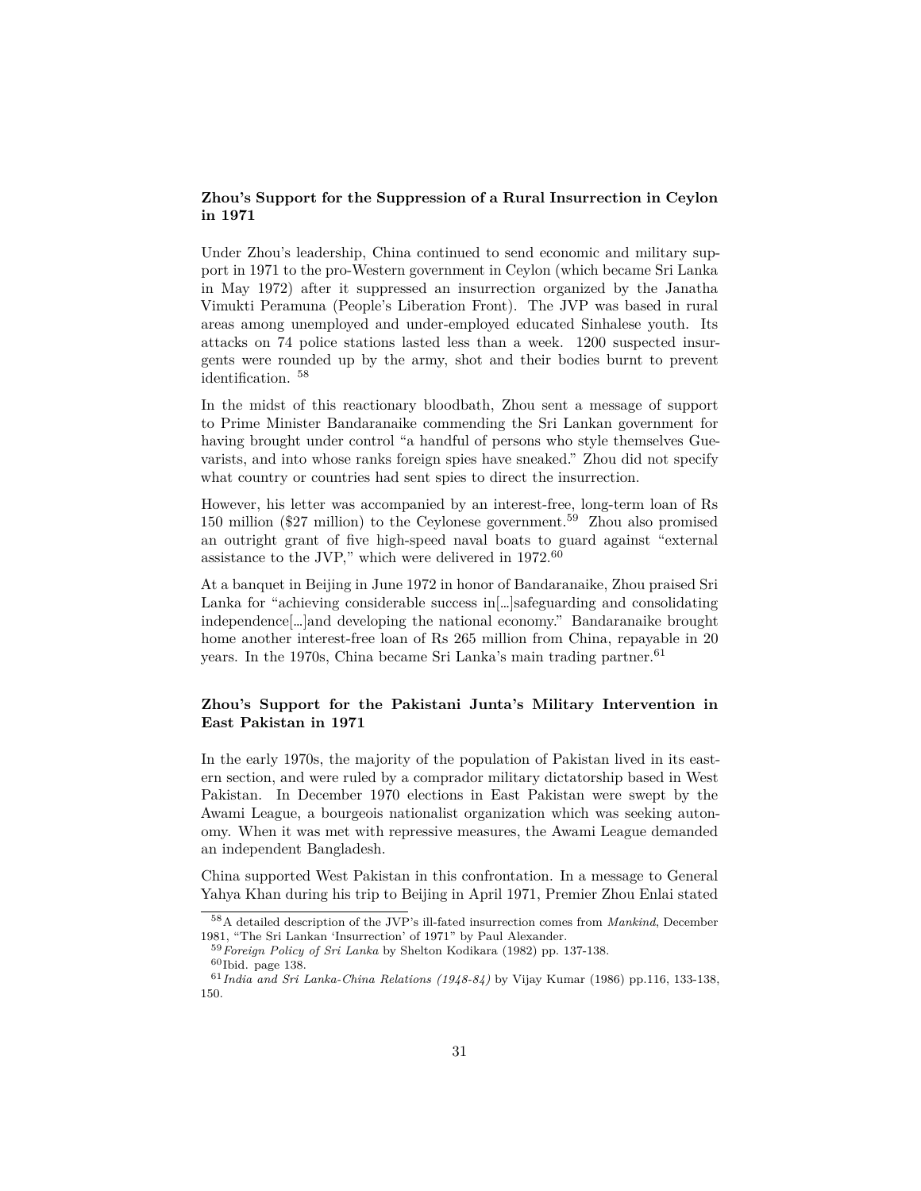### Zhou's Support for the Suppression of a Rural Insurrection in Ceylon in 1971

Under Zhou's leadership, China continued to send economic and military support in 1971 to the pro-Western government in Ceylon (which became Sri Lanka in May 1972) after it suppressed an insurrection organized by the Janatha Vimukti Peramuna (People's Liberation Front). The JVP was based in rural areas among unemployed and under-employed educated Sinhalese youth. Its attacks on 74 police stations lasted less than a week. 1200 suspected insurgents were rounded up by the army, shot and their bodies burnt to prevent identification. [58]

In the midst of this reactionary bloodbath, Zhou sent a message of support to Prime Minister Bandaranaike commending the Sri Lankan government for having brought under control "a handful of persons who style themselves Guevarists, and into whose ranks foreign spies have sneaked." Zhou did not specify what country or countries had sent spies to direct the insurrection.

However, his letter was accompanied by an interest-free, long-term loan of Rs 150 million ($27 million) to the Ceylonese government.[59] Zhou also promised an outright grant of five high-speed naval boats to guard against "external assistance to the JVP," which were delivered in 1972.[60]

At a banquet in Beijing in June 1972 in honor of Bandaranaike, Zhou praised Sri Lanka for "achieving considerable success in[...]safeguarding and consolidating independence[...]and developing the national economy." Bandaranaike brought home another interest-free loan of Rs 265 million from China, repayable in 20 years. In the 1970s, China became Sri Lanka's main trading partner.[61]

### Zhou's Support for the Pakistani Junta's Military Intervention in East Pakistan in 1971

In the early 1970s, the majority of the population of Pakistan lived in its eastern section, and were ruled by a comprador military dictatorship based in West Pakistan. In December 1970 elections in East Pakistan were swept by the Awami League, a bourgeois nationalist organization which was seeking autonomy. When it was met with repressive measures, the Awami League demanded an independent Bangladesh.

China supported West Pakistan in this confrontation. In a message to General Yahya Khan during his trip to Beijing in April 1971, Premier Zhou Enlai stated

---

[58] A detailed description of the JVP's ill-fated insurrection comes from *Mankind*, December 1981, "The Sri Lankan 'Insurrection' of 1971" by Paul Alexander.

[59] *Foreign Policy of Sri Lanka* by Shelton Kodikara (1982) pp. 137-138.

[60] Ibid. page 138.

[61] *India and Sri Lanka-China Relations (1948-84)* by Vijay Kumar (1986) pp.116, 133-138, 150.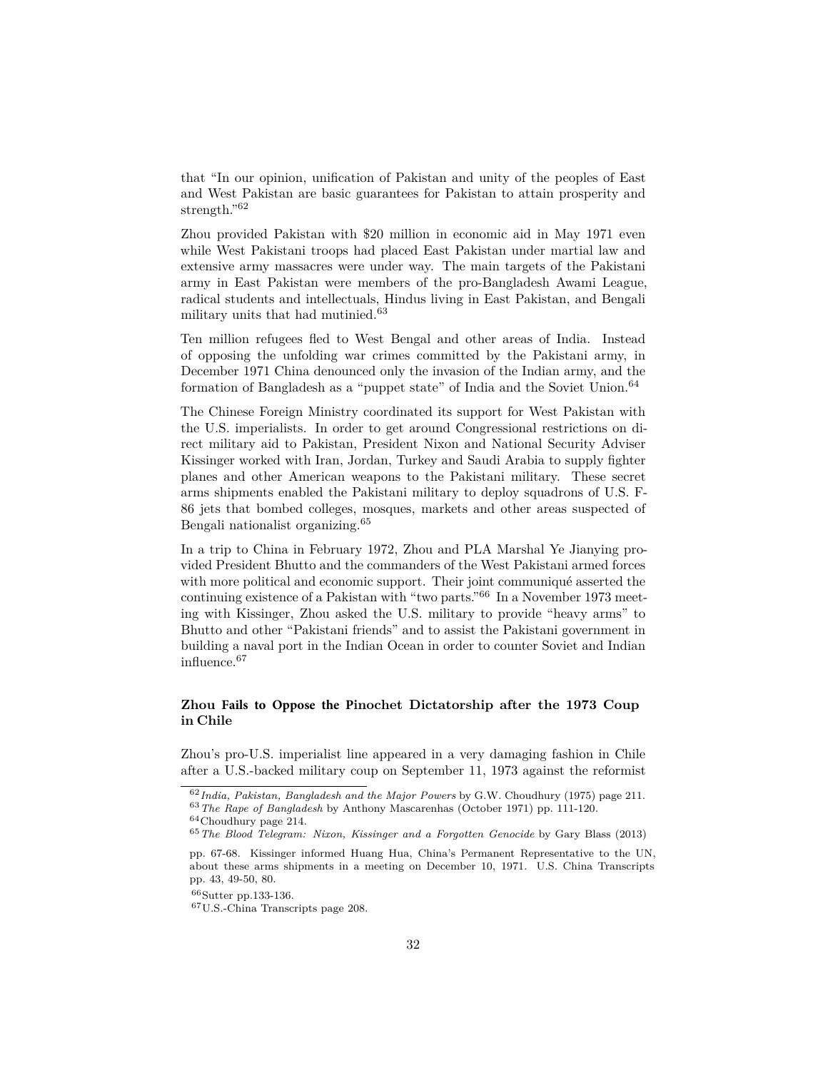that "In our opinion, unification of Pakistan and unity of the peoples of East and West Pakistan are basic guarantees for Pakistan to attain prosperity and strength."[62]

Zhou provided Pakistan with $20 million in economic aid in May 1971 even while West Pakistani troops had placed East Pakistan under martial law and extensive army massacres were under way. The main targets of the Pakistani army in East Pakistan were members of the pro-Bangladesh Awami League, radical students and intellectuals, Hindus living in East Pakistan, and Bengali military units that had mutinied.[63]

Ten million refugees fled to West Bengal and other areas of India. Instead of opposing the unfolding war crimes committed by the Pakistani army, in December 1971 China denounced only the invasion of the Indian army, and the formation of Bangladesh as a "puppet state" of India and the Soviet Union.[64]

The Chinese Foreign Ministry coordinated its support for West Pakistan with the U.S. imperialists. In order to get around Congressional restrictions on direct military aid to Pakistan, President Nixon and National Security Adviser Kissinger worked with Iran, Jordan, Turkey and Saudi Arabia to supply fighter planes and other American weapons to the Pakistani military. These secret arms shipments enabled the Pakistani military to deploy squadrons of U.S. F-86 jets that bombed colleges, mosques, markets and other areas suspected of Bengali nationalist organizing.[65]

In a trip to China in February 1972, Zhou and PLA Marshal Ye Jianying provided President Bhutto and the commanders of the West Pakistani armed forces with more political and economic support. Their joint communiqué asserted the continuing existence of a Pakistan with "two parts."[66] In a November 1973 meeting with Kissinger, Zhou asked the U.S. military to provide "heavy arms" to Bhutto and other "Pakistani friends" and to assist the Pakistani government in building a naval port in the Indian Ocean in order to counter Soviet and Indian influence.[67]

### Zhou Fails to Oppose the Pinochet Dictatorship after the 1973 Coup in Chile

Zhou's pro-U.S. imperialist line appeared in a very damaging fashion in Chile after a U.S.-backed military coup on September 11, 1973 against the reformist

---

[62] *India, Pakistan, Bangladesh and the Major Powers* by G.W. Choudhury (1975) page 211.

[63] *The Rape of Bangladesh* by Anthony Mascarenhas (October 1971) pp. 111-120.

[64] Choudhury page 214.

[65] *The Blood Telegram: Nixon, Kissinger and a Forgotten Genocide* by Gary Blass (2013) pp. 67-68. Kissinger informed Huang Hua, China's Permanent Representative to the UN, about these arms shipments in a meeting on December 10, 1971. U.S. China Transcripts pp. 43, 49-50, 80.

[66] Sutter pp.133-136.

[67] U.S.-China Transcripts page 208.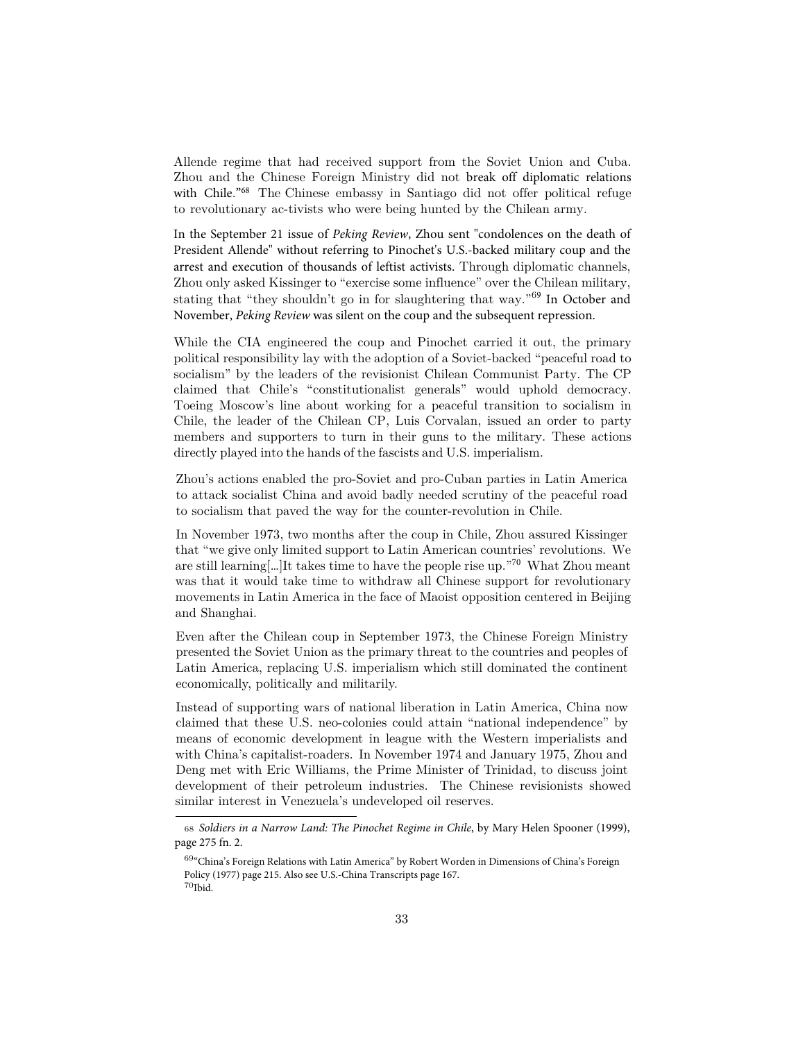Allende regime that had received support from the Soviet Union and Cuba. Zhou and the Chinese Foreign Ministry did not break off diplomatic relations with Chile."[68] The Chinese embassy in Santiago did not offer political refuge to revolutionary ac-tivists who were being hunted by the Chilean army.

In the September 21 issue of *Peking Review*, Zhou sent "condolences on the death of President Allende" without referring to Pinochet's U.S.-backed military coup and the arrest and execution of thousands of leftist activists. Through diplomatic channels, Zhou only asked Kissinger to "exercise some influence" over the Chilean military, stating that "they shouldn't go in for slaughtering that way."[69] In October and November, *Peking Review* was silent on the coup and the subsequent repression.

While the CIA engineered the coup and Pinochet carried it out, the primary political responsibility lay with the adoption of a Soviet-backed "peaceful road to socialism" by the leaders of the revisionist Chilean Communist Party. The CP claimed that Chile's "constitutionalist generals" would uphold democracy. Toeing Moscow's line about working for a peaceful transition to socialism in Chile, the leader of the Chilean CP, Luis Corvalan, issued an order to party members and supporters to turn in their guns to the military. These actions directly played into the hands of the fascists and U.S. imperialism.

Zhou's actions enabled the pro-Soviet and pro-Cuban parties in Latin America to attack socialist China and avoid badly needed scrutiny of the peaceful road to socialism that paved the way for the counter-revolution in Chile.

In November 1973, two months after the coup in Chile, Zhou assured Kissinger that "we give only limited support to Latin American countries' revolutions. We are still learning[...]It takes time to have the people rise up."[70] What Zhou meant was that it would take time to withdraw all Chinese support for revolutionary movements in Latin America in the face of Maoist opposition centered in Beijing and Shanghai.

Even after the Chilean coup in September 1973, the Chinese Foreign Ministry presented the Soviet Union as the primary threat to the countries and peoples of Latin America, replacing U.S. imperialism which still dominated the continent economically, politically and militarily.

Instead of supporting wars of national liberation in Latin America, China now claimed that these U.S. neo-colonies could attain "national independence" by means of economic development in league with the Western imperialists and with China's capitalist-roaders. In November 1974 and January 1975, Zhou and Deng met with Eric Williams, the Prime Minister of Trinidad, to discuss joint development of their petroleum industries. The Chinese revisionists showed similar interest in Venezuela's undeveloped oil reserves.

---

[68] *Soldiers in a Narrow Land: The Pinochet Regime in Chile*, by Mary Helen Spooner (1999), page 275 fn. 2.

[69] "China's Foreign Relations with Latin America" by Robert Worden in Dimensions of China's Foreign Policy (1977) page 215. Also see U.S.-China Transcripts page 167.

[70] Ibid.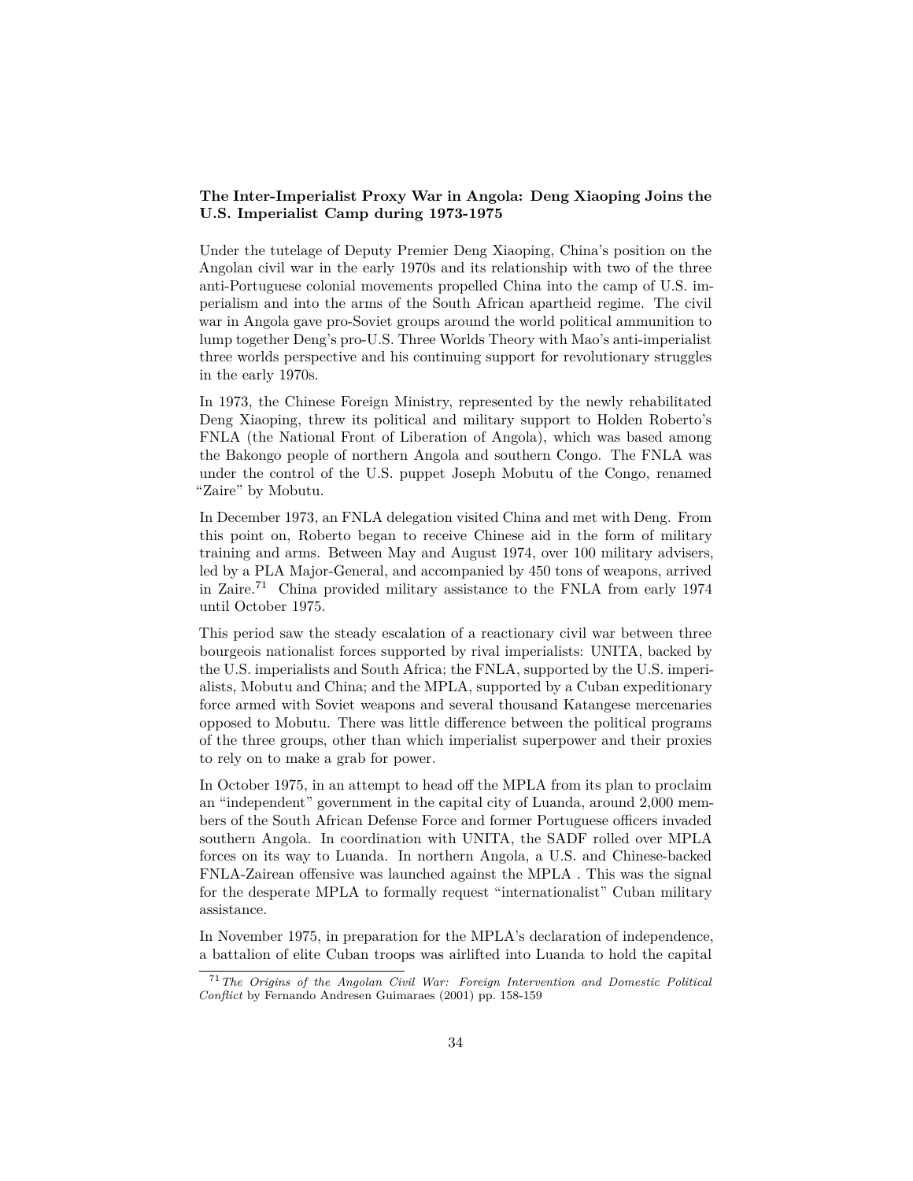### The Inter-Imperialist Proxy War in Angola: Deng Xiaoping Joins the U.S. Imperialist Camp during 1973-1975

Under the tutelage of Deputy Premier Deng Xiaoping, China's position on the Angolan civil war in the early 1970s and its relationship with two of the three anti-Portuguese colonial movements propelled China into the camp of U.S. imperialism and into the arms of the South African apartheid regime. The civil war in Angola gave pro-Soviet groups around the world political ammunition to lump together Deng's pro-U.S. Three Worlds Theory with Mao's anti-imperialist three worlds perspective and his continuing support for revolutionary struggles in the early 1970s.

In 1973, the Chinese Foreign Ministry, represented by the newly rehabilitated Deng Xiaoping, threw its political and military support to Holden Roberto's FNLA (the National Front of Liberation of Angola), which was based among the Bakongo people of northern Angola and southern Congo. The FNLA was under the control of the U.S. puppet Joseph Mobutu of the Congo, renamed "Zaire" by Mobutu.

In December 1973, an FNLA delegation visited China and met with Deng. From this point on, Roberto began to receive Chinese aid in the form of military training and arms. Between May and August 1974, over 100 military advisers, led by a PLA Major-General, and accompanied by 450 tons of weapons, arrived in Zaire.[71] China provided military assistance to the FNLA from early 1974 until October 1975.

This period saw the steady escalation of a reactionary civil war between three bourgeois nationalist forces supported by rival imperialists: UNITA, backed by the U.S. imperialists and South Africa; the FNLA, supported by the U.S. imperialists, Mobutu and China; and the MPLA, supported by a Cuban expeditionary force armed with Soviet weapons and several thousand Katangese mercenaries opposed to Mobutu. There was little difference between the political programs of the three groups, other than which imperialist superpower and their proxies to rely on to make a grab for power.

In October 1975, in an attempt to head off the MPLA from its plan to proclaim an "independent" government in the capital city of Luanda, around 2,000 members of the South African Defense Force and former Portuguese officers invaded southern Angola. In coordination with UNITA, the SADF rolled over MPLA forces on its way to Luanda. In northern Angola, a U.S. and Chinese-backed FNLA-Zairean offensive was launched against the MPLA . This was the signal for the desperate MPLA to formally request "internationalist" Cuban military assistance.

In November 1975, in preparation for the MPLA's declaration of independence, a battalion of elite Cuban troops was airlifted into Luanda to hold the capital

[71] *The Origins of the Angolan Civil War: Foreign Intervention and Domestic Political Conflict* by Fernando Andresen Guimaraes (2001) pp. 158-159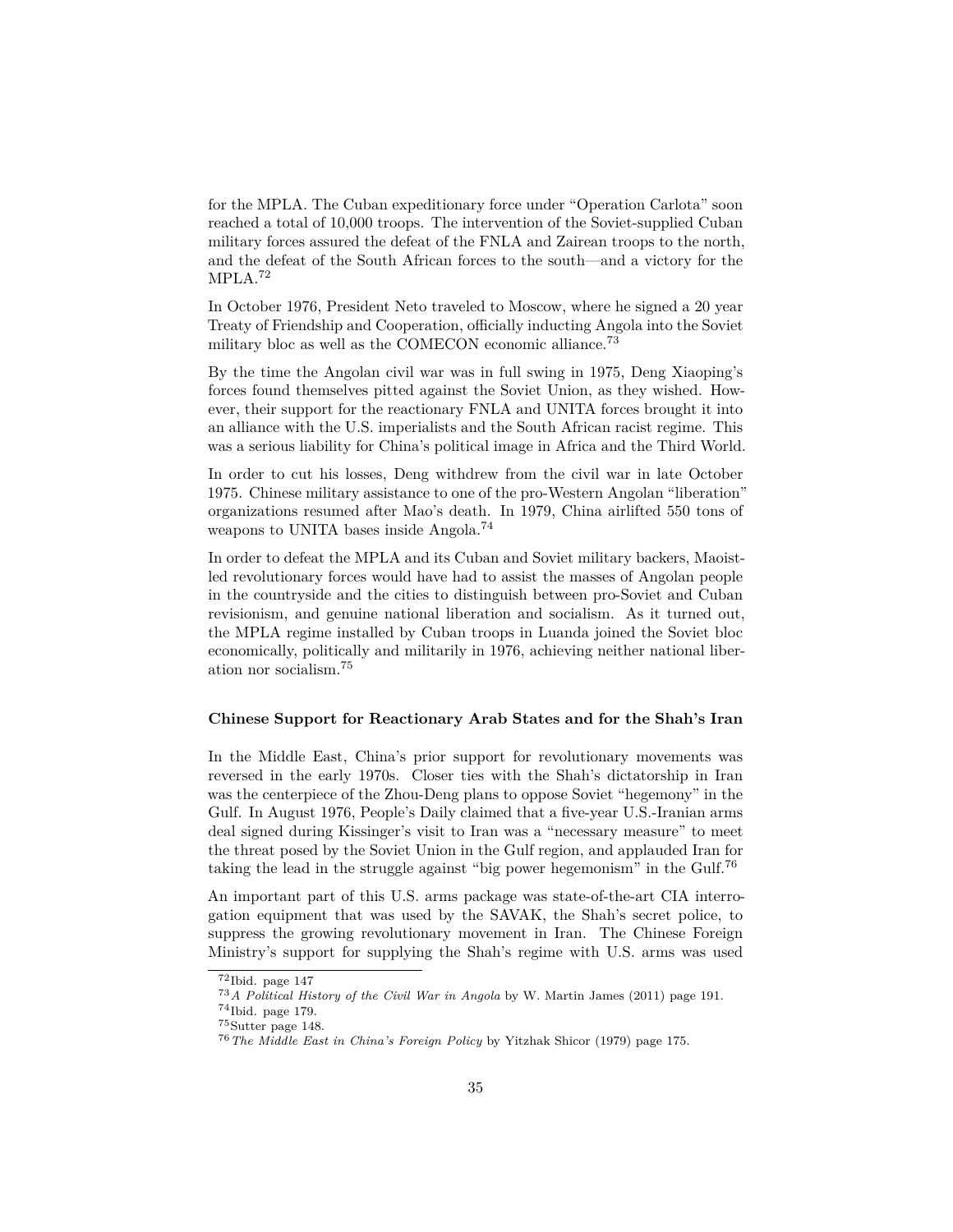for the MPLA. The Cuban expeditionary force under "Operation Carlota" soon reached a total of 10,000 troops. The intervention of the Soviet-supplied Cuban military forces assured the defeat of the FNLA and Zairean troops to the north, and the defeat of the South African forces to the south—and a victory for the MPLA.[72]

In October 1976, President Neto traveled to Moscow, where he signed a 20 year Treaty of Friendship and Cooperation, officially inducting Angola into the Soviet military bloc as well as the COMECON economic alliance.[73]

By the time the Angolan civil war was in full swing in 1975, Deng Xiaoping's forces found themselves pitted against the Soviet Union, as they wished. However, their support for the reactionary FNLA and UNITA forces brought it into an alliance with the U.S. imperialists and the South African racist regime. This was a serious liability for China's political image in Africa and the Third World.

In order to cut his losses, Deng withdrew from the civil war in late October 1975. Chinese military assistance to one of the pro-Western Angolan "liberation" organizations resumed after Mao's death. In 1979, China airlifted 550 tons of weapons to UNITA bases inside Angola.[74]

In order to defeat the MPLA and its Cuban and Soviet military backers, Maoist-led revolutionary forces would have had to assist the masses of Angolan people in the countryside and the cities to distinguish between pro-Soviet and Cuban revisionism, and genuine national liberation and socialism. As it turned out, the MPLA regime installed by Cuban troops in Luanda joined the Soviet bloc economically, politically and militarily in 1976, achieving neither national liberation nor socialism.[75]

#### Chinese Support for Reactionary Arab States and for the Shah's Iran

In the Middle East, China's prior support for revolutionary movements was reversed in the early 1970s. Closer ties with the Shah's dictatorship in Iran was the centerpiece of the Zhou-Deng plans to oppose Soviet "hegemony" in the Gulf. In August 1976, People's Daily claimed that a five-year U.S.-Iranian arms deal signed during Kissinger's visit to Iran was a "necessary measure" to meet the threat posed by the Soviet Union in the Gulf region, and applauded Iran for taking the lead in the struggle against "big power hegemonism" in the Gulf.[76]

An important part of this U.S. arms package was state-of-the-art CIA interrogation equipment that was used by the SAVAK, the Shah's secret police, to suppress the growing revolutionary movement in Iran. The Chinese Foreign Ministry's support for supplying the Shah's regime with U.S. arms was used

---

[72] Ibid. page 147

[73] *A Political History of the Civil War in Angola* by W. Martin James (2011) page 191.

[74] Ibid. page 179.

[75] Sutter page 148.

[76] *The Middle East in China's Foreign Policy* by Yitzhak Shicor (1979) page 175.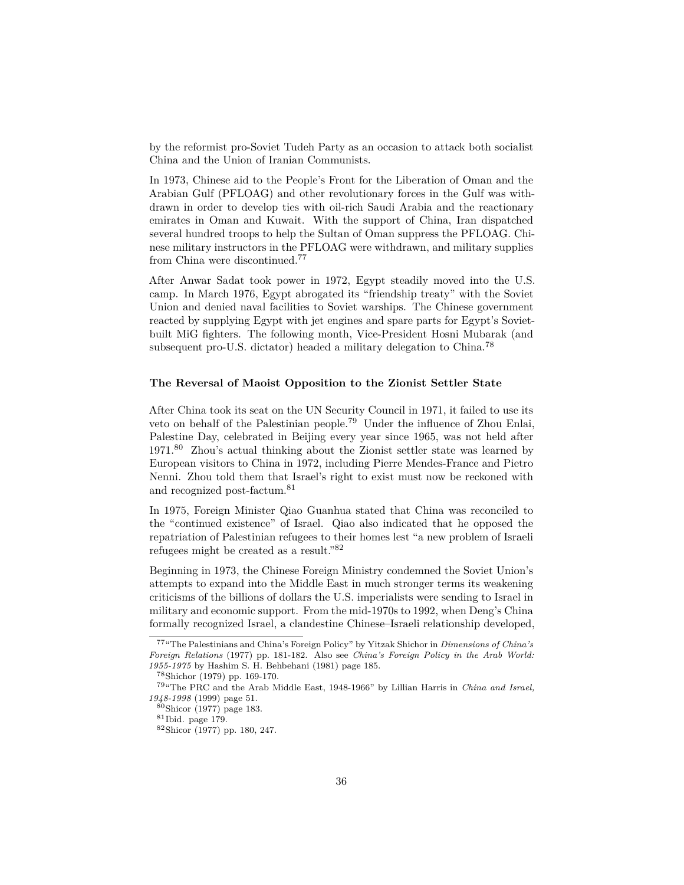by the reformist pro-Soviet Tudeh Party as an occasion to attack both socialist China and the Union of Iranian Communists.

In 1973, Chinese aid to the People's Front for the Liberation of Oman and the Arabian Gulf (PFLOAG) and other revolutionary forces in the Gulf was withdrawn in order to develop ties with oil-rich Saudi Arabia and the reactionary emirates in Oman and Kuwait. With the support of China, Iran dispatched several hundred troops to help the Sultan of Oman suppress the PFLOAG. Chinese military instructors in the PFLOAG were withdrawn, and military supplies from China were discontinued.[77]

After Anwar Sadat took power in 1972, Egypt steadily moved into the U.S. camp. In March 1976, Egypt abrogated its "friendship treaty" with the Soviet Union and denied naval facilities to Soviet warships. The Chinese government reacted by supplying Egypt with jet engines and spare parts for Egypt's Soviet-built MiG fighters. The following month, Vice-President Hosni Mubarak (and subsequent pro-U.S. dictator) headed a military delegation to China.[78]

### The Reversal of Maoist Opposition to the Zionist Settler State

After China took its seat on the UN Security Council in 1971, it failed to use its veto on behalf of the Palestinian people.[79] Under the influence of Zhou Enlai, Palestine Day, celebrated in Beijing every year since 1965, was not held after 1971.[80] Zhou's actual thinking about the Zionist settler state was learned by European visitors to China in 1972, including Pierre Mendes-France and Pietro Nenni. Zhou told them that Israel's right to exist must now be reckoned with and recognized post-factum.[81]

In 1975, Foreign Minister Qiao Guanhua stated that China was reconciled to the "continued existence" of Israel. Qiao also indicated that he opposed the repatriation of Palestinian refugees to their homes lest "a new problem of Israeli refugees might be created as a result."[82]

Beginning in 1973, the Chinese Foreign Ministry condemned the Soviet Union's attempts to expand into the Middle East in much stronger terms its weakening criticisms of the billions of dollars the U.S. imperialists were sending to Israel in military and economic support. From the mid-1970s to 1992, when Deng's China formally recognized Israel, a clandestine Chinese–Israeli relationship developed,

---

[77] "The Palestinians and China's Foreign Policy" by Yitzak Shichor in *Dimensions of China's Foreign Relations* (1977) pp. 181-182. Also see *China's Foreign Policy in the Arab World: 1955-1975* by Hashim S. H. Behbehani (1981) page 185.

[78] Shichor (1979) pp. 169-170.

[79] "The PRC and the Arab Middle East, 1948-1966" by Lillian Harris in *China and Israel, 1948-1998* (1999) page 51.

[80] Shicor (1977) page 183.

[81] Ibid. page 179.

[82] Shicor (1977) pp. 180, 247.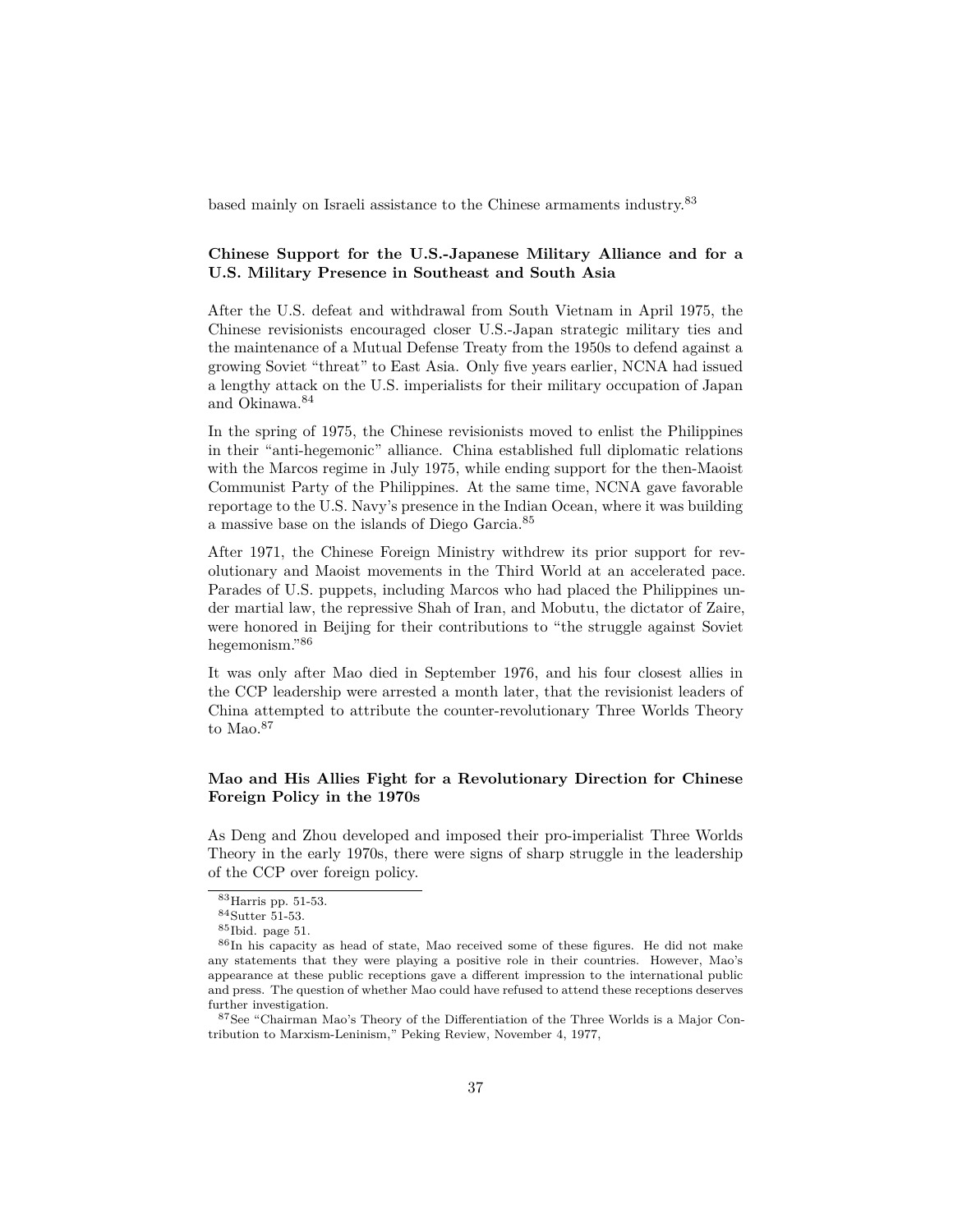based mainly on Israeli assistance to the Chinese armaments industry.[83]

### Chinese Support for the U.S.-Japanese Military Alliance and for a U.S. Military Presence in Southeast and South Asia

After the U.S. defeat and withdrawal from South Vietnam in April 1975, the Chinese revisionists encouraged closer U.S.-Japan strategic military ties and the maintenance of a Mutual Defense Treaty from the 1950s to defend against a growing Soviet "threat" to East Asia. Only five years earlier, NCNA had issued a lengthy attack on the U.S. imperialists for their military occupation of Japan and Okinawa.[84]

In the spring of 1975, the Chinese revisionists moved to enlist the Philippines in their "anti-hegemonic" alliance. China established full diplomatic relations with the Marcos regime in July 1975, while ending support for the then-Maoist Communist Party of the Philippines. At the same time, NCNA gave favorable reportage to the U.S. Navy's presence in the Indian Ocean, where it was building a massive base on the islands of Diego Garcia.[85]

After 1971, the Chinese Foreign Ministry withdrew its prior support for revolutionary and Maoist movements in the Third World at an accelerated pace. Parades of U.S. puppets, including Marcos who had placed the Philippines under martial law, the repressive Shah of Iran, and Mobutu, the dictator of Zaire, were honored in Beijing for their contributions to "the struggle against Soviet hegemonism."[86]

It was only after Mao died in September 1976, and his four closest allies in the CCP leadership were arrested a month later, that the revisionist leaders of China attempted to attribute the counter-revolutionary Three Worlds Theory to Mao.[87]

### Mao and His Allies Fight for a Revolutionary Direction for Chinese Foreign Policy in the 1970s

As Deng and Zhou developed and imposed their pro-imperialist Three Worlds Theory in the early 1970s, there were signs of sharp struggle in the leadership of the CCP over foreign policy.

---

[83] Harris pp. 51-53.

[84] Sutter 51-53.

[85] Ibid. page 51.

[86] In his capacity as head of state, Mao received some of these figures. He did not make any statements that they were playing a positive role in their countries. However, Mao's appearance at these public receptions gave a different impression to the international public and press. The question of whether Mao could have refused to attend these receptions deserves further investigation.

[87] See "Chairman Mao's Theory of the Differentiation of the Three Worlds is a Major Contribution to Marxism-Leninism," Peking Review, November 4, 1977,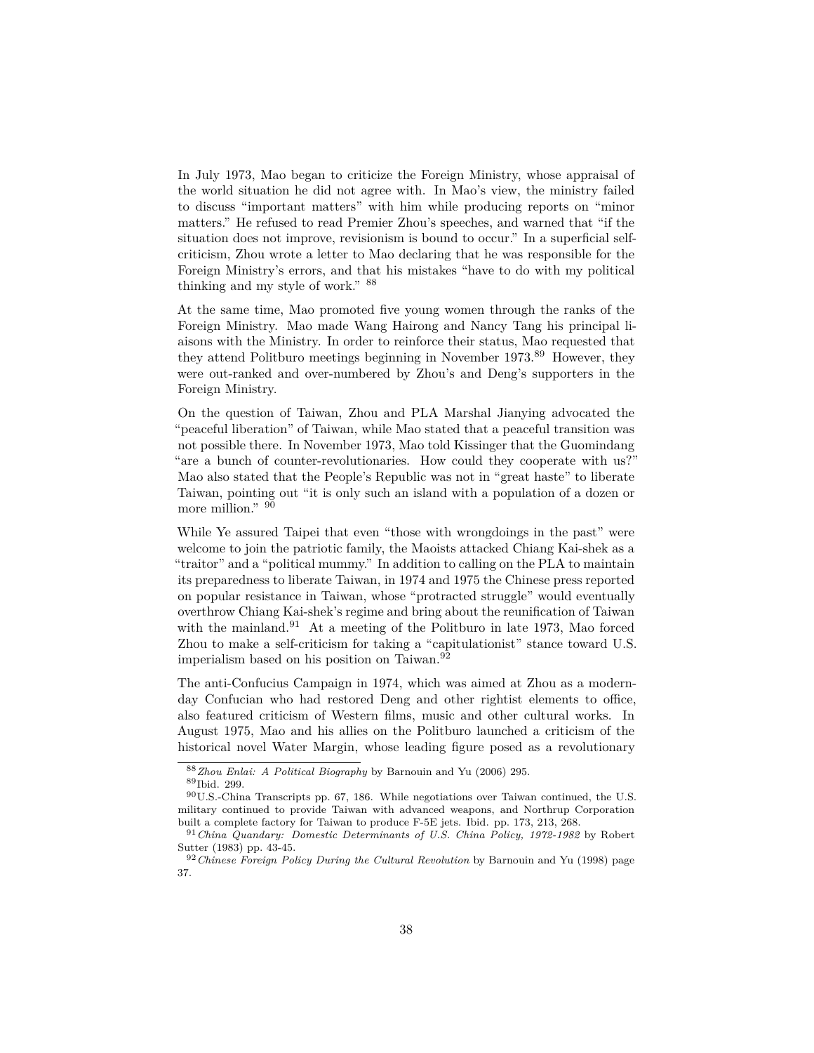In July 1973, Mao began to criticize the Foreign Ministry, whose appraisal of the world situation he did not agree with. In Mao's view, the ministry failed to discuss "important matters" with him while producing reports on "minor matters." He refused to read Premier Zhou's speeches, and warned that "if the situation does not improve, revisionism is bound to occur." In a superficial self-criticism, Zhou wrote a letter to Mao declaring that he was responsible for the Foreign Ministry's errors, and that his mistakes "have to do with my political thinking and my style of work." [88]

At the same time, Mao promoted five young women through the ranks of the Foreign Ministry. Mao made Wang Hairong and Nancy Tang his principal liaisons with the Ministry. In order to reinforce their status, Mao requested that they attend Politburo meetings beginning in November 1973.[89] However, they were out-ranked and over-numbered by Zhou's and Deng's supporters in the Foreign Ministry.

On the question of Taiwan, Zhou and PLA Marshal Jianying advocated the "peaceful liberation" of Taiwan, while Mao stated that a peaceful transition was not possible there. In November 1973, Mao told Kissinger that the Guomindang "are a bunch of counter-revolutionaries. How could they cooperate with us?" Mao also stated that the People's Republic was not in "great haste" to liberate Taiwan, pointing out "it is only such an island with a population of a dozen or more million." [90]

While Ye assured Taipei that even "those with wrongdoings in the past" were welcome to join the patriotic family, the Maoists attacked Chiang Kai-shek as a "traitor" and a "political mummy." In addition to calling on the PLA to maintain its preparedness to liberate Taiwan, in 1974 and 1975 the Chinese press reported on popular resistance in Taiwan, whose "protracted struggle" would eventually overthrow Chiang Kai-shek's regime and bring about the reunification of Taiwan with the mainland.[91] At a meeting of the Politburo in late 1973, Mao forced Zhou to make a self-criticism for taking a "capitulationist" stance toward U.S. imperialism based on his position on Taiwan.[92]

The anti-Confucius Campaign in 1974, which was aimed at Zhou as a modern-day Confucian who had restored Deng and other rightist elements to office, also featured criticism of Western films, music and other cultural works. In August 1975, Mao and his allies on the Politburo launched a criticism of the historical novel Water Margin, whose leading figure posed as a revolutionary

---

[88] *Zhou Enlai: A Political Biography* by Barnouin and Yu (2006) 295.

[89] Ibid. 299.

[90] U.S.-China Transcripts pp. 67, 186. While negotiations over Taiwan continued, the U.S. military continued to provide Taiwan with advanced weapons, and Northrup Corporation built a complete factory for Taiwan to produce F-5E jets. Ibid. pp. 173, 213, 268.

[91] *China Quandary: Domestic Determinants of U.S. China Policy, 1972-1982* by Robert Sutter (1983) pp. 43-45.

[92] *Chinese Foreign Policy During the Cultural Revolution* by Barnouin and Yu (1998) page 37.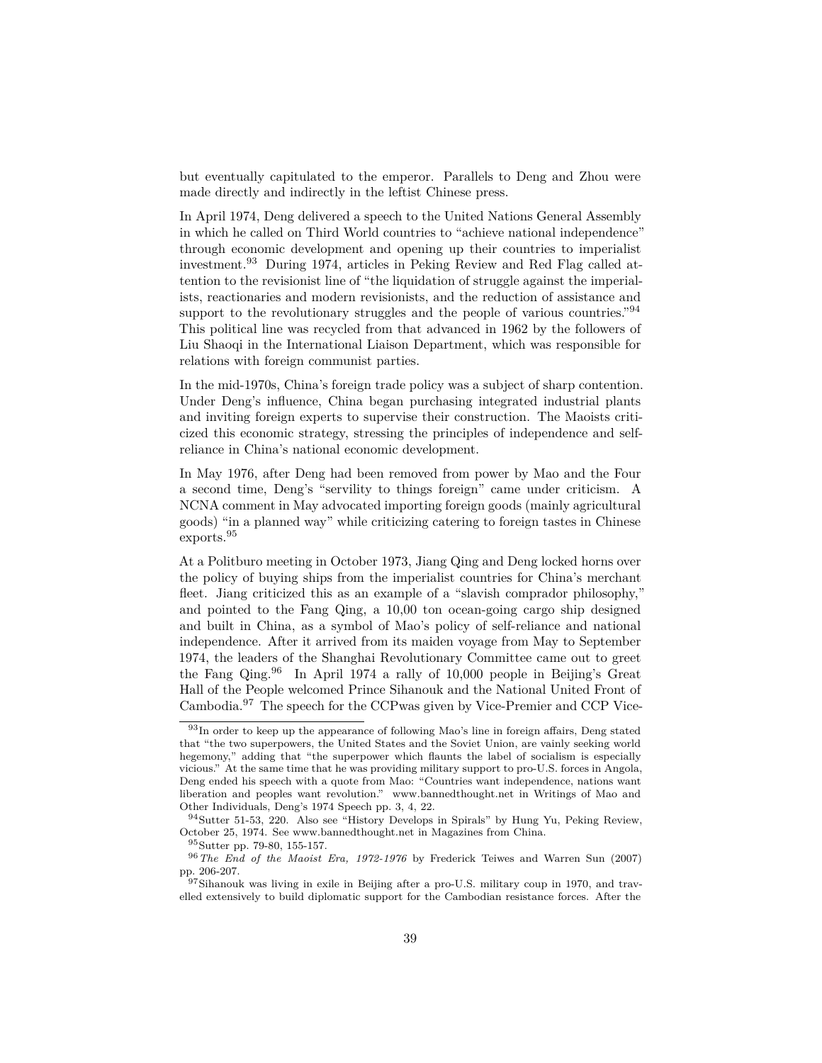but eventually capitulated to the emperor. Parallels to Deng and Zhou were made directly and indirectly in the leftist Chinese press.

In April 1974, Deng delivered a speech to the United Nations General Assembly in which he called on Third World countries to "achieve national independence" through economic development and opening up their countries to imperialist investment.[93] During 1974, articles in Peking Review and Red Flag called attention to the revisionist line of "the liquidation of struggle against the imperialists, reactionaries and modern revisionists, and the reduction of assistance and support to the revolutionary struggles and the people of various countries."[94] This political line was recycled from that advanced in 1962 by the followers of Liu Shaoqi in the International Liaison Department, which was responsible for relations with foreign communist parties.

In the mid-1970s, China's foreign trade policy was a subject of sharp contention. Under Deng's influence, China began purchasing integrated industrial plants and inviting foreign experts to supervise their construction. The Maoists criticized this economic strategy, stressing the principles of independence and self-reliance in China's national economic development.

In May 1976, after Deng had been removed from power by Mao and the Four a second time, Deng's "servility to things foreign" came under criticism. A NCNA comment in May advocated importing foreign goods (mainly agricultural goods) "in a planned way" while criticizing catering to foreign tastes in Chinese exports.[95]

At a Politburo meeting in October 1973, Jiang Qing and Deng locked horns over the policy of buying ships from the imperialist countries for China's merchant fleet. Jiang criticized this as an example of a "slavish comprador philosophy," and pointed to the Fang Qing, a 10,00 ton ocean-going cargo ship designed and built in China, as a symbol of Mao's policy of self-reliance and national independence. After it arrived from its maiden voyage from May to September 1974, the leaders of the Shanghai Revolutionary Committee came out to greet the Fang Qing.[96] In April 1974 a rally of 10,000 people in Beijing's Great Hall of the People welcomed Prince Sihanouk and the National United Front of Cambodia.[97] The speech for the CCPwas given by Vice-Premier and CCP Vice-

---

[93] In order to keep up the appearance of following Mao's line in foreign affairs, Deng stated that "the two superpowers, the United States and the Soviet Union, are vainly seeking world hegemony," adding that "the superpower which flaunts the label of socialism is especially vicious." At the same time that he was providing military support to pro-U.S. forces in Angola, Deng ended his speech with a quote from Mao: "Countries want independence, nations want liberation and peoples want revolution." www.bannedthought.net in Writings of Mao and Other Individuals, Deng's 1974 Speech pp. 3, 4, 22.

[94] Sutter 51-53, 220. Also see "History Develops in Spirals" by Hung Yu, Peking Review, October 25, 1974. See www.bannedthought.net in Magazines from China.

[95] Sutter pp. 79-80, 155-157.

[96] *The End of the Maoist Era, 1972-1976* by Frederick Teiwes and Warren Sun (2007) pp. 206-207.

[97] Sihanouk was living in exile in Beijing after a pro-U.S. military coup in 1970, and travelled extensively to build diplomatic support for the Cambodian resistance forces. After the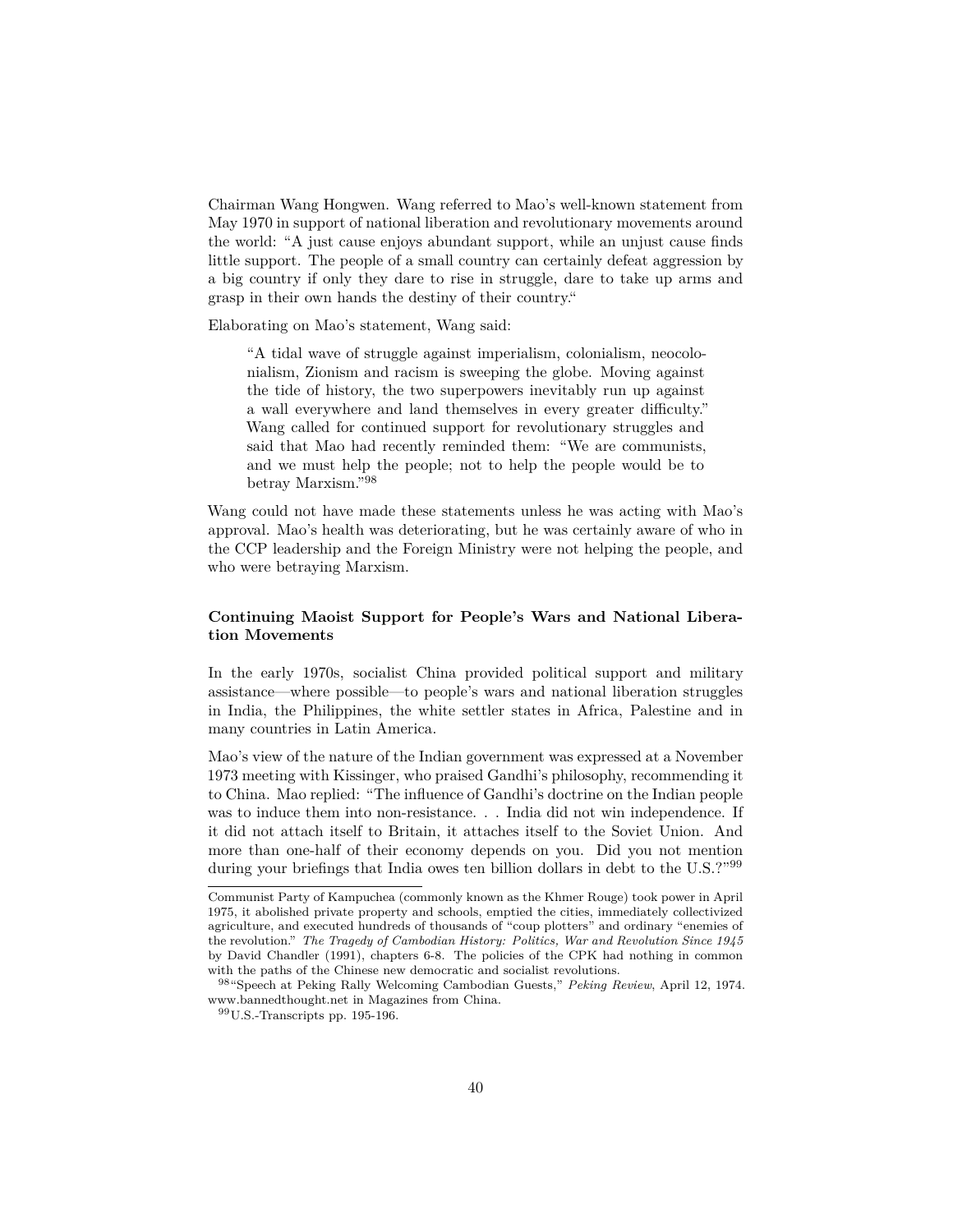Chairman Wang Hongwen. Wang referred to Mao's well-known statement from May 1970 in support of national liberation and revolutionary movements around the world: "A just cause enjoys abundant support, while an unjust cause finds little support. The people of a small country can certainly defeat aggression by a big country if only they dare to rise in struggle, dare to take up arms and grasp in their own hands the destiny of their country."

Elaborating on Mao's statement, Wang said:

> "A tidal wave of struggle against imperialism, colonialism, neocolonialism, Zionism and racism is sweeping the globe. Moving against the tide of history, the two superpowers inevitably run up against a wall everywhere and land themselves in every greater difficulty." Wang called for continued support for revolutionary struggles and said that Mao had recently reminded them: "We are communists, and we must help the people; not to help the people would be to betray Marxism."[98]

Wang could not have made these statements unless he was acting with Mao's approval. Mao's health was deteriorating, but he was certainly aware of who in the CCP leadership and the Foreign Ministry were not helping the people, and who were betraying Marxism.

### Continuing Maoist Support for People's Wars and National Liberation Movements

In the early 1970s, socialist China provided political support and military assistance—where possible—to people's wars and national liberation struggles in India, the Philippines, the white settler states in Africa, Palestine and in many countries in Latin America.

Mao's view of the nature of the Indian government was expressed at a November 1973 meeting with Kissinger, who praised Gandhi's philosophy, recommending it to China. Mao replied: "The influence of Gandhi's doctrine on the Indian people was to induce them into non-resistance. . . India did not win independence. If it did not attach itself to Britain, it attaches itself to the Soviet Union. And more than one-half of their economy depends on you. Did you not mention during your briefings that India owes ten billion dollars in debt to the U.S.?"[99]

---

Communist Party of Kampuchea (commonly known as the Khmer Rouge) took power in April 1975, it abolished private property and schools, emptied the cities, immediately collectivized agriculture, and executed hundreds of thousands of "coup plotters" and ordinary "enemies of the revolution." *The Tragedy of Cambodian History: Politics, War and Revolution Since 1945* by David Chandler (1991), chapters 6-8. The policies of the CPK had nothing in common with the paths of the Chinese new democratic and socialist revolutions.

[98] "Speech at Peking Rally Welcoming Cambodian Guests," *Peking Review*, April 12, 1974. www.bannedthought.net in Magazines from China.

[99] U.S.-Transcripts pp. 195-196.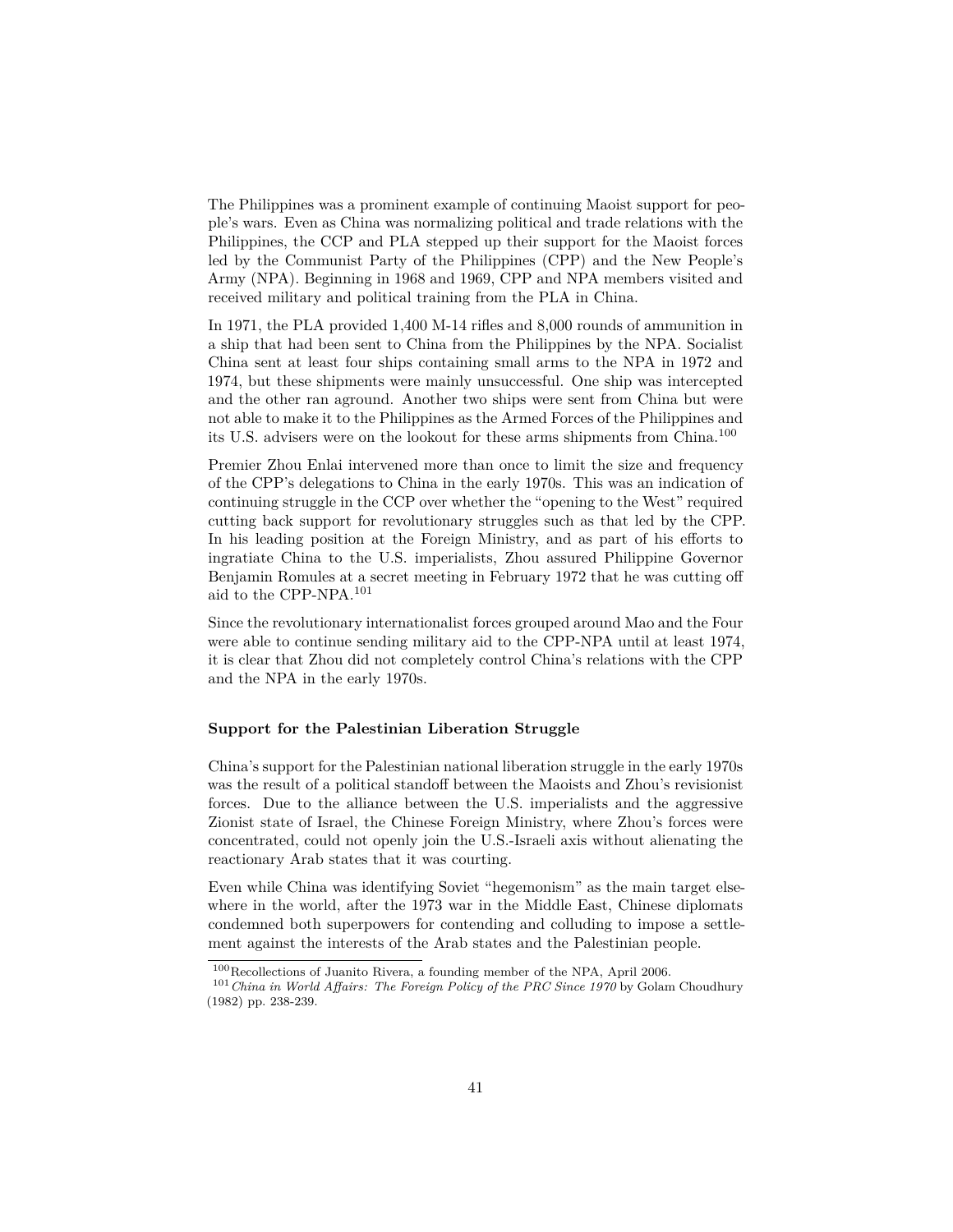The Philippines was a prominent example of continuing Maoist support for people's wars. Even as China was normalizing political and trade relations with the Philippines, the CCP and PLA stepped up their support for the Maoist forces led by the Communist Party of the Philippines (CPP) and the New People's Army (NPA). Beginning in 1968 and 1969, CPP and NPA members visited and received military and political training from the PLA in China.

In 1971, the PLA provided 1,400 M-14 rifles and 8,000 rounds of ammunition in a ship that had been sent to China from the Philippines by the NPA. Socialist China sent at least four ships containing small arms to the NPA in 1972 and 1974, but these shipments were mainly unsuccessful. One ship was intercepted and the other ran aground. Another two ships were sent from China but were not able to make it to the Philippines as the Armed Forces of the Philippines and its U.S. advisers were on the lookout for these arms shipments from China.[100]

Premier Zhou Enlai intervened more than once to limit the size and frequency of the CPP's delegations to China in the early 1970s. This was an indication of continuing struggle in the CCP over whether the "opening to the West" required cutting back support for revolutionary struggles such as that led by the CPP. In his leading position at the Foreign Ministry, and as part of his efforts to ingratiate China to the U.S. imperialists, Zhou assured Philippine Governor Benjamin Romules at a secret meeting in February 1972 that he was cutting off aid to the CPP-NPA.[101]

Since the revolutionary internationalist forces grouped around Mao and the Four were able to continue sending military aid to the CPP-NPA until at least 1974, it is clear that Zhou did not completely control China's relations with the CPP and the NPA in the early 1970s.

### Support for the Palestinian Liberation Struggle

China's support for the Palestinian national liberation struggle in the early 1970s was the result of a political standoff between the Maoists and Zhou's revisionist forces. Due to the alliance between the U.S. imperialists and the aggressive Zionist state of Israel, the Chinese Foreign Ministry, where Zhou's forces were concentrated, could not openly join the U.S.-Israeli axis without alienating the reactionary Arab states that it was courting.

Even while China was identifying Soviet "hegemonism" as the main target elsewhere in the world, after the 1973 war in the Middle East, Chinese diplomats condemned both superpowers for contending and colluding to impose a settlement against the interests of the Arab states and the Palestinian people.

---

[100] Recollections of Juanito Rivera, a founding member of the NPA, April 2006.

[101] *China in World Affairs: The Foreign Policy of the PRC Since 1970* by Golam Choudhury (1982) pp. 238-239.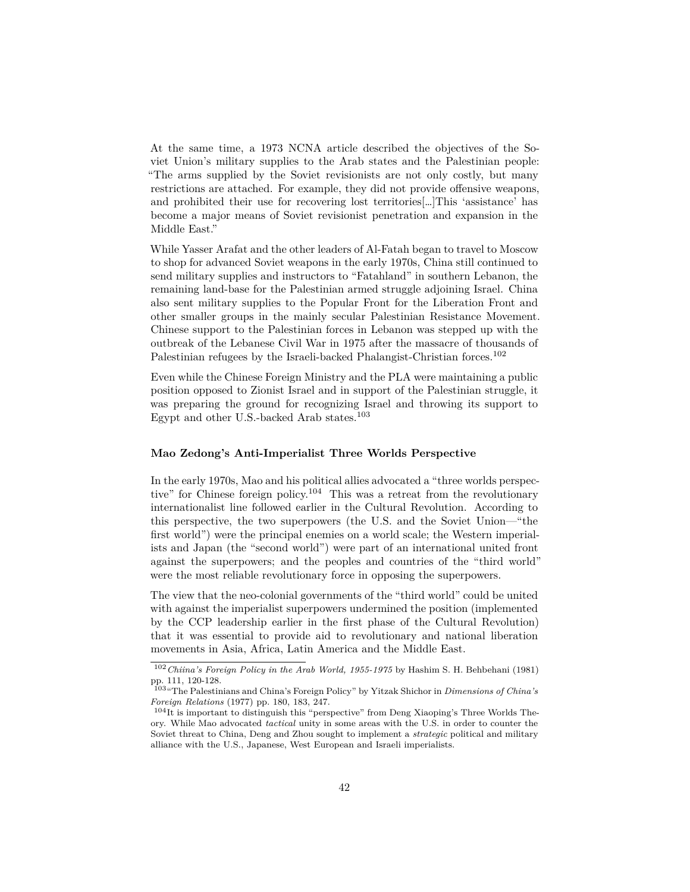At the same time, a 1973 NCNA article described the objectives of the Soviet Union's military supplies to the Arab states and the Palestinian people: "The arms supplied by the Soviet revisionists are not only costly, but many restrictions are attached. For example, they did not provide offensive weapons, and prohibited their use for recovering lost territories[...]This 'assistance' has become a major means of Soviet revisionist penetration and expansion in the Middle East."

While Yasser Arafat and the other leaders of Al-Fatah began to travel to Moscow to shop for advanced Soviet weapons in the early 1970s, China still continued to send military supplies and instructors to "Fatahland" in southern Lebanon, the remaining land-base for the Palestinian armed struggle adjoining Israel. China also sent military supplies to the Popular Front for the Liberation Front and other smaller groups in the mainly secular Palestinian Resistance Movement. Chinese support to the Palestinian forces in Lebanon was stepped up with the outbreak of the Lebanese Civil War in 1975 after the massacre of thousands of Palestinian refugees by the Israeli-backed Phalangist-Christian forces.[102]

Even while the Chinese Foreign Ministry and the PLA were maintaining a public position opposed to Zionist Israel and in support of the Palestinian struggle, it was preparing the ground for recognizing Israel and throwing its support to Egypt and other U.S.-backed Arab states.[103]

### Mao Zedong's Anti-Imperialist Three Worlds Perspective

In the early 1970s, Mao and his political allies advocated a "three worlds perspective" for Chinese foreign policy.[104] This was a retreat from the revolutionary internationalist line followed earlier in the Cultural Revolution. According to this perspective, the two superpowers (the U.S. and the Soviet Union—"the first world") were the principal enemies on a world scale; the Western imperialists and Japan (the "second world") were part of an international united front against the superpowers; and the peoples and countries of the "third world" were the most reliable revolutionary force in opposing the superpowers.

The view that the neo-colonial governments of the "third world" could be united with against the imperialist superpowers undermined the position (implemented by the CCP leadership earlier in the first phase of the Cultural Revolution) that it was essential to provide aid to revolutionary and national liberation movements in Asia, Africa, Latin America and the Middle East.

---

[102] *Chiina's Foreign Policy in the Arab World, 1955-1975* by Hashim S. H. Behbehani (1981) pp. 111, 120-128.

[103] "The Palestinians and China's Foreign Policy" by Yitzak Shichor in *Dimensions of China's Foreign Relations* (1977) pp. 180, 183, 247.

[104] It is important to distinguish this "perspective" from Deng Xiaoping's Three Worlds Theory. While Mao advocated *tactical* unity in some areas with the U.S. in order to counter the Soviet threat to China, Deng and Zhou sought to implement a *strategic* political and military alliance with the U.S., Japanese, West European and Israeli imperialists.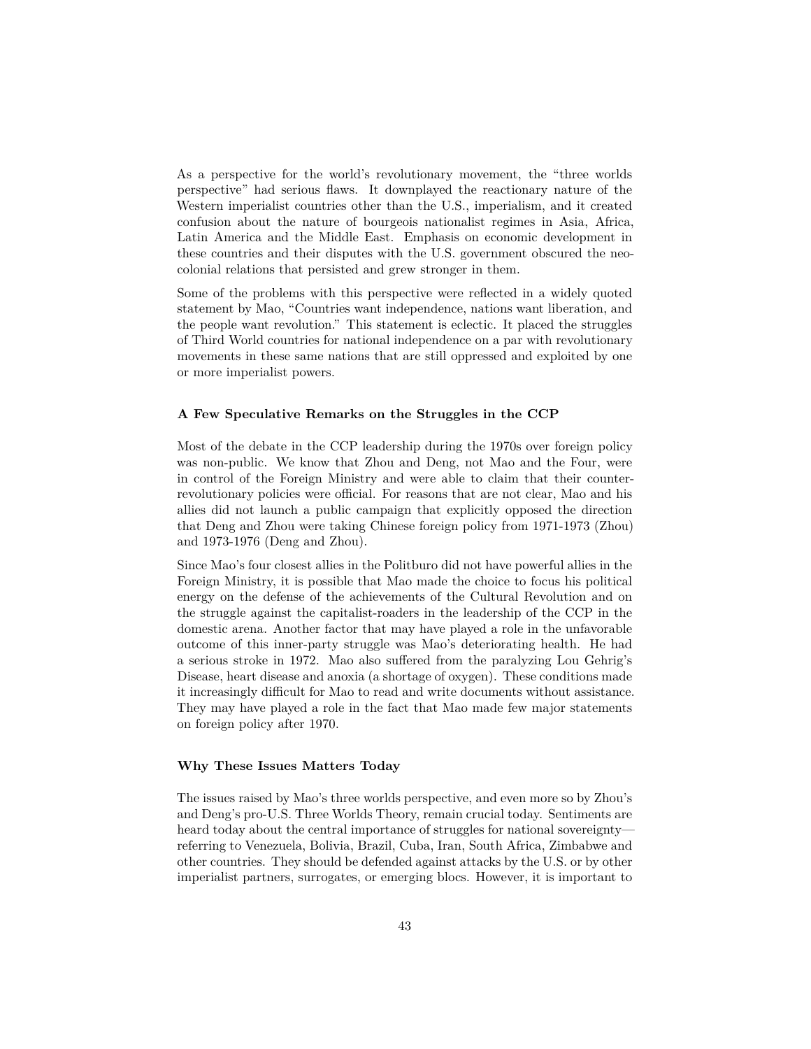As a perspective for the world's revolutionary movement, the "three worlds perspective" had serious flaws. It downplayed the reactionary nature of the Western imperialist countries other than the U.S., imperialism, and it created confusion about the nature of bourgeois nationalist regimes in Asia, Africa, Latin America and the Middle East. Emphasis on economic development in these countries and their disputes with the U.S. government obscured the neo-colonial relations that persisted and grew stronger in them.

Some of the problems with this perspective were reflected in a widely quoted statement by Mao, "Countries want independence, nations want liberation, and the people want revolution." This statement is eclectic. It placed the struggles of Third World countries for national independence on a par with revolutionary movements in these same nations that are still oppressed and exploited by one or more imperialist powers.

### A Few Speculative Remarks on the Struggles in the CCP

Most of the debate in the CCP leadership during the 1970s over foreign policy was non-public. We know that Zhou and Deng, not Mao and the Four, were in control of the Foreign Ministry and were able to claim that their counter-revolutionary policies were official. For reasons that are not clear, Mao and his allies did not launch a public campaign that explicitly opposed the direction that Deng and Zhou were taking Chinese foreign policy from 1971-1973 (Zhou) and 1973-1976 (Deng and Zhou).

Since Mao's four closest allies in the Politburo did not have powerful allies in the Foreign Ministry, it is possible that Mao made the choice to focus his political energy on the defense of the achievements of the Cultural Revolution and on the struggle against the capitalist-roaders in the leadership of the CCP in the domestic arena. Another factor that may have played a role in the unfavorable outcome of this inner-party struggle was Mao's deteriorating health. He had a serious stroke in 1972. Mao also suffered from the paralyzing Lou Gehrig's Disease, heart disease and anoxia (a shortage of oxygen). These conditions made it increasingly difficult for Mao to read and write documents without assistance. They may have played a role in the fact that Mao made few major statements on foreign policy after 1970.

### Why These Issues Matters Today

The issues raised by Mao's three worlds perspective, and even more so by Zhou's and Deng's pro-U.S. Three Worlds Theory, remain crucial today. Sentiments are heard today about the central importance of struggles for national sovereignty—referring to Venezuela, Bolivia, Brazil, Cuba, Iran, South Africa, Zimbabwe and other countries. They should be defended against attacks by the U.S. or by other imperialist partners, surrogates, or emerging blocs. However, it is important to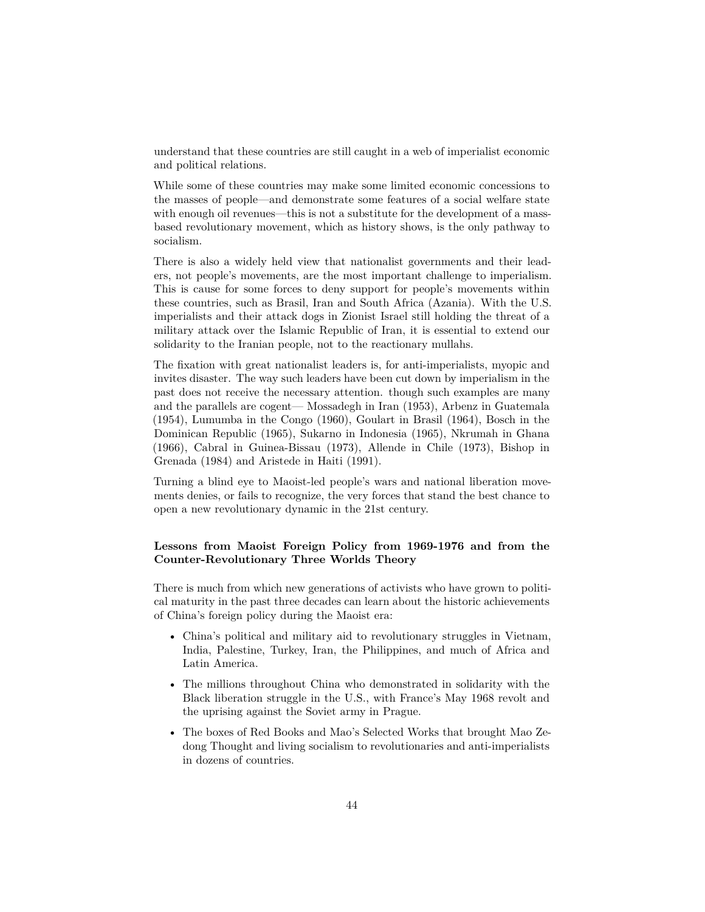understand that these countries are still caught in a web of imperialist economic and political relations.

While some of these countries may make some limited economic concessions to the masses of people—and demonstrate some features of a social welfare state with enough oil revenues—this is not a substitute for the development of a mass-based revolutionary movement, which as history shows, is the only pathway to socialism.

There is also a widely held view that nationalist governments and their leaders, not people's movements, are the most important challenge to imperialism. This is cause for some forces to deny support for people's movements within these countries, such as Brasil, Iran and South Africa (Azania). With the U.S. imperialists and their attack dogs in Zionist Israel still holding the threat of a military attack over the Islamic Republic of Iran, it is essential to extend our solidarity to the Iranian people, not to the reactionary mullahs.

The fixation with great nationalist leaders is, for anti-imperialists, myopic and invites disaster. The way such leaders have been cut down by imperialism in the past does not receive the necessary attention. though such examples are many and the parallels are cogent— Mossadegh in Iran (1953), Arbenz in Guatemala (1954), Lumumba in the Congo (1960), Goulart in Brasil (1964), Bosch in the Dominican Republic (1965), Sukarno in Indonesia (1965), Nkrumah in Ghana (1966), Cabral in Guinea-Bissau (1973), Allende in Chile (1973), Bishop in Grenada (1984) and Aristede in Haiti (1991).

Turning a blind eye to Maoist-led people's wars and national liberation movements denies, or fails to recognize, the very forces that stand the best chance to open a new revolutionary dynamic in the 21st century.

### Lessons from Maoist Foreign Policy from 1969-1976 and from the Counter-Revolutionary Three Worlds Theory

There is much from which new generations of activists who have grown to political maturity in the past three decades can learn about the historic achievements of China's foreign policy during the Maoist era:

- China's political and military aid to revolutionary struggles in Vietnam, India, Palestine, Turkey, Iran, the Philippines, and much of Africa and Latin America.
- The millions throughout China who demonstrated in solidarity with the Black liberation struggle in the U.S., with France's May 1968 revolt and the uprising against the Soviet army in Prague.
- The boxes of Red Books and Mao's Selected Works that brought Mao Zedong Thought and living socialism to revolutionaries and anti-imperialists in dozens of countries.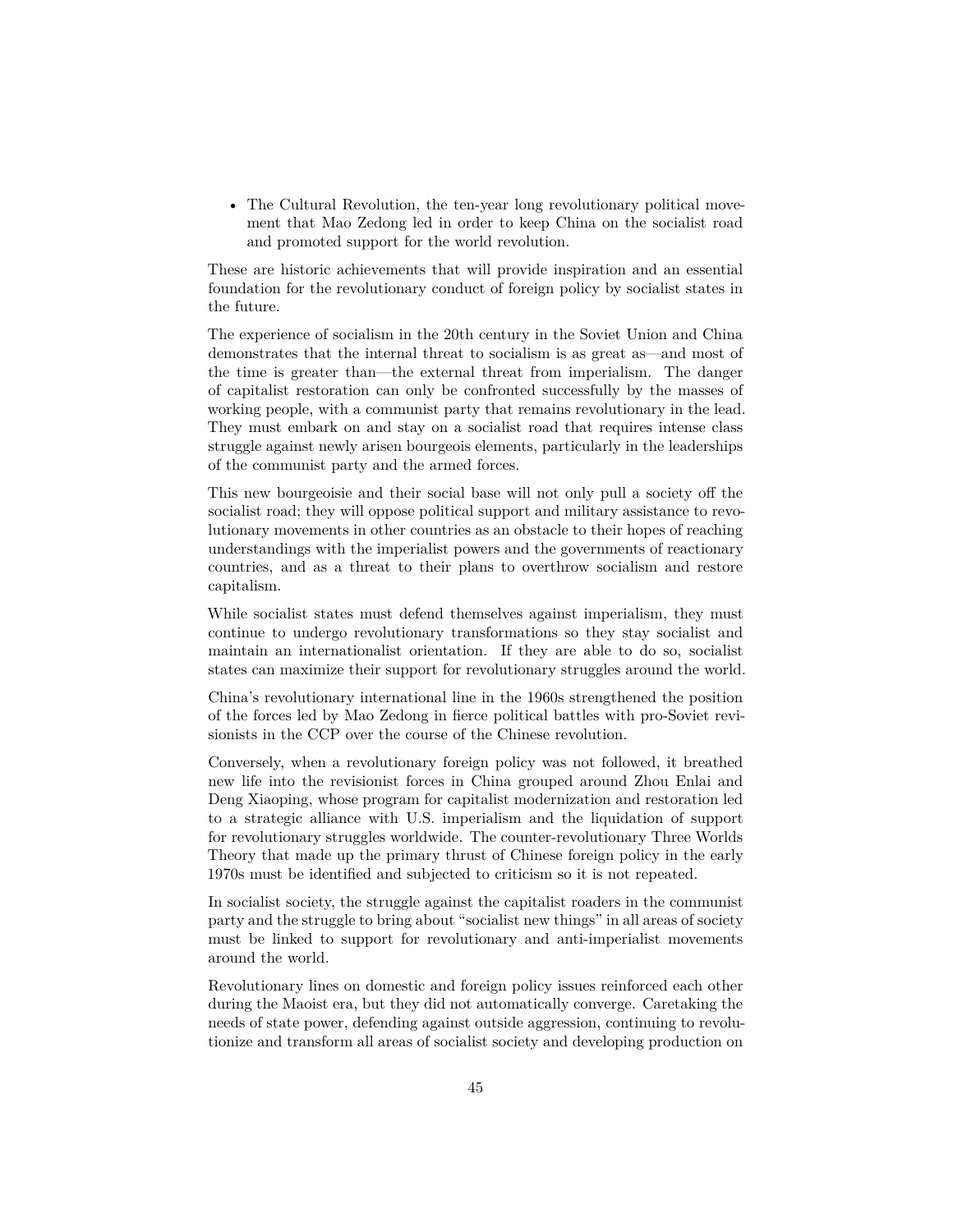- The Cultural Revolution, the ten-year long revolutionary political movement that Mao Zedong led in order to keep China on the socialist road and promoted support for the world revolution.

These are historic achievements that will provide inspiration and an essential foundation for the revolutionary conduct of foreign policy by socialist states in the future.

The experience of socialism in the 20th century in the Soviet Union and China demonstrates that the internal threat to socialism is as great as—and most of the time is greater than—the external threat from imperialism. The danger of capitalist restoration can only be confronted successfully by the masses of working people, with a communist party that remains revolutionary in the lead. They must embark on and stay on a socialist road that requires intense class struggle against newly arisen bourgeois elements, particularly in the leaderships of the communist party and the armed forces.

This new bourgeoisie and their social base will not only pull a society off the socialist road; they will oppose political support and military assistance to revolutionary movements in other countries as an obstacle to their hopes of reaching understandings with the imperialist powers and the governments of reactionary countries, and as a threat to their plans to overthrow socialism and restore capitalism.

While socialist states must defend themselves against imperialism, they must continue to undergo revolutionary transformations so they stay socialist and maintain an internationalist orientation. If they are able to do so, socialist states can maximize their support for revolutionary struggles around the world.

China's revolutionary international line in the 1960s strengthened the position of the forces led by Mao Zedong in fierce political battles with pro-Soviet revisionists in the CCP over the course of the Chinese revolution.

Conversely, when a revolutionary foreign policy was not followed, it breathed new life into the revisionist forces in China grouped around Zhou Enlai and Deng Xiaoping, whose program for capitalist modernization and restoration led to a strategic alliance with U.S. imperialism and the liquidation of support for revolutionary struggles worldwide. The counter-revolutionary Three Worlds Theory that made up the primary thrust of Chinese foreign policy in the early 1970s must be identified and subjected to criticism so it is not repeated.

In socialist society, the struggle against the capitalist roaders in the communist party and the struggle to bring about "socialist new things" in all areas of society must be linked to support for revolutionary and anti-imperialist movements around the world.

Revolutionary lines on domestic and foreign policy issues reinforced each other during the Maoist era, but they did not automatically converge. Caretaking the needs of state power, defending against outside aggression, continuing to revolutionize and transform all areas of socialist society and developing production on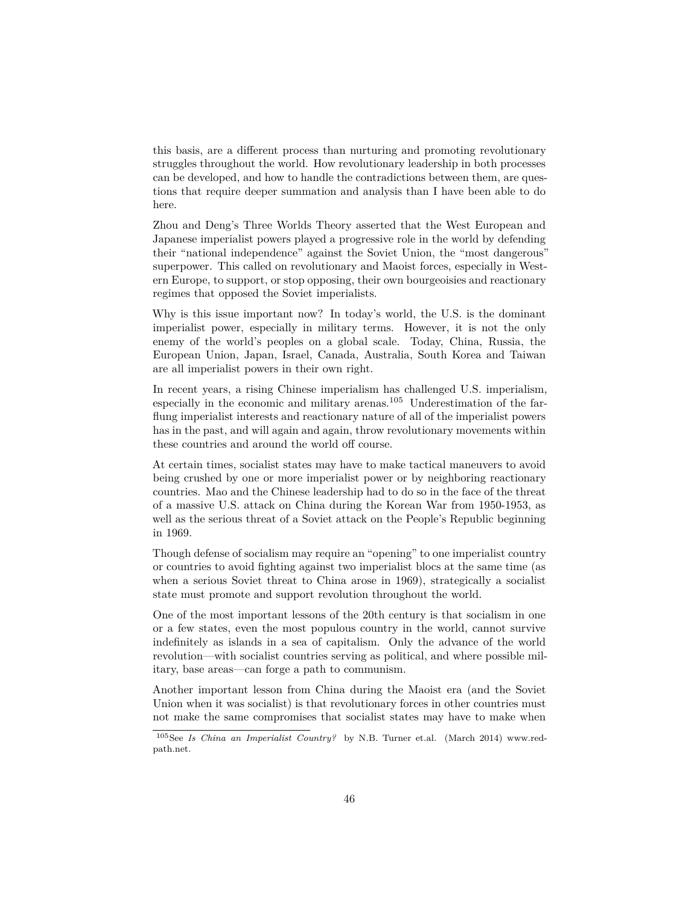this basis, are a different process than nurturing and promoting revolutionary struggles throughout the world. How revolutionary leadership in both processes can be developed, and how to handle the contradictions between them, are questions that require deeper summation and analysis than I have been able to do here.

Zhou and Deng's Three Worlds Theory asserted that the West European and Japanese imperialist powers played a progressive role in the world by defending their "national independence" against the Soviet Union, the "most dangerous" superpower. This called on revolutionary and Maoist forces, especially in Western Europe, to support, or stop opposing, their own bourgeoisies and reactionary regimes that opposed the Soviet imperialists.

Why is this issue important now? In today's world, the U.S. is the dominant imperialist power, especially in military terms. However, it is not the only enemy of the world's peoples on a global scale. Today, China, Russia, the European Union, Japan, Israel, Canada, Australia, South Korea and Taiwan are all imperialist powers in their own right.

In recent years, a rising Chinese imperialism has challenged U.S. imperialism, especially in the economic and military arenas.[105] Underestimation of the far-flung imperialist interests and reactionary nature of all of the imperialist powers has in the past, and will again and again, throw revolutionary movements within these countries and around the world off course.

At certain times, socialist states may have to make tactical maneuvers to avoid being crushed by one or more imperialist power or by neighboring reactionary countries. Mao and the Chinese leadership had to do so in the face of the threat of a massive U.S. attack on China during the Korean War from 1950-1953, as well as the serious threat of a Soviet attack on the People's Republic beginning in 1969.

Though defense of socialism may require an "opening" to one imperialist country or countries to avoid fighting against two imperialist blocs at the same time (as when a serious Soviet threat to China arose in 1969), strategically a socialist state must promote and support revolution throughout the world.

One of the most important lessons of the 20th century is that socialism in one or a few states, even the most populous country in the world, cannot survive indefinitely as islands in a sea of capitalism. Only the advance of the world revolution—with socialist countries serving as political, and where possible military, base areas—can forge a path to communism.

Another important lesson from China during the Maoist era (and the Soviet Union when it was socialist) is that revolutionary forces in other countries must not make the same compromises that socialist states may have to make when

---

[105] See *Is China an Imperialist Country?* by N.B. Turner et.al. (March 2014) www.red-path.net.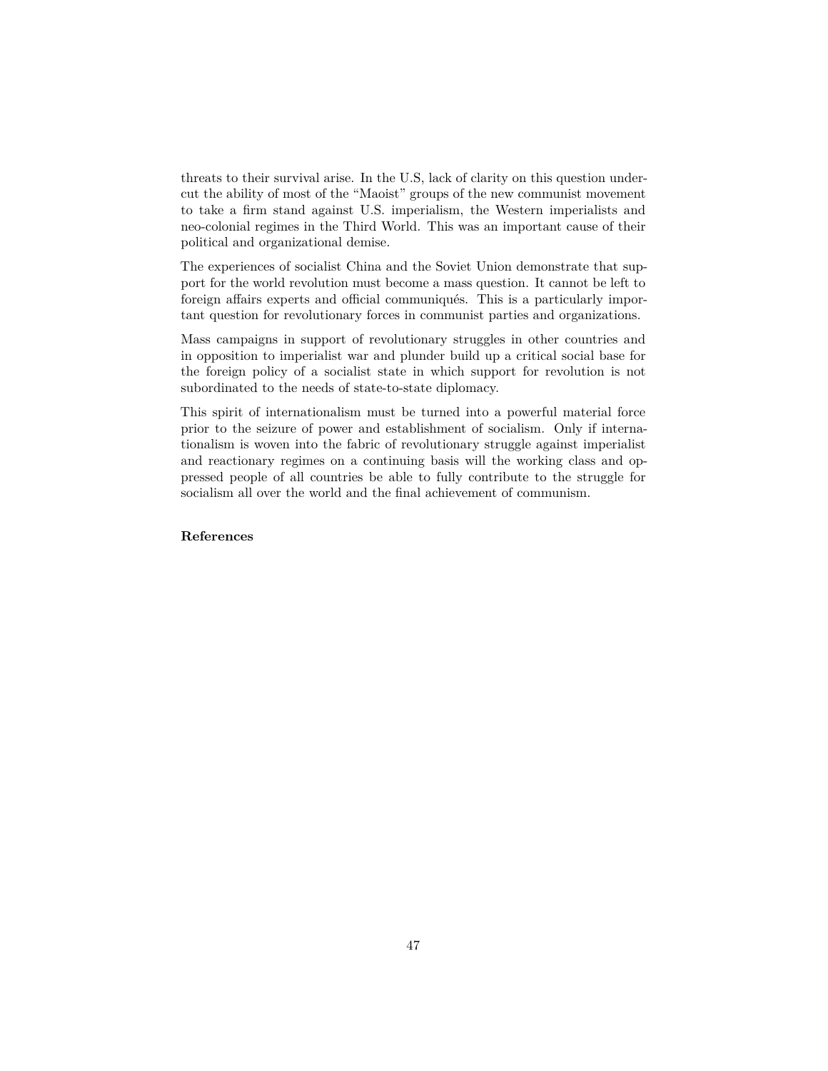threats to their survival arise. In the U.S, lack of clarity on this question undercut the ability of most of the "Maoist" groups of the new communist movement to take a firm stand against U.S. imperialism, the Western imperialists and neo-colonial regimes in the Third World. This was an important cause of their political and organizational demise.

The experiences of socialist China and the Soviet Union demonstrate that support for the world revolution must become a mass question. It cannot be left to foreign affairs experts and official communiqués. This is a particularly important question for revolutionary forces in communist parties and organizations.

Mass campaigns in support of revolutionary struggles in other countries and in opposition to imperialist war and plunder build up a critical social base for the foreign policy of a socialist state in which support for revolution is not subordinated to the needs of state-to-state diplomacy.

This spirit of internationalism must be turned into a powerful material force prior to the seizure of power and establishment of socialism. Only if internationalism is woven into the fabric of revolutionary struggle against imperialist and reactionary regimes on a continuing basis will the working class and oppressed people of all countries be able to fully contribute to the struggle for socialism all over the world and the final achievement of communism.

**References**